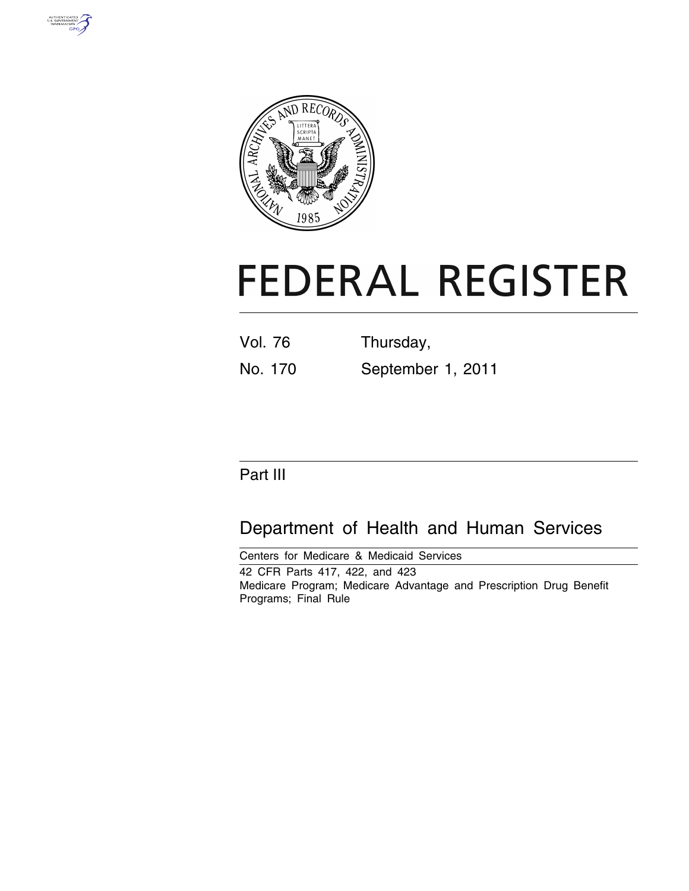# FEDERAL REGISTER

Vol. 76 Thursday,

No. 170 September 1, 2011

Part III

## Department of Health and Human Services

Centers for Medicare & Medicaid Services

42 CFR Parts 417, 422, and 423

Medicare Program; Medicare Advantage and Prescription Drug Benefit Programs; Final Rule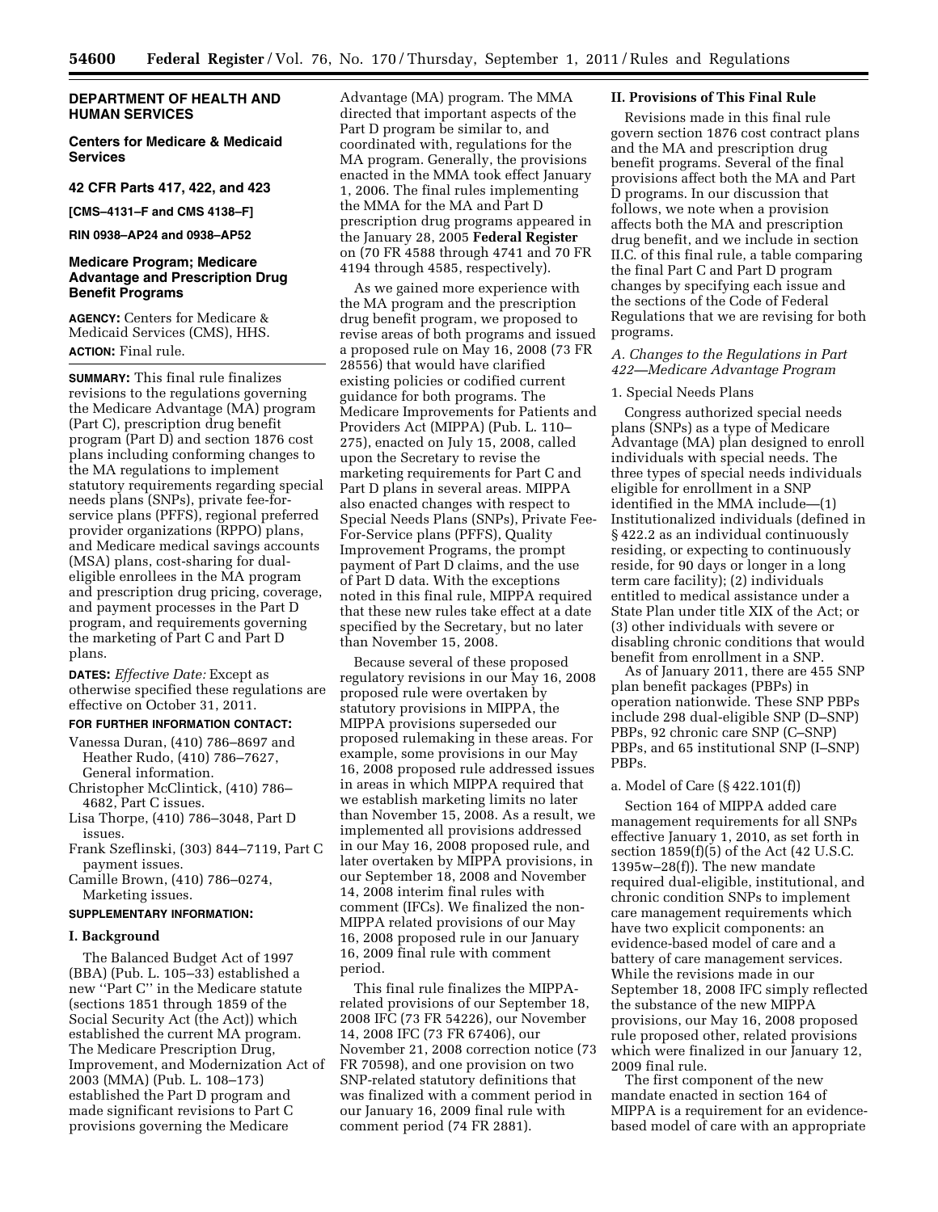# DEPARTMENT OF HEALTH AND HUMAN SERVICES

## Centers for Medicare & Medicaid Services

### 42 CFR Parts 417, 422, and 423

**[CMS–4131–F and CMS 4138–F]**

**RIN 0938–AP24 and 0938–AP52**

## Medicare Program; Medicare Advantage and Prescription Drug Benefit Programs

**AGENCY:** Centers for Medicare & Medicaid Services (CMS), HHS.

**ACTION:** Final rule.

**SUMMARY:** This final rule finalizes revisions to the regulations governing the Medicare Advantage (MA) program (Part C), prescription drug benefit program (Part D) and section 1876 cost plans including conforming changes to the MA regulations to implement statutory requirements regarding special needs plans (SNPs), private fee-for-service plans (PFFS), regional preferred provider organizations (RPPO) plans, and Medicare medical savings accounts (MSA) plans, cost-sharing for dual-eligible enrollees in the MA program and prescription drug pricing, coverage, and payment processes in the Part D program, and requirements governing the marketing of Part C and Part D plans.

**DATES:** *Effective Date:* Except as otherwise specified these regulations are effective on October 31, 2011.

**FOR FURTHER INFORMATION CONTACT:**

Vanessa Duran, (410) 786–8697 and Heather Rudo, (410) 786–7627, General information.
Christopher McClintick, (410) 786–4682, Part C issues.
Lisa Thorpe, (410) 786–3048, Part D issues.
Frank Szeflinski, (303) 844–7119, Part C payment issues.
Camille Brown, (410) 786–0274, Marketing issues.

**SUPPLEMENTARY INFORMATION:**

## I. Background

The Balanced Budget Act of 1997 (BBA) (Pub. L. 105–33) established a new "Part C" in the Medicare statute (sections 1851 through 1859 of the Social Security Act (the Act)) which established the current MA program. The Medicare Prescription Drug, Improvement, and Modernization Act of 2003 (MMA) (Pub. L. 108–173) established the Part D program and made significant revisions to Part C provisions governing the Medicare Advantage (MA) program. The MMA directed that important aspects of the Part D program be similar to, and coordinated with, regulations for the MA program. Generally, the provisions enacted in the MMA took effect January 1, 2006. The final rules implementing the MMA for the MA and Part D prescription drug programs appeared in the January 28, 2005 **Federal Register** on (70 FR 4588 through 4741 and 70 FR 4194 through 4585, respectively).

As we gained more experience with the MA program and the prescription drug benefit program, we proposed to revise areas of both programs and issued a proposed rule on May 16, 2008 (73 FR 28556) that would have clarified existing policies or codified current guidance for both programs. The Medicare Improvements for Patients and Providers Act (MIPPA) (Pub. L. 110–275), enacted on July 15, 2008, called upon the Secretary to revise the marketing requirements for Part C and Part D plans in several areas. MIPPA also enacted changes with respect to Special Needs Plans (SNPs), Private Fee-For-Service plans (PFFS), Quality Improvement Programs, the prompt payment of Part D claims, and the use of Part D data. With the exceptions noted in this final rule, MIPPA required that these new rules take effect at a date specified by the Secretary, but no later than November 15, 2008.

Because several of these proposed regulatory revisions in our May 16, 2008 proposed rule were overtaken by statutory provisions in MIPPA, the MIPPA provisions superseded our proposed rulemaking in these areas. For example, some provisions in our May 16, 2008 proposed rule addressed issues in areas in which MIPPA required that we establish marketing limits no later than November 15, 2008. As a result, we implemented all provisions addressed in our May 16, 2008 proposed rule, and later overtaken by MIPPA provisions, in our September 18, 2008 and November 14, 2008 interim final rules with comment (IFCs). We finalized the non-MIPPA related provisions of our May 16, 2008 proposed rule in our January 16, 2009 final rule with comment period.

This final rule finalizes the MIPPA-related provisions of our September 18, 2008 IFC (73 FR 54226), our November 14, 2008 IFC (73 FR 67406), our November 21, 2008 correction notice (73 FR 70598), and one provision on two SNP-related statutory definitions that was finalized with a comment period in our January 16, 2009 final rule with comment period (74 FR 2881).

## II. Provisions of This Final Rule

Revisions made in this final rule govern section 1876 cost contract plans and the MA and prescription drug benefit programs. Several of the final provisions affect both the MA and Part D programs. In our discussion that follows, we note when a provision affects both the MA and prescription drug benefit, and we include in section II.C. of this final rule, a table comparing the final Part C and Part D program changes by specifying each issue and the sections of the Code of Federal Regulations that we are revising for both programs.

### *A. Changes to the Regulations in Part 422—Medicare Advantage Program*

#### 1. Special Needs Plans

Congress authorized special needs plans (SNPs) as a type of Medicare Advantage (MA) plan designed to enroll individuals with special needs. The three types of special needs individuals eligible for enrollment in a SNP identified in the MMA include—(1) Institutionalized individuals (defined in § 422.2 as an individual continuously residing, or expecting to continuously reside, for 90 days or longer in a long term care facility); (2) individuals entitled to medical assistance under a State Plan under title XIX of the Act; or (3) other individuals with severe or disabling chronic conditions that would benefit from enrollment in a SNP.

As of January 2011, there are 455 SNP plan benefit packages (PBPs) in operation nationwide. These SNP PBPs include 298 dual-eligible SNP (D–SNP) PBPs, 92 chronic care SNP (C–SNP) PBPs, and 65 institutional SNP (I–SNP) PBPs.

##### a. Model of Care (§ 422.101(f))

Section 164 of MIPPA added care management requirements for all SNPs effective January 1, 2010, as set forth in section 1859(f)(5) of the Act (42 U.S.C. 1395w–28(f)). The new mandate required dual-eligible, institutional, and chronic condition SNPs to implement care management requirements which have two explicit components: an evidence-based model of care and a battery of care management services. While the revisions made in our September 18, 2008 IFC simply reflected the substance of the new MIPPA provisions, our May 16, 2008 proposed rule proposed other, related provisions which were finalized in our January 12, 2009 final rule.

The first component of the new mandate enacted in section 164 of MIPPA is a requirement for an evidence-based model of care with an appropriate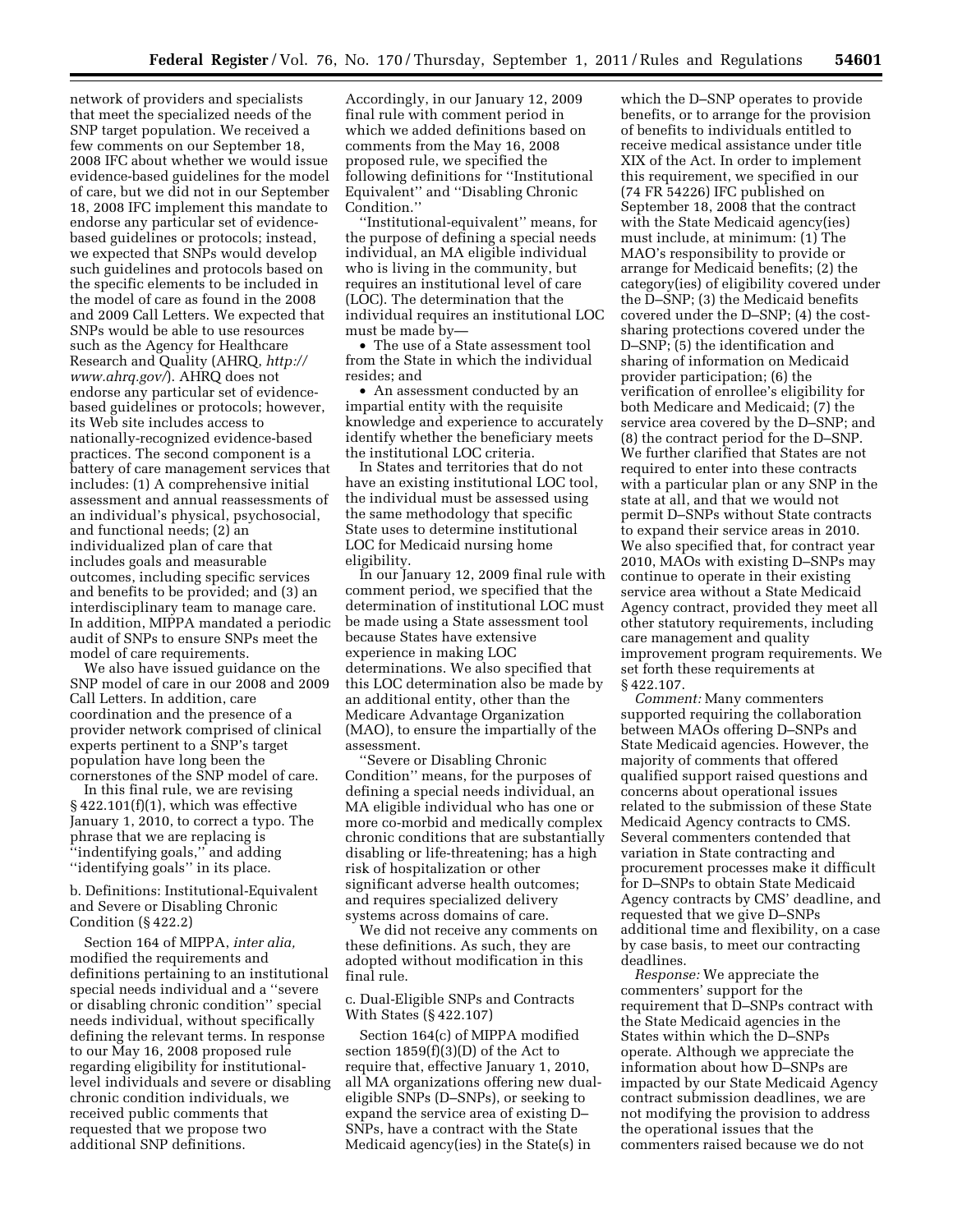network of providers and specialists that meet the specialized needs of the SNP target population. We received a few comments on our September 18, 2008 IFC about whether we would issue evidence-based guidelines for the model of care, but we did not in our September 18, 2008 IFC implement this mandate to endorse any particular set of evidence-based guidelines or protocols; instead, we expected that SNPs would develop such guidelines and protocols based on the specific elements to be included in the model of care as found in the 2008 and 2009 Call Letters. We expected that SNPs would be able to use resources such as the Agency for Healthcare Research and Quality (AHRQ, *http://www.ahrq.gov/*). AHRQ does not endorse any particular set of evidence-based guidelines or protocols; however, its Web site includes access to nationally-recognized evidence-based practices. The second component is a battery of care management services that includes: (1) A comprehensive initial assessment and annual reassessments of an individual's physical, psychosocial, and functional needs; (2) an individualized plan of care that includes goals and measurable outcomes, including specific services and benefits to be provided; and (3) an interdisciplinary team to manage care. In addition, MIPPA mandated a periodic audit of SNPs to ensure SNPs meet the model of care requirements.

We also have issued guidance on the SNP model of care in our 2008 and 2009 Call Letters. In addition, care coordination and the presence of a provider network comprised of clinical experts pertinent to a SNP's target population have long been the cornerstones of the SNP model of care.

In this final rule, we are revising § 422.101(f)(1), which was effective January 1, 2010, to correct a typo. The phrase that we are replacing is ''indentifying goals,'' and adding ''identifying goals'' in its place.

b. Definitions: Institutional-Equivalent and Severe or Disabling Chronic Condition (§ 422.2)

Section 164 of MIPPA, *inter alia,* modified the requirements and definitions pertaining to an institutional special needs individual and a ''severe or disabling chronic condition'' special needs individual, without specifically defining the relevant terms. In response to our May 16, 2008 proposed rule regarding eligibility for institutional-level individuals and severe or disabling chronic condition individuals, we received public comments that requested that we propose two additional SNP definitions.

Accordingly, in our January 12, 2009 final rule with comment period in which we added definitions based on comments from the May 16, 2008 proposed rule, we specified the following definitions for ''Institutional Equivalent'' and ''Disabling Chronic Condition.''

''Institutional-equivalent'' means, for the purpose of defining a special needs individual, an MA eligible individual who is living in the community, but requires an institutional level of care (LOC). The determination that the individual requires an institutional LOC must be made by—

- The use of a State assessment tool from the State in which the individual resides; and
- An assessment conducted by an impartial entity with the requisite knowledge and experience to accurately identify whether the beneficiary meets the institutional LOC criteria.

In States and territories that do not have an existing institutional LOC tool, the individual must be assessed using the same methodology that specific State uses to determine institutional LOC for Medicaid nursing home eligibility.

In our January 12, 2009 final rule with comment period, we specified that the determination of institutional LOC must be made using a State assessment tool because States have extensive experience in making LOC determinations. We also specified that this LOC determination also be made by an additional entity, other than the Medicare Advantage Organization (MAO), to ensure the impartially of the assessment.

''Severe or Disabling Chronic Condition'' means, for the purposes of defining a special needs individual, an MA eligible individual who has one or more co-morbid and medically complex chronic conditions that are substantially disabling or life-threatening; has a high risk of hospitalization or other significant adverse health outcomes; and requires specialized delivery systems across domains of care.

We did not receive any comments on these definitions. As such, they are adopted without modification in this final rule.

c. Dual-Eligible SNPs and Contracts With States (§ 422.107)

Section 164(c) of MIPPA modified section 1859(f)(3)(D) of the Act to require that, effective January 1, 2010, all MA organizations offering new dual-eligible SNPs (D–SNPs), or seeking to expand the service area of existing D–SNPs, have a contract with the State Medicaid agency(ies) in the State(s) in which the D–SNP operates to provide benefits, or to arrange for the provision of benefits to individuals entitled to receive medical assistance under title XIX of the Act. In order to implement this requirement, we specified in our (74 FR 54226) IFC published on September 18, 2008 that the contract with the State Medicaid agency(ies) must include, at minimum: (1) The MAO's responsibility to provide or arrange for Medicaid benefits; (2) the category(ies) of eligibility covered under the D–SNP; (3) the Medicaid benefits covered under the D–SNP; (4) the cost-sharing protections covered under the D–SNP; (5) the identification and sharing of information on Medicaid provider participation; (6) the verification of enrollee's eligibility for both Medicare and Medicaid; (7) the service area covered by the D–SNP; and (8) the contract period for the D–SNP. We further clarified that States are not required to enter into these contracts with a particular plan or any SNP in the state at all, and that we would not permit D–SNPs without State contracts to expand their service areas in 2010. We also specified that, for contract year 2010, MAOs with existing D–SNPs may continue to operate in their existing service area without a State Medicaid Agency contract, provided they meet all other statutory requirements, including care management and quality improvement program requirements. We set forth these requirements at § 422.107.

*Comment:* Many commenters supported requiring the collaboration between MAOs offering D–SNPs and State Medicaid agencies. However, the majority of comments that offered qualified support raised questions and concerns about operational issues related to the submission of these State Medicaid Agency contracts to CMS. Several commenters contended that variation in State contracting and procurement processes make it difficult for D–SNPs to obtain State Medicaid Agency contracts by CMS' deadline, and requested that we give D–SNPs additional time and flexibility, on a case by case basis, to meet our contracting deadlines.

*Response:* We appreciate the commenters' support for the requirement that D–SNPs contract with the State Medicaid agencies in the States within which the D–SNPs operate. Although we appreciate the information about how D–SNPs are impacted by our State Medicaid Agency contract submission deadlines, we are not modifying the provision to address the operational issues that the commenters raised because we do not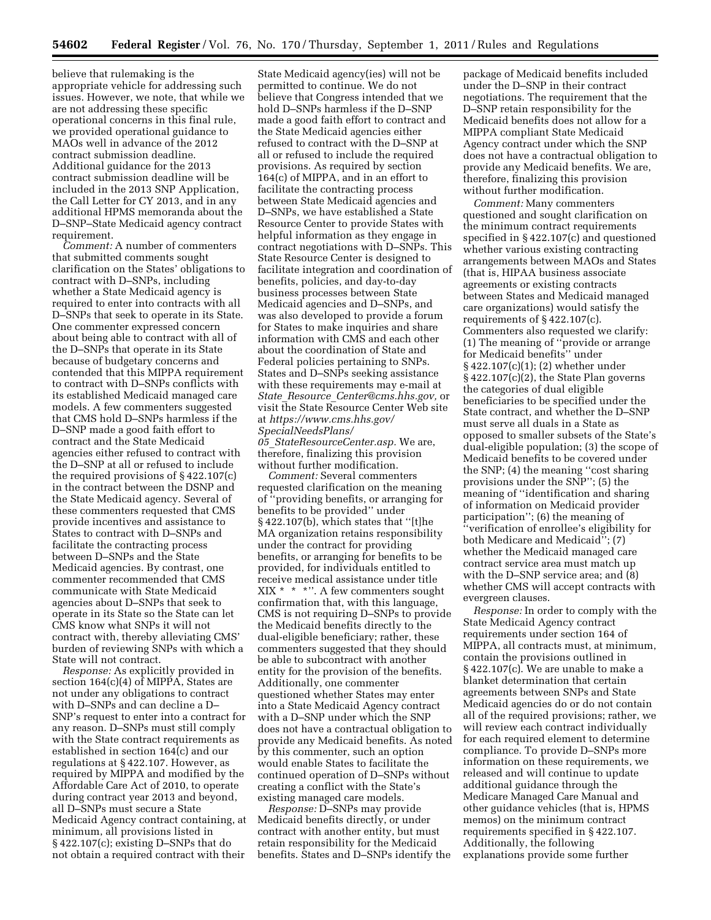believe that rulemaking is the appropriate vehicle for addressing such issues. However, we note, that while we are not addressing these specific operational concerns in this final rule, we provided operational guidance to MAOs well in advance of the 2012 contract submission deadline. Additional guidance for the 2013 contract submission deadline will be included in the 2013 SNP Application, the Call Letter for CY 2013, and in any additional HPMS memoranda about the D–SNP–State Medicaid agency contract requirement.

*Comment:* A number of commenters that submitted comments sought clarification on the States' obligations to contract with D–SNPs, including whether a State Medicaid agency is required to enter into contracts with all D–SNPs that seek to operate in its State. One commenter expressed concern about being able to contract with all of the D–SNPs that operate in its State because of budgetary concerns and contended that this MIPPA requirement to contract with D–SNPs conflicts with its established Medicaid managed care models. A few commenters suggested that CMS hold D–SNPs harmless if the D–SNP made a good faith effort to contract and the State Medicaid agencies either refused to contract with the D–SNP at all or refused to include the required provisions of § 422.107(c) in the contract between the DSNP and the State Medicaid agency. Several of these commenters requested that CMS provide incentives and assistance to States to contract with D–SNPs and facilitate the contracting process between D–SNPs and the State Medicaid agencies. By contrast, one commenter recommended that CMS communicate with State Medicaid agencies about D–SNPs that seek to operate in its State so the State can let CMS know what SNPs it will not contract with, thereby alleviating CMS' burden of reviewing SNPs with which a State will not contract.

*Response:* As explicitly provided in section 164(c)(4) of MIPPA, States are not under any obligations to contract with D–SNPs and can decline a D–SNP's request to enter into a contract for any reason. D–SNPs must still comply with the State contract requirements as established in section 164(c) and our regulations at § 422.107. However, as required by MIPPA and modified by the Affordable Care Act of 2010, to operate during contract year 2013 and beyond, all D–SNPs must secure a State Medicaid Agency contract containing, at minimum, all provisions listed in § 422.107(c); existing D–SNPs that do not obtain a required contract with their State Medicaid agency(ies) will not be permitted to continue. We do not believe that Congress intended that we hold D–SNPs harmless if the D–SNP made a good faith effort to contract and the State Medicaid agencies either refused to contract with the D–SNP at all or refused to include the required provisions. As required by section 164(c) of MIPPA, and in an effort to facilitate the contracting process between State Medicaid agencies and D–SNPs, we have established a State Resource Center to provide States with helpful information as they engage in contract negotiations with D–SNPs. This State Resource Center is designed to facilitate integration and coordination of benefits, policies, and day-to-day business processes between State Medicaid agencies and D–SNPs, and was also developed to provide a forum for States to make inquiries and share information with CMS and each other about the coordination of State and Federal policies pertaining to SNPs. States and D–SNPs seeking assistance with these requirements may e-mail at *State_Resource_Center@cms.hhs.gov,* or visit the State Resource Center Web site at *https://www.cms.hhs.gov/SpecialNeedsPlans/05_StateResourceCenter.asp.* We are, therefore, finalizing this provision without further modification.

*Comment:* Several commenters requested clarification on the meaning of "providing benefits, or arranging for benefits to be provided" under § 422.107(b), which states that "[t]he MA organization retains responsibility under the contract for providing benefits, or arranging for benefits to be provided, for individuals entitled to receive medical assistance under title XIX * * *". A few commenters sought confirmation that, with this language, CMS is not requiring D–SNPs to provide the Medicaid benefits directly to the dual-eligible beneficiary; rather, these commenters suggested that they should be able to subcontract with another entity for the provision of the benefits. Additionally, one commenter questioned whether States may enter into a State Medicaid Agency contract with a D–SNP under which the SNP does not have a contractual obligation to provide any Medicaid benefits. As noted by this commenter, such an option would enable States to facilitate the continued operation of D–SNPs without creating a conflict with the State's existing managed care models.

*Response:* D–SNPs may provide Medicaid benefits directly, or under contract with another entity, but must retain responsibility for the Medicaid benefits. States and D–SNPs identify the package of Medicaid benefits included under the D–SNP in their contract negotiations. The requirement that the D–SNP retain responsibility for the Medicaid benefits does not allow for a MIPPA compliant State Medicaid Agency contract under which the SNP does not have a contractual obligation to provide any Medicaid benefits. We are, therefore, finalizing this provision without further modification.

*Comment:* Many commenters questioned and sought clarification on the minimum contract requirements specified in § 422.107(c) and questioned whether various existing contracting arrangements between MAOs and States (that is, HIPAA business associate agreements or existing contracts between States and Medicaid managed care organizations) would satisfy the requirements of § 422.107(c). Commenters also requested we clarify: (1) The meaning of "provide or arrange for Medicaid benefits" under § 422.107(c)(1); (2) whether under § 422.107(c)(2), the State Plan governs the categories of dual eligible beneficiaries to be specified under the State contract, and whether the D–SNP must serve all duals in a State as opposed to smaller subsets of the State's dual-eligible population; (3) the scope of Medicaid benefits to be covered under the SNP; (4) the meaning "cost sharing provisions under the SNP"; (5) the meaning of "identification and sharing of information on Medicaid provider participation"; (6) the meaning of "verification of enrollee's eligibility for both Medicare and Medicaid"; (7) whether the Medicaid managed care contract service area must match up with the D–SNP service area; and (8) whether CMS will accept contracts with evergreen clauses.

*Response:* In order to comply with the State Medicaid Agency contract requirements under section 164 of MIPPA, all contracts must, at minimum, contain the provisions outlined in § 422.107(c). We are unable to make a blanket determination that certain agreements between SNPs and State Medicaid agencies do or do not contain all of the required provisions; rather, we will review each contract individually for each required element to determine compliance. To provide D–SNPs more information on these requirements, we released and will continue to update additional guidance through the Medicare Managed Care Manual and other guidance vehicles (that is, HPMS memos) on the minimum contract requirements specified in § 422.107. Additionally, the following explanations provide some further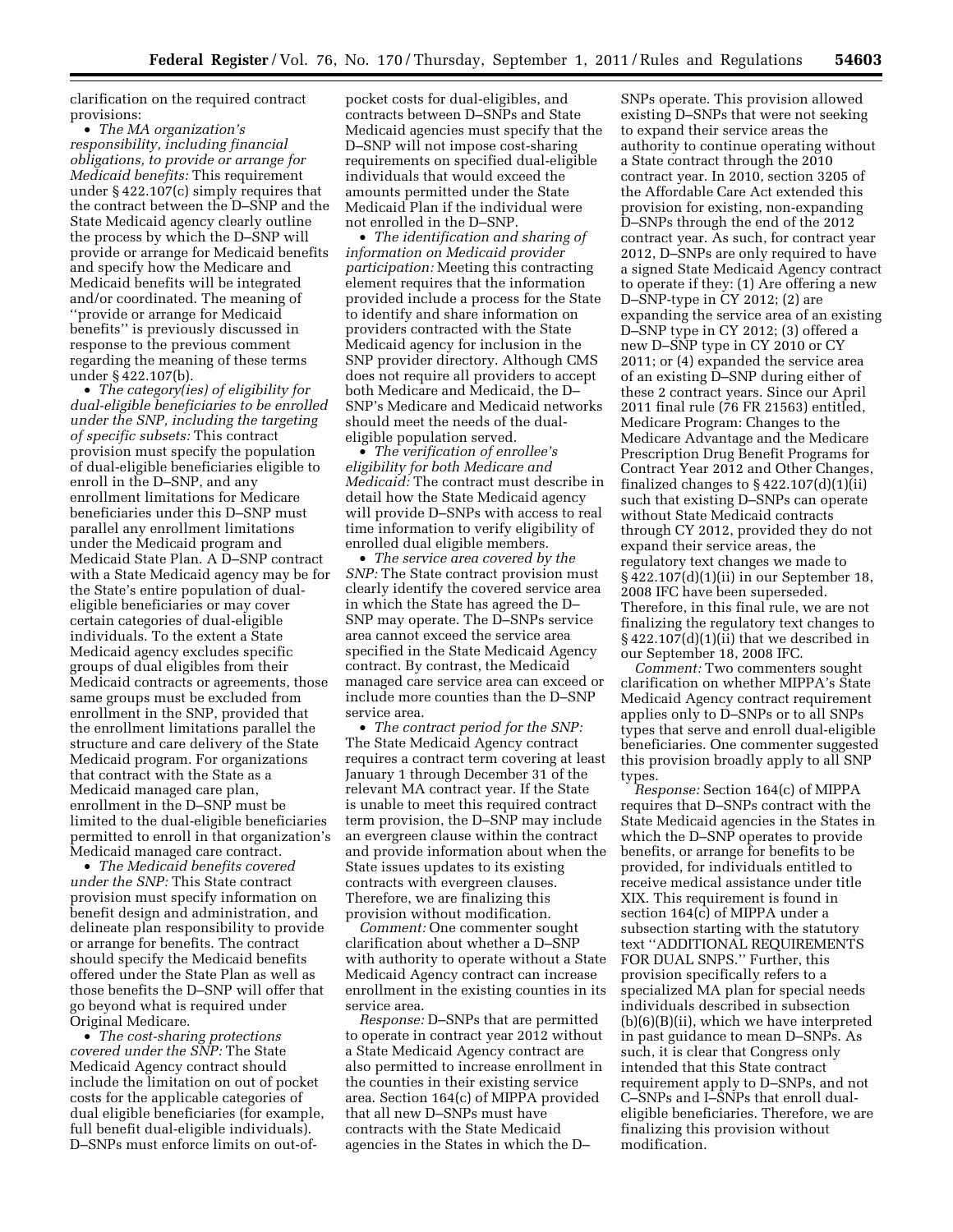clarification on the required contract provisions:

- *The MA organization's responsibility, including financial obligations, to provide or arrange for Medicaid benefits:* This requirement under § 422.107(c) simply requires that the contract between the D–SNP and the State Medicaid agency clearly outline the process by which the D–SNP will provide or arrange for Medicaid benefits and specify how the Medicare and Medicaid benefits will be integrated and/or coordinated. The meaning of ''provide or arrange for Medicaid benefits'' is previously discussed in response to the previous comment regarding the meaning of these terms under § 422.107(b).
- *The category(ies) of eligibility for dual-eligible beneficiaries to be enrolled under the SNP, including the targeting of specific subsets:* This contract provision must specify the population of dual-eligible beneficiaries eligible to enroll in the D–SNP, and any enrollment limitations for Medicare beneficiaries under this D–SNP must parallel any enrollment limitations under the Medicaid program and Medicaid State Plan. A D–SNP contract with a State Medicaid agency may be for the State's entire population of dual-eligible beneficiaries or may cover certain categories of dual-eligible individuals. To the extent a State Medicaid agency excludes specific groups of dual eligibles from their Medicaid contracts or agreements, those same groups must be excluded from enrollment in the SNP, provided that the enrollment limitations parallel the structure and care delivery of the State Medicaid program. For organizations that contract with the State as a Medicaid managed care plan, enrollment in the D–SNP must be limited to the dual-eligible beneficiaries permitted to enroll in that organization's Medicaid managed care contract.
- *The Medicaid benefits covered under the SNP:* This State contract provision must specify information on benefit design and administration, and delineate plan responsibility to provide or arrange for benefits. The contract should specify the Medicaid benefits offered under the State Plan as well as those benefits the D–SNP will offer that go beyond what is required under Original Medicare.
- *The cost-sharing protections covered under the SNP:* The State Medicaid Agency contract should include the limitation on out of pocket costs for the applicable categories of dual eligible beneficiaries (for example, full benefit dual-eligible individuals). D–SNPs must enforce limits on out-of-pocket costs for dual-eligibles, and contracts between D–SNPs and State Medicaid agencies must specify that the D–SNP will not impose cost-sharing requirements on specified dual-eligible individuals that would exceed the amounts permitted under the State Medicaid Plan if the individual were not enrolled in the D–SNP.
- *The identification and sharing of information on Medicaid provider participation:* Meeting this contracting element requires that the information provided include a process for the State to identify and share information on providers contracted with the State Medicaid agency for inclusion in the SNP provider directory. Although CMS does not require all providers to accept both Medicare and Medicaid, the D–SNP's Medicare and Medicaid networks should meet the needs of the dual-eligible population served.
- *The verification of enrollee's eligibility for both Medicare and Medicaid:* The contract must describe in detail how the State Medicaid agency will provide D–SNPs with access to real time information to verify eligibility of enrolled dual eligible members.
- *The service area covered by the SNP:* The State contract provision must clearly identify the covered service area in which the State has agreed the D–SNP may operate. The D–SNPs service area cannot exceed the service area specified in the State Medicaid Agency contract. By contrast, the Medicaid managed care service area can exceed or include more counties than the D–SNP service area.
- *The contract period for the SNP:* The State Medicaid Agency contract requires a contract term covering at least January 1 through December 31 of the relevant MA contract year. If the State is unable to meet this required contract term provision, the D–SNP may include an evergreen clause within the contract and provide information about when the State issues updates to its existing contracts with evergreen clauses. Therefore, we are finalizing this provision without modification.

*Comment:* One commenter sought clarification about whether a D–SNP with authority to operate without a State Medicaid Agency contract can increase enrollment in the existing counties in its service area.

*Response:* D–SNPs that are permitted to operate in contract year 2012 without a State Medicaid Agency contract are also permitted to increase enrollment in the counties in their existing service area. Section 164(c) of MIPPA provided that all new D–SNPs must have contracts with the State Medicaid agencies in the States in which the D–SNPs operate. This provision allowed existing D–SNPs that were not seeking to expand their service areas the authority to continue operating without a State contract through the 2010 contract year. In 2010, section 3205 of the Affordable Care Act extended this provision for existing, non-expanding D–SNPs through the end of the 2012 contract year. As such, for contract year 2012, D–SNPs are only required to have a signed State Medicaid Agency contract to operate if they: (1) Are offering a new D–SNP-type in CY 2012; (2) are expanding the service area of an existing D–SNP type in CY 2012; (3) offered a new D–SNP type in CY 2010 or CY 2011; or (4) expanded the service area of an existing D–SNP during either of these 2 contract years. Since our April 2011 final rule (76 FR 21563) entitled, Medicare Program: Changes to the Medicare Advantage and the Medicare Prescription Drug Benefit Programs for Contract Year 2012 and Other Changes, finalized changes to § 422.107(d)(1)(ii) such that existing D–SNPs can operate without State Medicaid contracts through CY 2012, provided they do not expand their service areas, the regulatory text changes we made to § 422.107(d)(1)(ii) in our September 18, 2008 IFC have been superseded. Therefore, in this final rule, we are not finalizing the regulatory text changes to § 422.107(d)(1)(ii) that we described in our September 18, 2008 IFC.

*Comment:* Two commenters sought clarification on whether MIPPA's State Medicaid Agency contract requirement applies only to D–SNPs or to all SNPs types that serve and enroll dual-eligible beneficiaries. One commenter suggested this provision broadly apply to all SNP types.

*Response:* Section 164(c) of MIPPA requires that D–SNPs contract with the State Medicaid agencies in the States in which the D–SNP operates to provide benefits, or arrange for benefits to be provided, for individuals entitled to receive medical assistance under title XIX. This requirement is found in section 164(c) of MIPPA under a subsection starting with the statutory text ''ADDITIONAL REQUIREMENTS FOR DUAL SNPS.'' Further, this provision specifically refers to a specialized MA plan for special needs individuals described in subsection (b)(6)(B)(ii), which we have interpreted in past guidance to mean D–SNPs. As such, it is clear that Congress only intended that this State contract requirement apply to D–SNPs, and not C–SNPs and I–SNPs that enroll dual-eligible beneficiaries. Therefore, we are finalizing this provision without modification.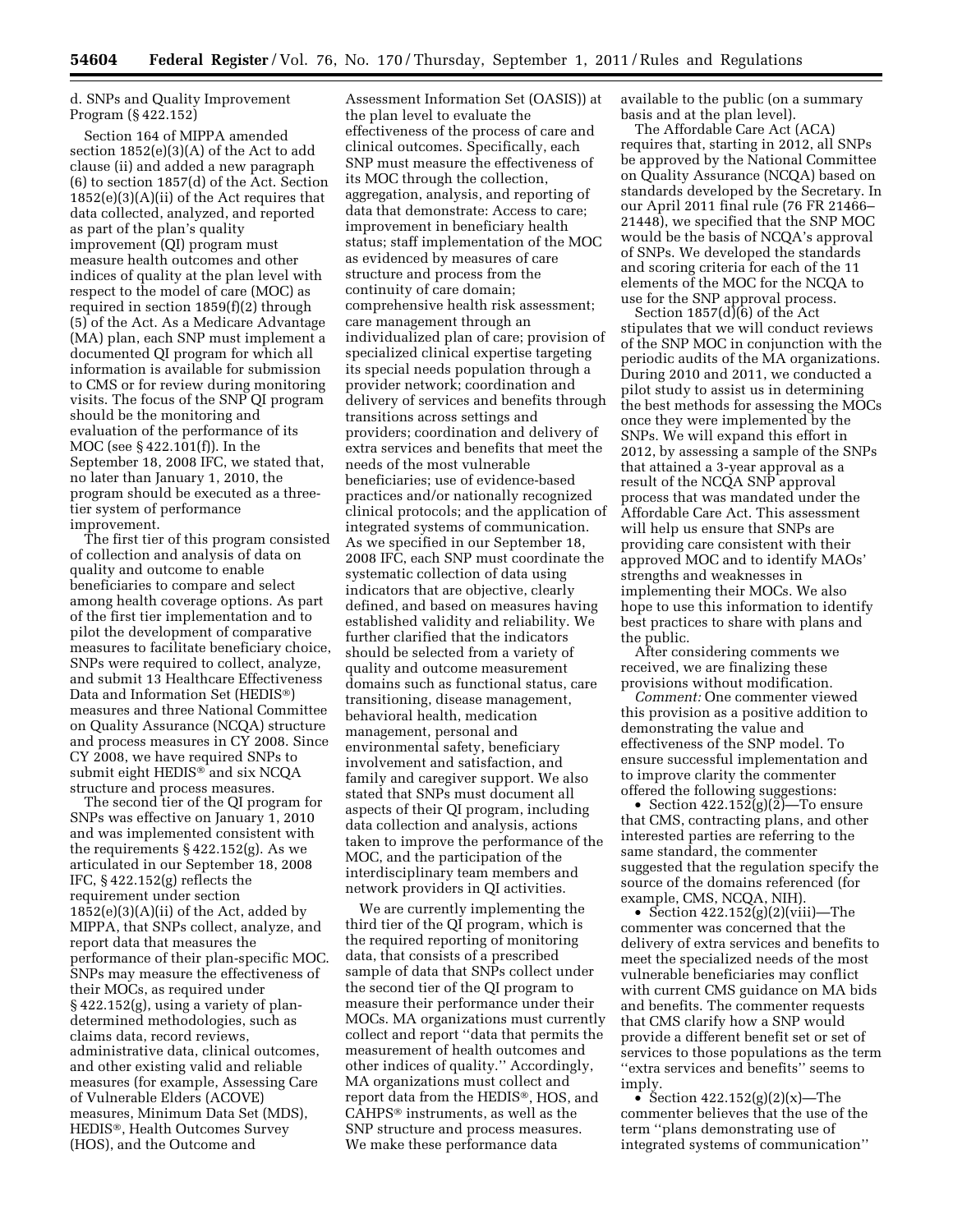d. SNPs and Quality Improvement Program (§ 422.152)

Section 164 of MIPPA amended section 1852(e)(3)(A) of the Act to add clause (ii) and added a new paragraph (6) to section 1857(d) of the Act. Section 1852(e)(3)(A)(ii) of the Act requires that data collected, analyzed, and reported as part of the plan's quality improvement (QI) program must measure health outcomes and other indices of quality at the plan level with respect to the model of care (MOC) as required in section 1859(f)(2) through (5) of the Act. As a Medicare Advantage (MA) plan, each SNP must implement a documented QI program for which all information is available for submission to CMS or for review during monitoring visits. The focus of the SNP QI program should be the monitoring and evaluation of the performance of its MOC (see § 422.101(f)). In the September 18, 2008 IFC, we stated that, no later than January 1, 2010, the program should be executed as a three-tier system of performance improvement.

The first tier of this program consisted of collection and analysis of data on quality and outcome to enable beneficiaries to compare and select among health coverage options. As part of the first tier implementation and to pilot the development of comparative measures to facilitate beneficiary choice, SNPs were required to collect, analyze, and submit 13 Healthcare Effectiveness Data and Information Set (HEDIS®) measures and three National Committee on Quality Assurance (NCQA) structure and process measures in CY 2008. Since CY 2008, we have required SNPs to submit eight HEDIS® and six NCQA structure and process measures.

The second tier of the QI program for SNPs was effective on January 1, 2010 and was implemented consistent with the requirements § 422.152(g). As we articulated in our September 18, 2008 IFC, § 422.152(g) reflects the requirement under section 1852(e)(3)(A)(ii) of the Act, added by MIPPA, that SNPs collect, analyze, and report data that measures the performance of their plan-specific MOC. SNPs may measure the effectiveness of their MOCs, as required under § 422.152(g), using a variety of plan-determined methodologies, such as claims data, record reviews, administrative data, clinical outcomes, and other existing valid and reliable measures (for example, Assessing Care of Vulnerable Elders (ACOVE) measures, Minimum Data Set (MDS), HEDIS®, Health Outcomes Survey (HOS), and the Outcome and Assessment Information Set (OASIS)) at the plan level to evaluate the effectiveness of the process of care and clinical outcomes. Specifically, each SNP must measure the effectiveness of its MOC through the collection, aggregation, analysis, and reporting of data that demonstrate: Access to care; improvement in beneficiary health status; staff implementation of the MOC as evidenced by measures of care structure and process from the continuity of care domain; comprehensive health risk assessment; care management through an individualized plan of care; provision of specialized clinical expertise targeting its special needs population through a provider network; coordination and delivery of services and benefits through transitions across settings and providers; coordination and delivery of extra services and benefits that meet the needs of the most vulnerable beneficiaries; use of evidence-based practices and/or nationally recognized clinical protocols; and the application of integrated systems of communication. As we specified in our September 18, 2008 IFC, each SNP must coordinate the systematic collection of data using indicators that are objective, clearly defined, and based on measures having established validity and reliability. We further clarified that the indicators should be selected from a variety of quality and outcome measurement domains such as functional status, care transitioning, disease management, behavioral health, medication management, personal and environmental safety, beneficiary involvement and satisfaction, and family and caregiver support. We also stated that SNPs must document all aspects of their QI program, including data collection and analysis, actions taken to improve the performance of the MOC, and the participation of the interdisciplinary team members and network providers in QI activities.

We are currently implementing the third tier of the QI program, which is the required reporting of monitoring data, that consists of a prescribed sample of data that SNPs collect under the second tier of the QI program to measure their performance under their MOCs. MA organizations must currently collect and report ''data that permits the measurement of health outcomes and other indices of quality.'' Accordingly, MA organizations must collect and report data from the HEDIS®, HOS, and CAHPS® instruments, as well as the SNP structure and process measures. We make these performance data available to the public (on a summary basis and at the plan level).

The Affordable Care Act (ACA) requires that, starting in 2012, all SNPs be approved by the National Committee on Quality Assurance (NCQA) based on standards developed by the Secretary. In our April 2011 final rule (76 FR 21466–21448), we specified that the SNP MOC would be the basis of NCQA's approval of SNPs. We developed the standards and scoring criteria for each of the 11 elements of the MOC for the NCQA to use for the SNP approval process.

Section 1857(d)(6) of the Act stipulates that we will conduct reviews of the SNP MOC in conjunction with the periodic audits of the MA organizations. During 2010 and 2011, we conducted a pilot study to assist us in determining the best methods for assessing the MOCs once they were implemented by the SNPs. We will expand this effort in 2012, by assessing a sample of the SNPs that attained a 3-year approval as a result of the NCQA SNP approval process that was mandated under the Affordable Care Act. This assessment will help us ensure that SNPs are providing care consistent with their approved MOC and to identify MAOs' strengths and weaknesses in implementing their MOCs. We also hope to use this information to identify best practices to share with plans and the public.

After considering comments we received, we are finalizing these provisions without modification.

*Comment:* One commenter viewed this provision as a positive addition to demonstrating the value and effectiveness of the SNP model. To ensure successful implementation and to improve clarity the commenter offered the following suggestions:

- Section 422.152(g)(2)—To ensure that CMS, contracting plans, and other interested parties are referring to the same standard, the commenter suggested that the regulation specify the source of the domains referenced (for example, CMS, NCQA, NIH).
- Section 422.152(g)(2)(viii)—The commenter was concerned that the delivery of extra services and benefits to meet the specialized needs of the most vulnerable beneficiaries may conflict with current CMS guidance on MA bids and benefits. The commenter requests that CMS clarify how a SNP would provide a different benefit set or set of services to those populations as the term ''extra services and benefits'' seems to imply.
- Section 422.152(g)(2)(x)—The commenter believes that the use of the term ''plans demonstrating use of integrated systems of communication''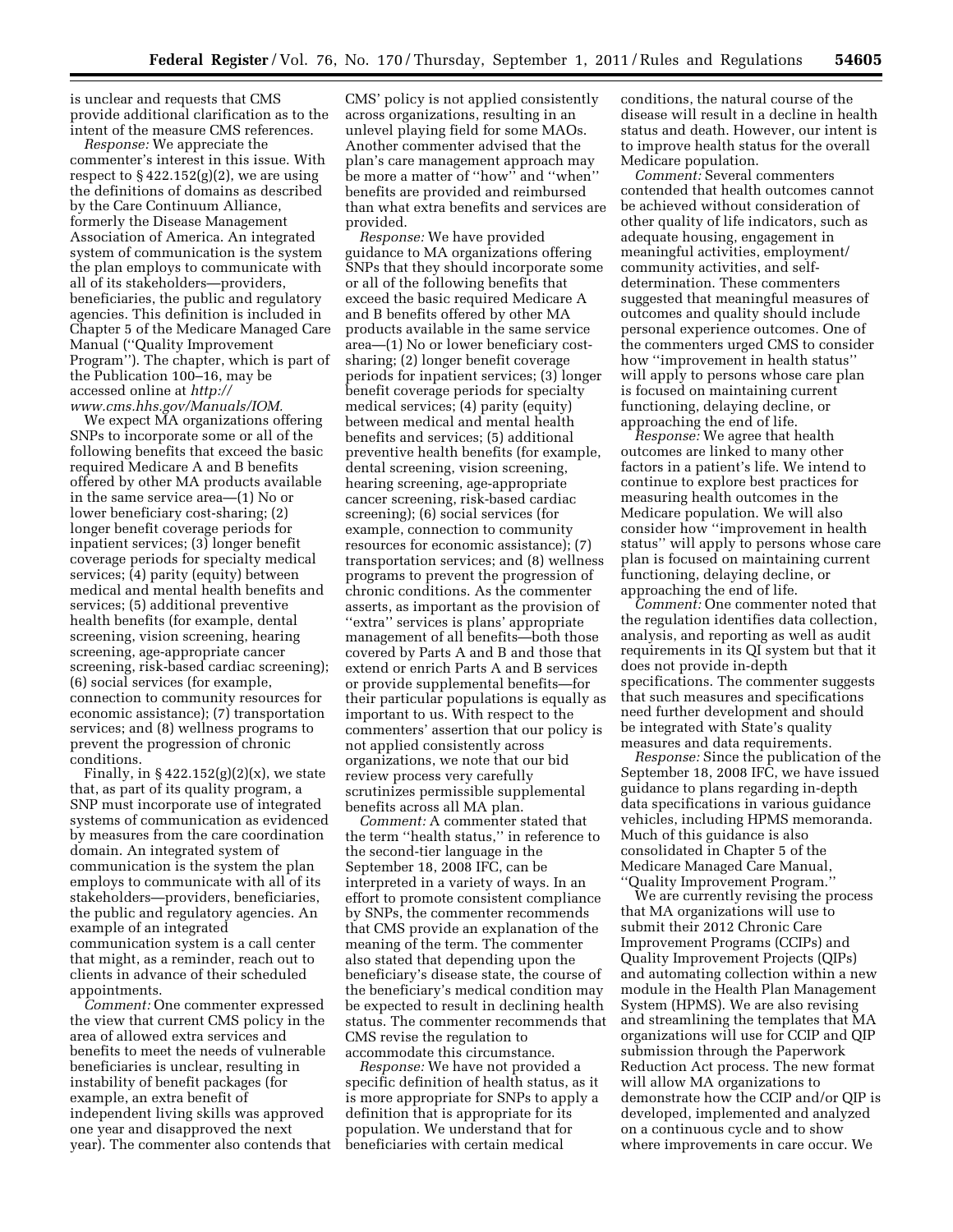is unclear and requests that CMS provide additional clarification as to the intent of the measure CMS references.

*Response:* We appreciate the commenter's interest in this issue. With respect to § 422.152(g)(2), we are using the definitions of domains as described by the Care Continuum Alliance, formerly the Disease Management Association of America. An integrated system of communication is the system the plan employs to communicate with all of its stakeholders—providers, beneficiaries, the public and regulatory agencies. This definition is included in Chapter 5 of the Medicare Managed Care Manual (''Quality Improvement Program''). The chapter, which is part of the Publication 100–16, may be accessed online at *http://www.cms.hhs.gov/Manuals/IOM.*

We expect MA organizations offering SNPs to incorporate some or all of the following benefits that exceed the basic required Medicare A and B benefits offered by other MA products available in the same service area—(1) No or lower beneficiary cost-sharing; (2) longer benefit coverage periods for inpatient services; (3) longer benefit coverage periods for specialty medical services; (4) parity (equity) between medical and mental health benefits and services; (5) additional preventive health benefits (for example, dental screening, vision screening, hearing screening, age-appropriate cancer screening, risk-based cardiac screening); (6) social services (for example, connection to community resources for economic assistance); (7) transportation services; and (8) wellness programs to prevent the progression of chronic conditions.

Finally, in § 422.152(g)(2)(x), we state that, as part of its quality program, a SNP must incorporate use of integrated systems of communication as evidenced by measures from the care coordination domain. An integrated system of communication is the system the plan employs to communicate with all of its stakeholders—providers, beneficiaries, the public and regulatory agencies. An example of an integrated communication system is a call center that might, as a reminder, reach out to clients in advance of their scheduled appointments.

*Comment:* One commenter expressed the view that current CMS policy in the area of allowed extra services and benefits to meet the needs of vulnerable beneficiaries is unclear, resulting in instability of benefit packages (for example, an extra benefit of independent living skills was approved one year and disapproved the next year). The commenter also contends that CMS' policy is not applied consistently across organizations, resulting in an unlevel playing field for some MAOs. Another commenter advised that the plan's care management approach may be more a matter of ''how'' and ''when'' benefits are provided and reimbursed than what extra benefits and services are provided.

*Response:* We have provided guidance to MA organizations offering SNPs that they should incorporate some or all of the following benefits that exceed the basic required Medicare A and B benefits offered by other MA products available in the same service area—(1) No or lower beneficiary cost-sharing; (2) longer benefit coverage periods for inpatient services; (3) longer benefit coverage periods for specialty medical services; (4) parity (equity) between medical and mental health benefits and services; (5) additional preventive health benefits (for example, dental screening, vision screening, hearing screening, age-appropriate cancer screening, risk-based cardiac screening); (6) social services (for example, connection to community resources for economic assistance); (7) transportation services; and (8) wellness programs to prevent the progression of chronic conditions. As the commenter asserts, as important as the provision of ''extra'' services is plans' appropriate management of all benefits—both those covered by Parts A and B and those that extend or enrich Parts A and B services or provide supplemental benefits—for their particular populations is equally as important to us. With respect to the commenters' assertion that our policy is not applied consistently across organizations, we note that our bid review process very carefully scrutinizes permissible supplemental benefits across all MA plan.

*Comment:* A commenter stated that the term ''health status,'' in reference to the second-tier language in the September 18, 2008 IFC, can be interpreted in a variety of ways. In an effort to promote consistent compliance by SNPs, the commenter recommends that CMS provide an explanation of the meaning of the term. The commenter also stated that depending upon the beneficiary's disease state, the course of the beneficiary's medical condition may be expected to result in declining health status. The commenter recommends that CMS revise the regulation to accommodate this circumstance.

*Response:* We have not provided a specific definition of health status, as it is more appropriate for SNPs to apply a definition that is appropriate for its population. We understand that for beneficiaries with certain medical conditions, the natural course of the disease will result in a decline in health status and death. However, our intent is to improve health status for the overall Medicare population.

*Comment:* Several commenters contended that health outcomes cannot be achieved without consideration of other quality of life indicators, such as adequate housing, engagement in meaningful activities, employment/community activities, and self-determination. These commenters suggested that meaningful measures of outcomes and quality should include personal experience outcomes. One of the commenters urged CMS to consider how ''improvement in health status'' will apply to persons whose care plan is focused on maintaining current functioning, delaying decline, or approaching the end of life.

*Response:* We agree that health outcomes are linked to many other factors in a patient's life. We intend to continue to explore best practices for measuring health outcomes in the Medicare population. We will also consider how ''improvement in health status'' will apply to persons whose care plan is focused on maintaining current functioning, delaying decline, or approaching the end of life.

*Comment:* One commenter noted that the regulation identifies data collection, analysis, and reporting as well as audit requirements in its QI system but that it does not provide in-depth specifications. The commenter suggests that such measures and specifications need further development and should be integrated with State's quality measures and data requirements.

*Response:* Since the publication of the September 18, 2008 IFC, we have issued guidance to plans regarding in-depth data specifications in various guidance vehicles, including HPMS memoranda. Much of this guidance is also consolidated in Chapter 5 of the Medicare Managed Care Manual, ''Quality Improvement Program.''

We are currently revising the process that MA organizations will use to submit their 2012 Chronic Care Improvement Programs (CCIPs) and Quality Improvement Projects (QIPs) and automating collection within a new module in the Health Plan Management System (HPMS). We are also revising and streamlining the templates that MA organizations will use for CCIP and QIP submission through the Paperwork Reduction Act process. The new format will allow MA organizations to demonstrate how the CCIP and/or QIP is developed, implemented and analyzed on a continuous cycle and to show where improvements in care occur. We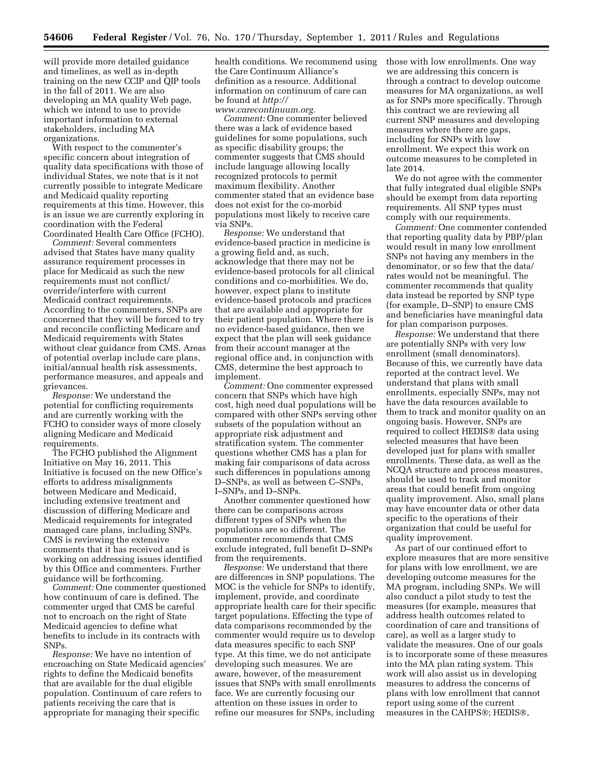will provide more detailed guidance and timelines, as well as in-depth training on the new CCIP and QIP tools in the fall of 2011. We are also developing an MA quality Web page, which we intend to use to provide important information to external stakeholders, including MA organizations.

With respect to the commenter's specific concern about integration of quality data specifications with those of individual States, we note that is it not currently possible to integrate Medicare and Medicaid quality reporting requirements at this time. However, this is an issue we are currently exploring in coordination with the Federal Coordinated Health Care Office (FCHO).

*Comment:* Several commenters advised that States have many quality assurance requirement processes in place for Medicaid as such the new requirements must not conflict/override/interfere with current Medicaid contract requirements. According to the commenters, SNPs are concerned that they will be forced to try and reconcile conflicting Medicare and Medicaid requirements with States without clear guidance from CMS. Areas of potential overlap include care plans, initial/annual health risk assessments, performance measures, and appeals and grievances.

*Response:* We understand the potential for conflicting requirements and are currently working with the FCHO to consider ways of more closely aligning Medicare and Medicaid requirements.

The FCHO published the Alignment Initiative on May 16, 2011. This Initiative is focused on the new Office's efforts to address misalignments between Medicare and Medicaid, including extensive treatment and discussion of differing Medicare and Medicaid requirements for integrated managed care plans, including SNPs. CMS is reviewing the extensive comments that it has received and is working on addressing issues identified by this Office and commenters. Further guidance will be forthcoming.

*Comment:* One commenter questioned how continuum of care is defined. The commenter urged that CMS be careful not to encroach on the right of State Medicaid agencies to define what benefits to include in its contracts with SNPs.

*Response:* We have no intention of encroaching on State Medicaid agencies' rights to define the Medicaid benefits that are available for the dual eligible population. Continuum of care refers to patients receiving the care that is appropriate for managing their specific health conditions. We recommend using the Care Continuum Alliance's definition as a resource. Additional information on continuum of care can be found at *http://www.carecontinuum.org.*

*Comment:* One commenter believed there was a lack of evidence based guidelines for some populations, such as specific disability groups; the commenter suggests that CMS should include language allowing locally recognized protocols to permit maximum flexibility. Another commenter stated that an evidence base does not exist for the co-morbid populations most likely to receive care via SNPs.

*Response:* We understand that evidence-based practice in medicine is a growing field and, as such, acknowledge that there may not be evidence-based protocols for all clinical conditions and co-morbidities. We do, however, expect plans to institute evidence-based protocols and practices that are available and appropriate for their patient population. Where there is no evidence-based guidance, then we expect that the plan will seek guidance from their account manager at the regional office and, in conjunction with CMS, determine the best approach to implement.

*Comment:* One commenter expressed concern that SNPs which have high cost, high need dual populations will be compared with other SNPs serving other subsets of the population without an appropriate risk adjustment and stratification system. The commenter questions whether CMS has a plan for making fair comparisons of data across such differences in populations among D–SNPs, as well as between C–SNPs, I–SNPs, and D–SNPs.

Another commenter questioned how there can be comparisons across different types of SNPs when the populations are so different. The commenter recommends that CMS exclude integrated, full benefit D–SNPs from the requirements.

*Response:* We understand that there are differences in SNP populations. The MOC is the vehicle for SNPs to identify, implement, provide, and coordinate appropriate health care for their specific target populations. Effecting the type of data comparisons recommended by the commenter would require us to develop data measures specific to each SNP type. At this time, we do not anticipate developing such measures. We are aware, however, of the measurement issues that SNPs with small enrollments face. We are currently focusing our attention on these issues in order to refine our measures for SNPs, including those with low enrollments. One way we are addressing this concern is through a contract to develop outcome measures for MA organizations, as well as for SNPs more specifically. Through this contract we are reviewing all current SNP measures and developing measures where there are gaps, including for SNPs with low enrollment. We expect this work on outcome measures to be completed in late 2014.

We do not agree with the commenter that fully integrated dual eligible SNPs should be exempt from data reporting requirements. All SNP types must comply with our requirements.

*Comment:* One commenter contended that reporting quality data by PBP/plan would result in many low enrollment SNPs not having any members in the denominator, or so few that the data/rates would not be meaningful. The commenter recommends that quality data instead be reported by SNP type (for example, D–SNP) to ensure CMS and beneficiaries have meaningful data for plan comparison purposes.

*Response:* We understand that there are potentially SNPs with very low enrollment (small denominators). Because of this, we currently have data reported at the contract level. We understand that plans with small enrollments, especially SNPs, may not have the data resources available to them to track and monitor quality on an ongoing basis. However, SNPs are required to collect HEDIS® data using selected measures that have been developed just for plans with smaller enrollments. These data, as well as the NCQA structure and process measures, should be used to track and monitor areas that could benefit from ongoing quality improvement. Also, small plans may have encounter data or other data specific to the operations of their organization that could be useful for quality improvement.

As part of our continued effort to explore measures that are more sensitive for plans with low enrollment, we are developing outcome measures for the MA program, including SNPs. We will also conduct a pilot study to test the measures (for example, measures that address health outcomes related to coordination of care and transitions of care), as well as a larger study to validate the measures. One of our goals is to incorporate some of these measures into the MA plan rating system. This work will also assist us in developing measures to address the concerns of plans with low enrollment that cannot report using some of the current measures in the CAHPS®; HEDIS®,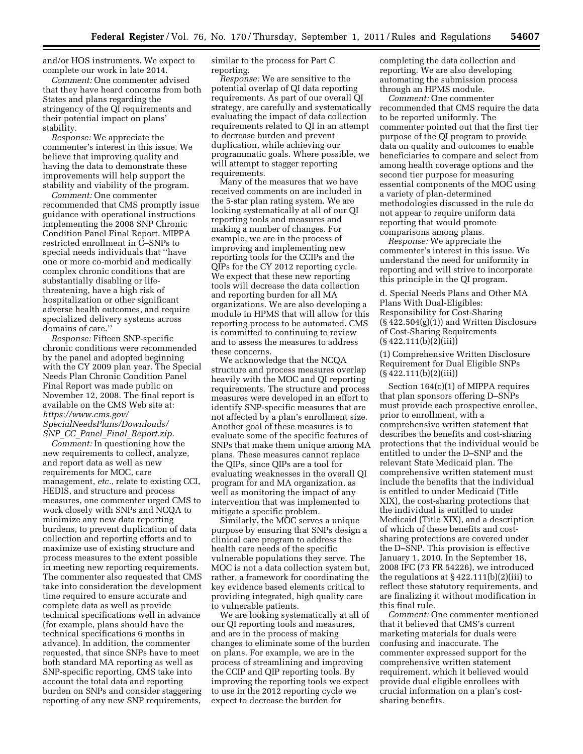and/or HOS instruments. We expect to complete our work in late 2014.

*Comment:* One commenter advised that they have heard concerns from both States and plans regarding the stringency of the QI requirements and their potential impact on plans' stability.

*Response:* We appreciate the commenter's interest in this issue. We believe that improving quality and having the data to demonstrate these improvements will help support the stability and viability of the program.

*Comment:* One commenter recommended that CMS promptly issue guidance with operational instructions implementing the 2008 SNP Chronic Condition Panel Final Report. MIPPA restricted enrollment in C–SNPs to special needs individuals that ''have one or more co-morbid and medically complex chronic conditions that are substantially disabling or life-threatening, have a high risk of hospitalization or other significant adverse health outcomes, and require specialized delivery systems across domains of care.''

*Response:* Fifteen SNP-specific chronic conditions were recommended by the panel and adopted beginning with the CY 2009 plan year. The Special Needs Plan Chronic Condition Panel Final Report was made public on November 12, 2008. The final report is available on the CMS Web site at: *https://www.cms.gov/SpecialNeedsPlans/Downloads/SNP_CC_Panel_Final_Report.zip.*

*Comment:* In questioning how the new requirements to collect, analyze, and report data as well as new requirements for MOC, care management, *etc.,* relate to existing CCI, HEDIS, and structure and process measures, one commenter urged CMS to work closely with SNPs and NCQA to minimize any new data reporting burdens, to prevent duplication of data collection and reporting efforts and to maximize use of existing structure and process measures to the extent possible in meeting new reporting requirements. The commenter also requested that CMS take into consideration the development time required to ensure accurate and complete data as well as provide technical specifications well in advance (for example, plans should have the technical specifications 6 months in advance). In addition, the commenter requested, that since SNPs have to meet both standard MA reporting as well as SNP-specific reporting, CMS take into account the total data and reporting burden on SNPs and consider staggering reporting of any new SNP requirements, similar to the process for Part C reporting.

*Response:* We are sensitive to the potential overlap of QI data reporting requirements. As part of our overall QI strategy, are carefully and systematically evaluating the impact of data collection requirements related to QI in an attempt to decrease burden and prevent duplication, while achieving our programmatic goals. Where possible, we will attempt to stagger reporting requirements.

Many of the measures that we have received comments on are included in the 5-star plan rating system. We are looking systematically at all of our QI reporting tools and measures and making a number of changes. For example, we are in the process of improving and implementing new reporting tools for the CCIPs and the QIPs for the CY 2012 reporting cycle. We expect that these new reporting tools will decrease the data collection and reporting burden for all MA organizations. We are also developing a module in HPMS that will allow for this reporting process to be automated. CMS is committed to continuing to review and to assess the measures to address these concerns.

We acknowledge that the NCQA structure and process measures overlap heavily with the MOC and QI reporting requirements. The structure and process measures were developed in an effort to identify SNP-specific measures that are not affected by a plan's enrollment size. Another goal of these measures is to evaluate some of the specific features of SNPs that make them unique among MA plans. These measures cannot replace the QIPs, since QIPs are a tool for evaluating weaknesses in the overall QI program for and MA organization, as well as monitoring the impact of any intervention that was implemented to mitigate a specific problem.

Similarly, the MOC serves a unique purpose by ensuring that SNPs design a clinical care program to address the health care needs of the specific vulnerable populations they serve. The MOC is not a data collection system but, rather, a framework for coordinating the key evidence based elements critical to providing integrated, high quality care to vulnerable patients.

We are looking systematically at all of our QI reporting tools and measures, and are in the process of making changes to eliminate some of the burden on plans. For example, we are in the process of streamlining and improving the CCIP and QIP reporting tools. By improving the reporting tools we expect to use in the 2012 reporting cycle we expect to decrease the burden for completing the data collection and reporting. We are also developing automating the submission process through an HPMS module.

*Comment:* One commenter recommended that CMS require the data to be reported uniformly. The commenter pointed out that the first tier purpose of the QI program to provide data on quality and outcomes to enable beneficiaries to compare and select from among health coverage options and the second tier purpose for measuring essential components of the MOC using a variety of plan-determined methodologies discussed in the rule do not appear to require uniform data reporting that would promote comparisons among plans.

*Response:* We appreciate the commenter's interest in this issue. We understand the need for uniformity in reporting and will strive to incorporate this principle in the QI program.

d. Special Needs Plans and Other MA Plans With Dual-Eligibles: Responsibility for Cost-Sharing (§ 422.504(g)(1)) and Written Disclosure of Cost-Sharing Requirements (§ 422.111(b)(2)(iii))

(1) Comprehensive Written Disclosure Requirement for Dual Eligible SNPs (§ 422.111(b)(2)(iii))

Section 164(c)(1) of MIPPA requires that plan sponsors offering D–SNPs must provide each prospective enrollee, prior to enrollment, with a comprehensive written statement that describes the benefits and cost-sharing protections that the individual would be entitled to under the D–SNP and the relevant State Medicaid plan. The comprehensive written statement must include the benefits that the individual is entitled to under Medicaid (Title XIX), the cost-sharing protections that the individual is entitled to under Medicaid (Title XIX), and a description of which of these benefits and cost-sharing protections are covered under the D–SNP. This provision is effective January 1, 2010. In the September 18, 2008 IFC (73 FR 54226), we introduced the regulations at § 422.111(b)(2)(iii) to reflect these statutory requirements, and are finalizing it without modification in this final rule.

*Comment:* One commenter mentioned that it believed that CMS's current marketing materials for duals were confusing and inaccurate. The commenter expressed support for the comprehensive written statement requirement, which it believed would provide dual eligible enrollees with crucial information on a plan's cost-sharing benefits.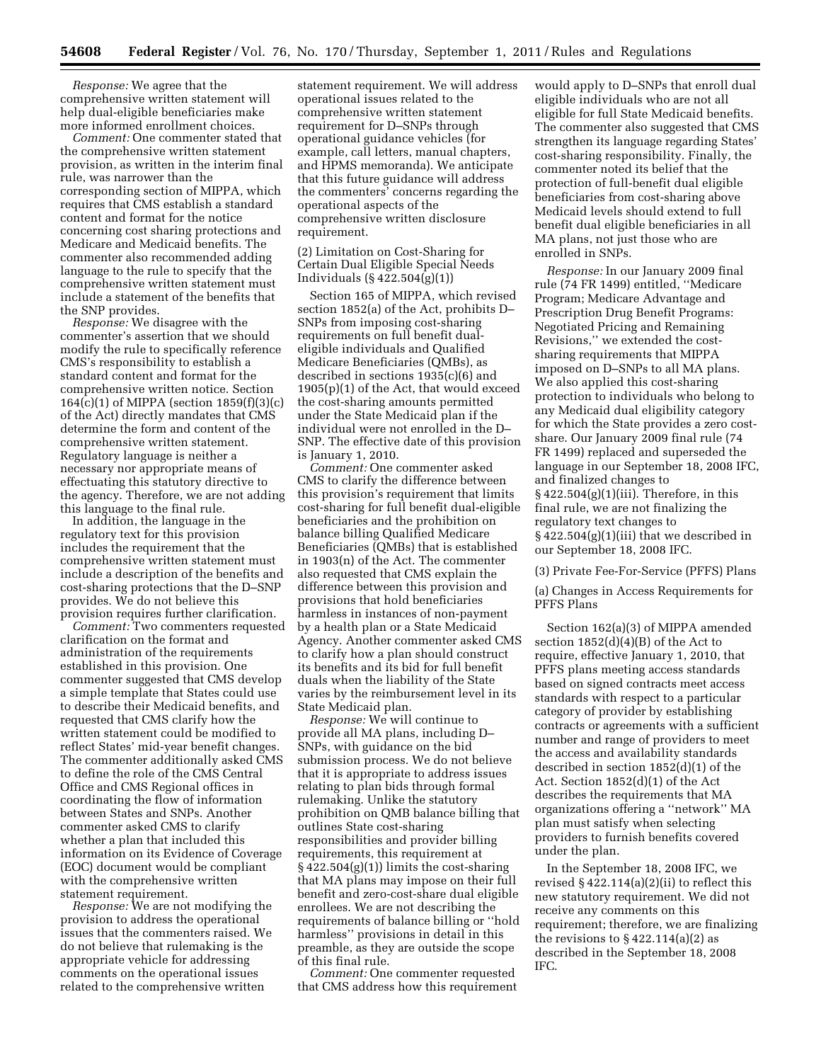*Response:* We agree that the comprehensive written statement will help dual-eligible beneficiaries make more informed enrollment choices.

*Comment:* One commenter stated that the comprehensive written statement provision, as written in the interim final rule, was narrower than the corresponding section of MIPPA, which requires that CMS establish a standard content and format for the notice concerning cost sharing protections and Medicare and Medicaid benefits. The commenter also recommended adding language to the rule to specify that the comprehensive written statement must include a statement of the benefits that the SNP provides.

*Response:* We disagree with the commenter's assertion that we should modify the rule to specifically reference CMS's responsibility to establish a standard content and format for the comprehensive written notice. Section 164(c)(1) of MIPPA (section 1859(f)(3)(c) of the Act) directly mandates that CMS determine the form and content of the comprehensive written statement. Regulatory language is neither a necessary nor appropriate means of effectuating this statutory directive to the agency. Therefore, we are not adding this language to the final rule.

In addition, the language in the regulatory text for this provision includes the requirement that the comprehensive written statement must include a description of the benefits and cost-sharing protections that the D–SNP provides. We do not believe this provision requires further clarification.

*Comment:* Two commenters requested clarification on the format and administration of the requirements established in this provision. One commenter suggested that CMS develop a simple template that States could use to describe their Medicaid benefits, and requested that CMS clarify how the written statement could be modified to reflect States' mid-year benefit changes. The commenter additionally asked CMS to define the role of the CMS Central Office and CMS Regional offices in coordinating the flow of information between States and SNPs. Another commenter asked CMS to clarify whether a plan that included this information on its Evidence of Coverage (EOC) document would be compliant with the comprehensive written statement requirement.

*Response:* We are not modifying the provision to address the operational issues that the commenters raised. We do not believe that rulemaking is the appropriate vehicle for addressing comments on the operational issues related to the comprehensive written statement requirement. We will address operational issues related to the comprehensive written statement requirement for D–SNPs through operational guidance vehicles (for example, call letters, manual chapters, and HPMS memoranda). We anticipate that this future guidance will address the commenters' concerns regarding the operational aspects of the comprehensive written disclosure requirement.

(2) Limitation on Cost-Sharing for Certain Dual Eligible Special Needs Individuals (§ 422.504(g)(1))

Section 165 of MIPPA, which revised section 1852(a) of the Act, prohibits D–SNPs from imposing cost-sharing requirements on full benefit dual-eligible individuals and Qualified Medicare Beneficiaries (QMBs), as described in sections 1935(c)(6) and 1905(p)(1) of the Act, that would exceed the cost-sharing amounts permitted under the State Medicaid plan if the individual were not enrolled in the D–SNP. The effective date of this provision is January 1, 2010.

*Comment:* One commenter asked CMS to clarify the difference between this provision's requirement that limits cost-sharing for full benefit dual-eligible beneficiaries and the prohibition on balance billing Qualified Medicare Beneficiaries (QMBs) that is established in 1903(n) of the Act. The commenter also requested that CMS explain the difference between this provision and provisions that hold beneficiaries harmless in instances of non-payment by a health plan or a State Medicaid Agency. Another commenter asked CMS to clarify how a plan should construct its benefits and its bid for full benefit duals when the liability of the State varies by the reimbursement level in its State Medicaid plan.

*Response:* We will continue to provide all MA plans, including D–SNPs, with guidance on the bid submission process. We do not believe that it is appropriate to address issues relating to plan bids through formal rulemaking. Unlike the statutory prohibition on QMB balance billing that outlines State cost-sharing responsibilities and provider billing requirements, this requirement at § 422.504(g)(1)) limits the cost-sharing that MA plans may impose on their full benefit and zero-cost-share dual eligible enrollees. We are not describing the requirements of balance billing or "hold harmless" provisions in detail in this preamble, as they are outside the scope of this final rule.

*Comment:* One commenter requested that CMS address how this requirement would apply to D–SNPs that enroll dual eligible individuals who are not all eligible for full State Medicaid benefits. The commenter also suggested that CMS strengthen its language regarding States' cost-sharing responsibility. Finally, the commenter noted its belief that the protection of full-benefit dual eligible beneficiaries from cost-sharing above Medicaid levels should extend to full benefit dual eligible beneficiaries in all MA plans, not just those who are enrolled in SNPs.

*Response:* In our January 2009 final rule (74 FR 1499) entitled, "Medicare Program; Medicare Advantage and Prescription Drug Benefit Programs: Negotiated Pricing and Remaining Revisions," we extended the cost-sharing requirements that MIPPA imposed on D–SNPs to all MA plans. We also applied this cost-sharing protection to individuals who belong to any Medicaid dual eligibility category for which the State provides a zero cost-share. Our January 2009 final rule (74 FR 1499) replaced and superseded the language in our September 18, 2008 IFC, and finalized changes to § 422.504(g)(1)(iii). Therefore, in this final rule, we are not finalizing the regulatory text changes to § 422.504(g)(1)(iii) that we described in our September 18, 2008 IFC.

(3) Private Fee-For-Service (PFFS) Plans

(a) Changes in Access Requirements for PFFS Plans

Section 162(a)(3) of MIPPA amended section 1852(d)(4)(B) of the Act to require, effective January 1, 2010, that PFFS plans meeting access standards based on signed contracts meet access standards with respect to a particular category of provider by establishing contracts or agreements with a sufficient number and range of providers to meet the access and availability standards described in section 1852(d)(1) of the Act. Section 1852(d)(1) of the Act describes the requirements that MA organizations offering a "network" MA plan must satisfy when selecting providers to furnish benefits covered under the plan.

In the September 18, 2008 IFC, we revised § 422.114(a)(2)(ii) to reflect this new statutory requirement. We did not receive any comments on this requirement; therefore, we are finalizing the revisions to § 422.114(a)(2) as described in the September 18, 2008 IFC.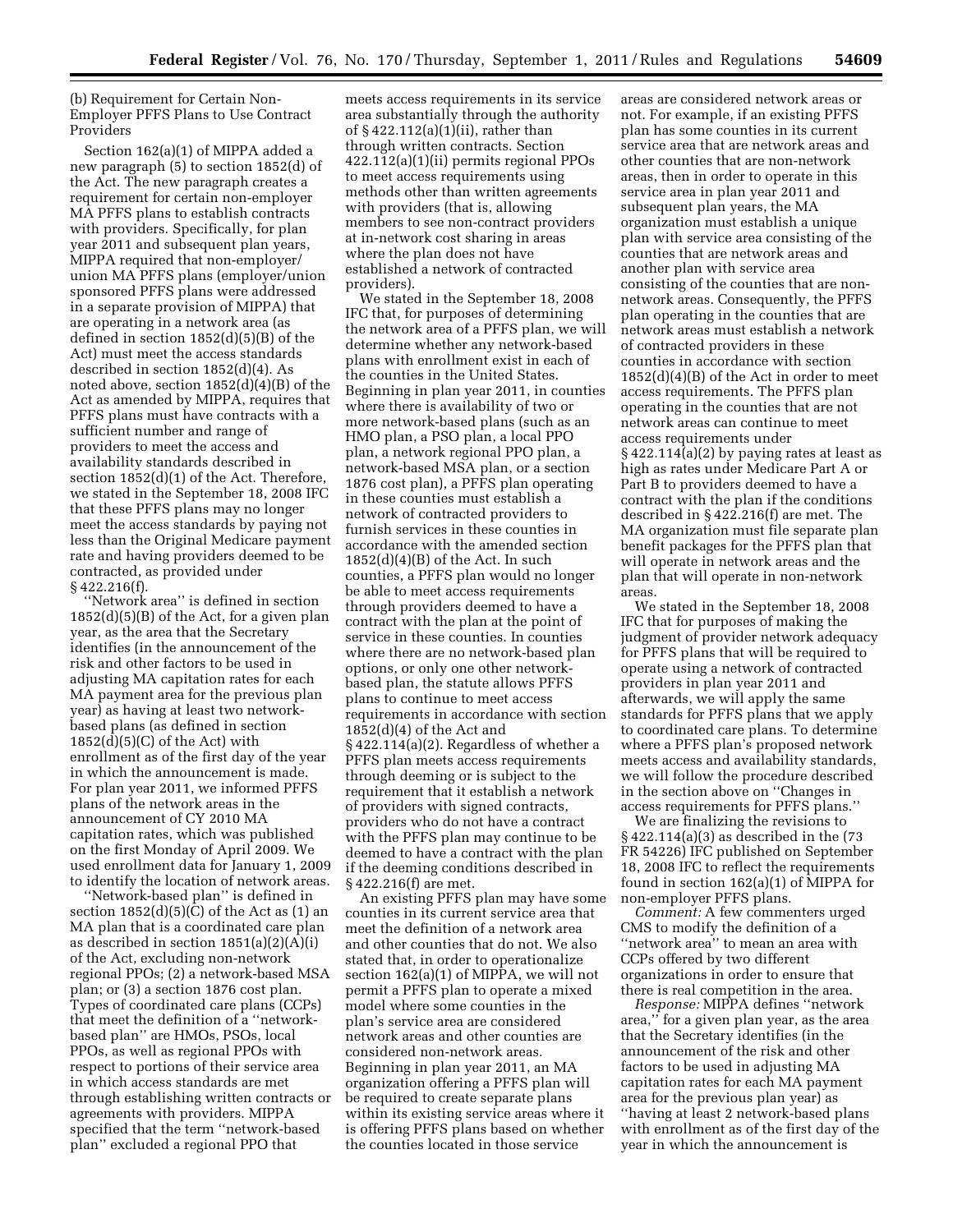(b) Requirement for Certain Non-Employer PFFS Plans to Use Contract Providers

Section 162(a)(1) of MIPPA added a new paragraph (5) to section 1852(d) of the Act. The new paragraph creates a requirement for certain non-employer MA PFFS plans to establish contracts with providers. Specifically, for plan year 2011 and subsequent plan years, MIPPA required that non-employer/union MA PFFS plans (employer/union sponsored PFFS plans were addressed in a separate provision of MIPPA) that are operating in a network area (as defined in section 1852(d)(5)(B) of the Act) must meet the access standards described in section 1852(d)(4). As noted above, section 1852(d)(4)(B) of the Act as amended by MIPPA, requires that PFFS plans must have contracts with a sufficient number and range of providers to meet the access and availability standards described in section 1852(d)(1) of the Act. Therefore, we stated in the September 18, 2008 IFC that these PFFS plans may no longer meet the access standards by paying not less than the Original Medicare payment rate and having providers deemed to be contracted, as provided under § 422.216(f).

''Network area'' is defined in section 1852(d)(5)(B) of the Act, for a given plan year, as the area that the Secretary identifies (in the announcement of the risk and other factors to be used in adjusting MA capitation rates for each MA payment area for the previous plan year) as having at least two network-based plans (as defined in section 1852(d)(5)(C) of the Act) with enrollment as of the first day of the year in which the announcement is made. For plan year 2011, we informed PFFS plans of the network areas in the announcement of CY 2010 MA capitation rates, which was published on the first Monday of April 2009. We used enrollment data for January 1, 2009 to identify the location of network areas.

''Network-based plan'' is defined in section 1852(d)(5)(C) of the Act as (1) an MA plan that is a coordinated care plan as described in section 1851(a)(2)(A)(i) of the Act, excluding non-network regional PPOs; (2) a network-based MSA plan; or (3) a section 1876 cost plan. Types of coordinated care plans (CCPs) that meet the definition of a ''network-based plan'' are HMOs, PSOs, local PPOs, as well as regional PPOs with respect to portions of their service area in which access standards are met through establishing written contracts or agreements with providers. MIPPA specified that the term ''network-based plan'' excluded a regional PPO that meets access requirements in its service area substantially through the authority of § 422.112(a)(1)(ii), rather than through written contracts. Section 422.112(a)(1)(ii) permits regional PPOs to meet access requirements using methods other than written agreements with providers (that is, allowing members to see non-contract providers at in-network cost sharing in areas where the plan does not have established a network of contracted providers).

We stated in the September 18, 2008 IFC that, for purposes of determining the network area of a PFFS plan, we will determine whether any network-based plans with enrollment exist in each of the counties in the United States. Beginning in plan year 2011, in counties where there is availability of two or more network-based plans (such as an HMO plan, a PSO plan, a local PPO plan, a network regional PPO plan, a network-based MSA plan, or a section 1876 cost plan), a PFFS plan operating in these counties must establish a network of contracted providers to furnish services in these counties in accordance with the amended section 1852(d)(4)(B) of the Act. In such counties, a PFFS plan would no longer be able to meet access requirements through providers deemed to have a contract with the plan at the point of service in these counties. In counties where there are no network-based plan options, or only one other network-based plan, the statute allows PFFS plans to continue to meet access requirements in accordance with section 1852(d)(4) of the Act and § 422.114(a)(2). Regardless of whether a PFFS plan meets access requirements through deeming or is subject to the requirement that it establish a network of providers with signed contracts, providers who do not have a contract with the PFFS plan may continue to be deemed to have a contract with the plan if the deeming conditions described in § 422.216(f) are met.

An existing PFFS plan may have some counties in its current service area that meet the definition of a network area and other counties that do not. We also stated that, in order to operationalize section 162(a)(1) of MIPPA, we will not permit a PFFS plan to operate a mixed model where some counties in the plan's service area are considered network areas and other counties are considered non-network areas. Beginning in plan year 2011, an MA organization offering a PFFS plan will be required to create separate plans within its existing service areas where it is offering PFFS plans based on whether the counties located in those service areas are considered network areas or not. For example, if an existing PFFS plan has some counties in its current service area that are network areas and other counties that are non-network areas, then in order to operate in this service area in plan year 2011 and subsequent plan years, the MA organization must establish a unique plan with service area consisting of the counties that are network areas and another plan with service area consisting of the counties that are non-network areas. Consequently, the PFFS plan operating in the counties that are network areas must establish a network of contracted providers in these counties in accordance with section 1852(d)(4)(B) of the Act in order to meet access requirements. The PFFS plan operating in the counties that are not network areas can continue to meet access requirements under § 422.114(a)(2) by paying rates at least as high as rates under Medicare Part A or Part B to providers deemed to have a contract with the plan if the conditions described in § 422.216(f) are met. The MA organization must file separate plan benefit packages for the PFFS plan that will operate in network areas and the plan that will operate in non-network areas.

We stated in the September 18, 2008 IFC that for purposes of making the judgment of provider network adequacy for PFFS plans that will be required to operate using a network of contracted providers in plan year 2011 and afterwards, we will apply the same standards for PFFS plans that we apply to coordinated care plans. To determine where a PFFS plan's proposed network meets access and availability standards, we will follow the procedure described in the section above on ''Changes in access requirements for PFFS plans.''

We are finalizing the revisions to § 422.114(a)(3) as described in the (73 FR 54226) IFC published on September 18, 2008 IFC to reflect the requirements found in section 162(a)(1) of MIPPA for non-employer PFFS plans.

*Comment:* A few commenters urged CMS to modify the definition of a ''network area'' to mean an area with CCPs offered by two different organizations in order to ensure that there is real competition in the area.

*Response:* MIPPA defines ''network area,'' for a given plan year, as the area that the Secretary identifies (in the announcement of the risk and other factors to be used in adjusting MA capitation rates for each MA payment area for the previous plan year) as ''having at least 2 network-based plans with enrollment as of the first day of the year in which the announcement is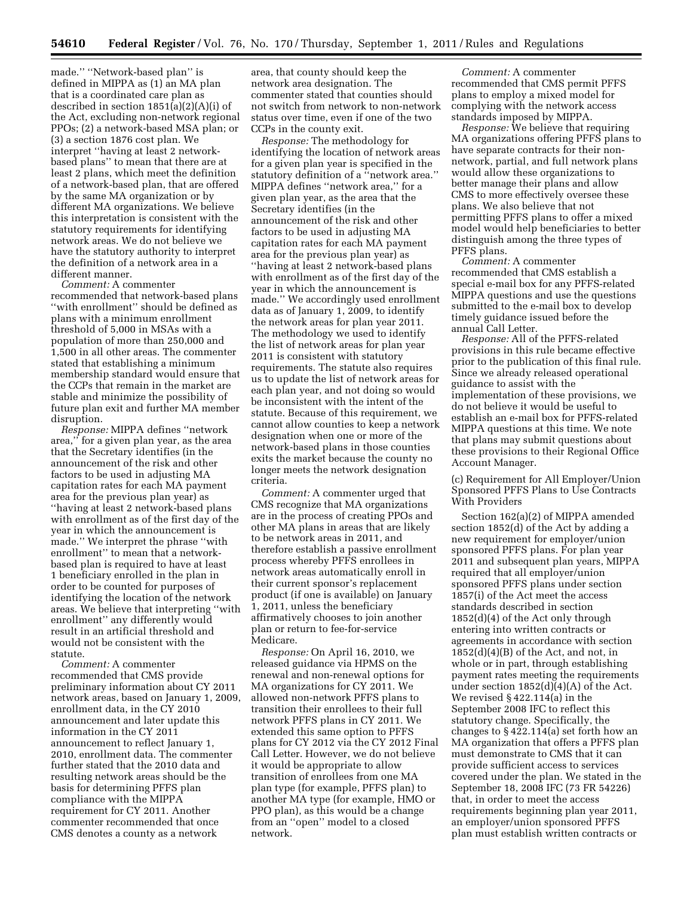made.'' ''Network-based plan'' is defined in MIPPA as (1) an MA plan that is a coordinated care plan as described in section 1851(a)(2)(A)(i) of the Act, excluding non-network regional PPOs; (2) a network-based MSA plan; or (3) a section 1876 cost plan. We interpret ''having at least 2 network-based plans'' to mean that there are at least 2 plans, which meet the definition of a network-based plan, that are offered by the same MA organization or by different MA organizations. We believe this interpretation is consistent with the statutory requirements for identifying network areas. We do not believe we have the statutory authority to interpret the definition of a network area in a different manner.

*Comment:* A commenter recommended that network-based plans ''with enrollment'' should be defined as plans with a minimum enrollment threshold of 5,000 in MSAs with a population of more than 250,000 and 1,500 in all other areas. The commenter stated that establishing a minimum membership standard would ensure that the CCPs that remain in the market are stable and minimize the possibility of future plan exit and further MA member disruption.

*Response:* MIPPA defines ''network area,'' for a given plan year, as the area that the Secretary identifies (in the announcement of the risk and other factors to be used in adjusting MA capitation rates for each MA payment area for the previous plan year) as ''having at least 2 network-based plans with enrollment as of the first day of the year in which the announcement is made.'' We interpret the phrase ''with enrollment'' to mean that a network-based plan is required to have at least 1 beneficiary enrolled in the plan in order to be counted for purposes of identifying the location of the network areas. We believe that interpreting ''with enrollment'' any differently would result in an artificial threshold and would not be consistent with the statute.

*Comment:* A commenter recommended that CMS provide preliminary information about CY 2011 network areas, based on January 1, 2009, enrollment data, in the CY 2010 announcement and later update this information in the CY 2011 announcement to reflect January 1, 2010, enrollment data. The commenter further stated that the 2010 data and resulting network areas should be the basis for determining PFFS plan compliance with the MIPPA requirement for CY 2011. Another commenter recommended that once CMS denotes a county as a network area, that county should keep the network area designation. The commenter stated that counties should not switch from network to non-network status over time, even if one of the two CCPs in the county exit.

*Response:* The methodology for identifying the location of network areas for a given plan year is specified in the statutory definition of a ''network area.'' MIPPA defines ''network area,'' for a given plan year, as the area that the Secretary identifies (in the announcement of the risk and other factors to be used in adjusting MA capitation rates for each MA payment area for the previous plan year) as ''having at least 2 network-based plans with enrollment as of the first day of the year in which the announcement is made.'' We accordingly used enrollment data as of January 1, 2009, to identify the network areas for plan year 2011. The methodology we used to identify the list of network areas for plan year 2011 is consistent with statutory requirements. The statute also requires us to update the list of network areas for each plan year, and not doing so would be inconsistent with the intent of the statute. Because of this requirement, we cannot allow counties to keep a network designation when one or more of the network-based plans in those counties exits the market because the county no longer meets the network designation criteria.

*Comment:* A commenter urged that CMS recognize that MA organizations are in the process of creating PPOs and other MA plans in areas that are likely to be network areas in 2011, and therefore establish a passive enrollment process whereby PFFS enrollees in network areas automatically enroll in their current sponsor's replacement product (if one is available) on January 1, 2011, unless the beneficiary affirmatively chooses to join another plan or return to fee-for-service Medicare.

*Response:* On April 16, 2010, we released guidance via HPMS on the renewal and non-renewal options for MA organizations for CY 2011. We allowed non-network PFFS plans to transition their enrollees to their full network PFFS plans in CY 2011. We extended this same option to PFFS plans for CY 2012 via the CY 2012 Final Call Letter. However, we do not believe it would be appropriate to allow transition of enrollees from one MA plan type (for example, PFFS plan) to another MA type (for example, HMO or PPO plan), as this would be a change from an ''open'' model to a closed network.

*Comment:* A commenter recommended that CMS permit PFFS plans to employ a mixed model for complying with the network access standards imposed by MIPPA.

*Response:* We believe that requiring MA organizations offering PFFS plans to have separate contracts for their non-network, partial, and full network plans would allow these organizations to better manage their plans and allow CMS to more effectively oversee these plans. We also believe that not permitting PFFS plans to offer a mixed model would help beneficiaries to better distinguish among the three types of PFFS plans.

*Comment:* A commenter recommended that CMS establish a special e-mail box for any PFFS-related MIPPA questions and use the questions submitted to the e-mail box to develop timely guidance issued before the annual Call Letter.

*Response:* All of the PFFS-related provisions in this rule became effective prior to the publication of this final rule. Since we already released operational guidance to assist with the implementation of these provisions, we do not believe it would be useful to establish an e-mail box for PFFS-related MIPPA questions at this time. We note that plans may submit questions about these provisions to their Regional Office Account Manager.

(c) Requirement for All Employer/Union Sponsored PFFS Plans to Use Contracts With Providers

Section 162(a)(2) of MIPPA amended section 1852(d) of the Act by adding a new requirement for employer/union sponsored PFFS plans. For plan year 2011 and subsequent plan years, MIPPA required that all employer/union sponsored PFFS plans under section 1857(i) of the Act meet the access standards described in section 1852(d)(4) of the Act only through entering into written contracts or agreements in accordance with section 1852(d)(4)(B) of the Act, and not, in whole or in part, through establishing payment rates meeting the requirements under section 1852(d)(4)(A) of the Act. We revised § 422.114(a) in the September 2008 IFC to reflect this statutory change. Specifically, the changes to § 422.114(a) set forth how an MA organization that offers a PFFS plan must demonstrate to CMS that it can provide sufficient access to services covered under the plan. We stated in the September 18, 2008 IFC (73 FR 54226) that, in order to meet the access requirements beginning plan year 2011, an employer/union sponsored PFFS plan must establish written contracts or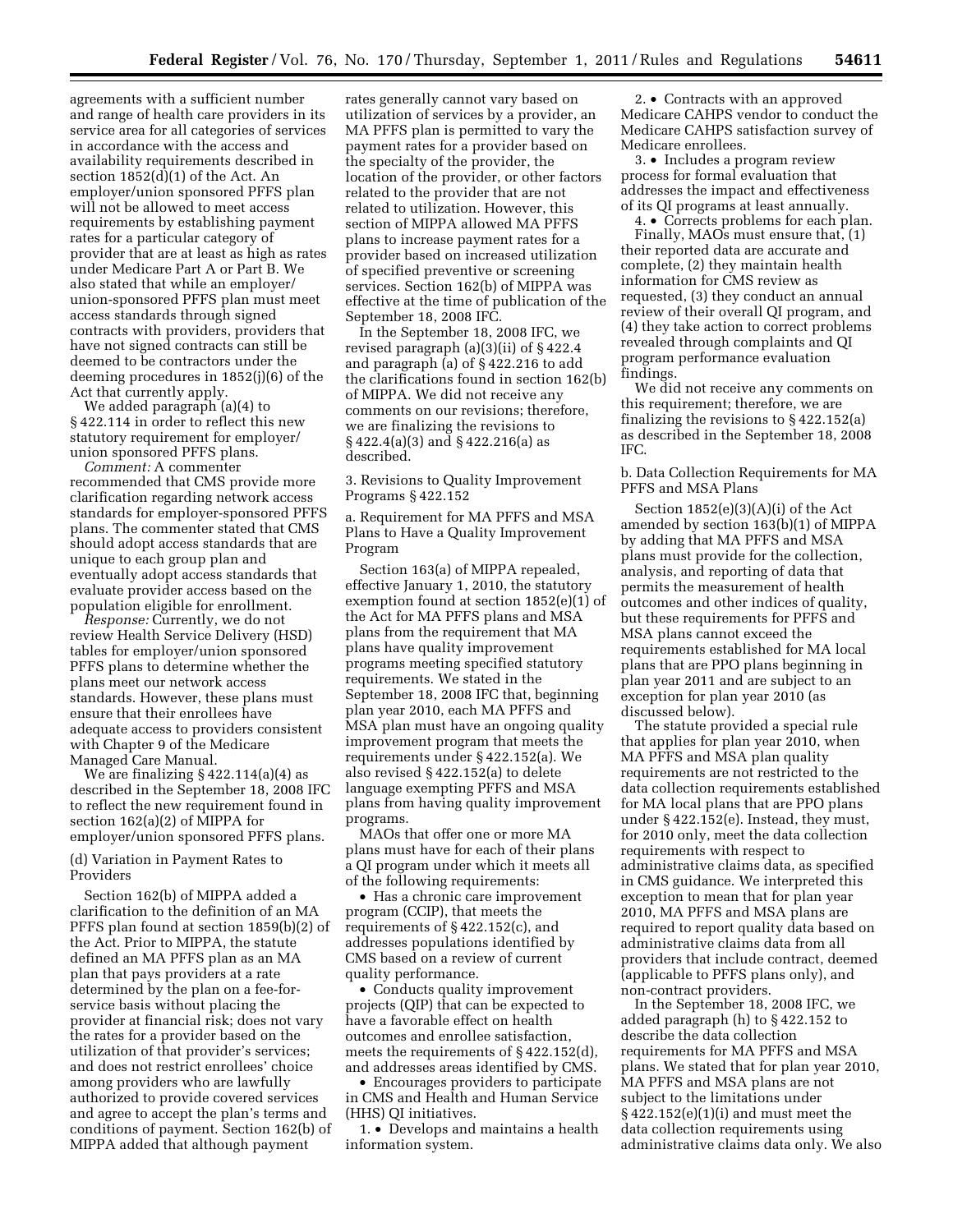agreements with a sufficient number and range of health care providers in its service area for all categories of services in accordance with the access and availability requirements described in section 1852(d)(1) of the Act. An employer/union sponsored PFFS plan will not be allowed to meet access requirements by establishing payment rates for a particular category of provider that are at least as high as rates under Medicare Part A or Part B. We also stated that while an employer/union-sponsored PFFS plan must meet access standards through signed contracts with providers, providers that have not signed contracts can still be deemed to be contractors under the deeming procedures in 1852(j)(6) of the Act that currently apply.

We added paragraph (a)(4) to § 422.114 in order to reflect this new statutory requirement for employer/union sponsored PFFS plans.

*Comment:* A commenter recommended that CMS provide more clarification regarding network access standards for employer-sponsored PFFS plans. The commenter stated that CMS should adopt access standards that are unique to each group plan and eventually adopt access standards that evaluate provider access based on the population eligible for enrollment.

*Response:* Currently, we do not review Health Service Delivery (HSD) tables for employer/union sponsored PFFS plans to determine whether the plans meet our network access standards. However, these plans must ensure that their enrollees have adequate access to providers consistent with Chapter 9 of the Medicare Managed Care Manual.

We are finalizing § 422.114(a)(4) as described in the September 18, 2008 IFC to reflect the new requirement found in section 162(a)(2) of MIPPA for employer/union sponsored PFFS plans.

(d) Variation in Payment Rates to Providers

Section 162(b) of MIPPA added a clarification to the definition of an MA PFFS plan found at section 1859(b)(2) of the Act. Prior to MIPPA, the statute defined an MA PFFS plan as an MA plan that pays providers at a rate determined by the plan on a fee-for-service basis without placing the provider at financial risk; does not vary the rates for a provider based on the utilization of that provider's services; and does not restrict enrollees' choice among providers who are lawfully authorized to provide covered services and agree to accept the plan's terms and conditions of payment. Section 162(b) of MIPPA added that although payment rates generally cannot vary based on utilization of services by a provider, an MA PFFS plan is permitted to vary the payment rates for a provider based on the specialty of the provider, the location of the provider, or other factors related to the provider that are not related to utilization. However, this section of MIPPA allowed MA PFFS plans to increase payment rates for a provider based on increased utilization of specified preventive or screening services. Section 162(b) of MIPPA was effective at the time of publication of the September 18, 2008 IFC.

In the September 18, 2008 IFC, we revised paragraph (a)(3)(ii) of § 422.4 and paragraph (a) of § 422.216 to add the clarifications found in section 162(b) of MIPPA. We did not receive any comments on our revisions; therefore, we are finalizing the revisions to § 422.4(a)(3) and § 422.216(a) as described.

3. Revisions to Quality Improvement Programs § 422.152

a. Requirement for MA PFFS and MSA Plans to Have a Quality Improvement Program

Section 163(a) of MIPPA repealed, effective January 1, 2010, the statutory exemption found at section 1852(e)(1) of the Act for MA PFFS plans and MSA plans from the requirement that MA plans have quality improvement programs meeting specified statutory requirements. We stated in the September 18, 2008 IFC that, beginning plan year 2010, each MA PFFS and MSA plan must have an ongoing quality improvement program that meets the requirements under § 422.152(a). We also revised § 422.152(a) to delete language exempting PFFS and MSA plans from having quality improvement programs.

MAOs that offer one or more MA plans must have for each of their plans a QI program under which it meets all of the following requirements:

- Has a chronic care improvement program (CCIP), that meets the requirements of § 422.152(c), and addresses populations identified by CMS based on a review of current quality performance.
- Conducts quality improvement projects (QIP) that can be expected to have a favorable effect on health outcomes and enrollee satisfaction, meets the requirements of § 422.152(d), and addresses areas identified by CMS.
- Encourages providers to participate in CMS and Health and Human Service (HHS) QI initiatives.

1. • Develops and maintains a health information system.

2. • Contracts with an approved Medicare CAHPS vendor to conduct the Medicare CAHPS satisfaction survey of Medicare enrollees.

3. • Includes a program review process for formal evaluation that addresses the impact and effectiveness of its QI programs at least annually.

4. • Corrects problems for each plan.

Finally, MAOs must ensure that, (1) their reported data are accurate and complete, (2) they maintain health information for CMS review as requested, (3) they conduct an annual review of their overall QI program, and (4) they take action to correct problems revealed through complaints and QI program performance evaluation findings.

We did not receive any comments on this requirement; therefore, we are finalizing the revisions to § 422.152(a) as described in the September 18, 2008 IFC.

b. Data Collection Requirements for MA PFFS and MSA Plans

Section 1852(e)(3)(A)(i) of the Act amended by section 163(b)(1) of MIPPA by adding that MA PFFS and MSA plans must provide for the collection, analysis, and reporting of data that permits the measurement of health outcomes and other indices of quality, but these requirements for PFFS and MSA plans cannot exceed the requirements established for MA local plans that are PPO plans beginning in plan year 2011 and are subject to an exception for plan year 2010 (as discussed below).

The statute provided a special rule that applies for plan year 2010, when MA PFFS and MSA plan quality requirements are not restricted to the data collection requirements established for MA local plans that are PPO plans under § 422.152(e). Instead, they must, for 2010 only, meet the data collection requirements with respect to administrative claims data, as specified in CMS guidance. We interpreted this exception to mean that for plan year 2010, MA PFFS and MSA plans are required to report quality data based on administrative claims data from all providers that include contract, deemed (applicable to PFFS plans only), and non-contract providers.

In the September 18, 2008 IFC, we added paragraph (h) to § 422.152 to describe the data collection requirements for MA PFFS and MSA plans. We stated that for plan year 2010, MA PFFS and MSA plans are not subject to the limitations under § 422.152(e)(1)(i) and must meet the data collection requirements using administrative claims data only. We also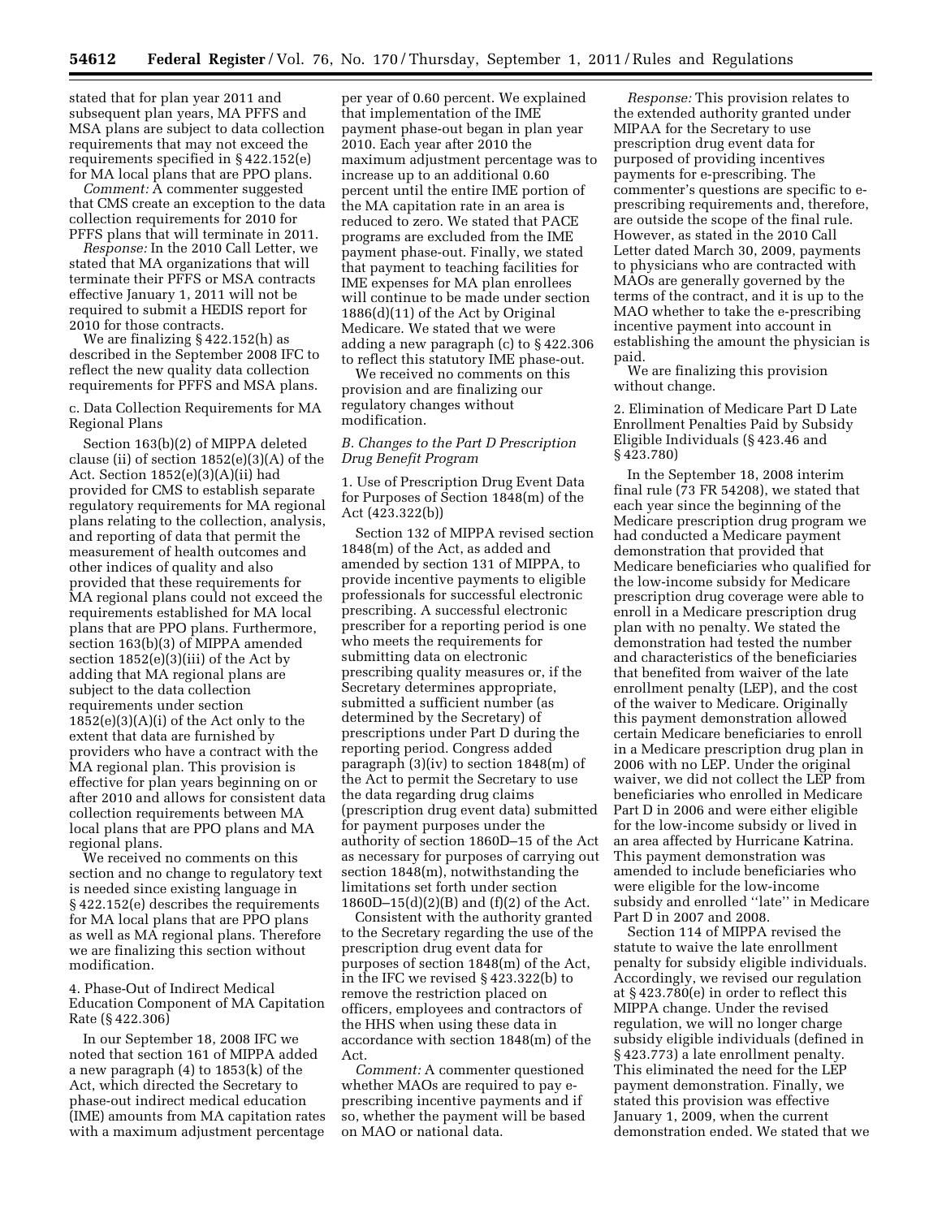stated that for plan year 2011 and subsequent plan years, MA PFFS and MSA plans are subject to data collection requirements that may not exceed the requirements specified in § 422.152(e) for MA local plans that are PPO plans.

*Comment:* A commenter suggested that CMS create an exception to the data collection requirements for 2010 for PFFS plans that will terminate in 2011.

*Response:* In the 2010 Call Letter, we stated that MA organizations that will terminate their PFFS or MSA contracts effective January 1, 2011 will not be required to submit a HEDIS report for 2010 for those contracts.

We are finalizing § 422.152(h) as described in the September 2008 IFC to reflect the new quality data collection requirements for PFFS and MSA plans.

c. Data Collection Requirements for MA Regional Plans

Section 163(b)(2) of MIPPA deleted clause (ii) of section 1852(e)(3)(A) of the Act. Section 1852(e)(3)(A)(ii) had provided for CMS to establish separate regulatory requirements for MA regional plans relating to the collection, analysis, and reporting of data that permit the measurement of health outcomes and other indices of quality and also provided that these requirements for MA regional plans could not exceed the requirements established for MA local plans that are PPO plans. Furthermore, section 163(b)(3) of MIPPA amended section 1852(e)(3)(iii) of the Act by adding that MA regional plans are subject to the data collection requirements under section 1852(e)(3)(A)(i) of the Act only to the extent that data are furnished by providers who have a contract with the MA regional plan. This provision is effective for plan years beginning on or after 2010 and allows for consistent data collection requirements between MA local plans that are PPO plans and MA regional plans.

We received no comments on this section and no change to regulatory text is needed since existing language in § 422.152(e) describes the requirements for MA local plans that are PPO plans as well as MA regional plans. Therefore we are finalizing this section without modification.

4. Phase-Out of Indirect Medical Education Component of MA Capitation Rate (§ 422.306)

In our September 18, 2008 IFC we noted that section 161 of MIPPA added a new paragraph (4) to 1853(k) of the Act, which directed the Secretary to phase-out indirect medical education (IME) amounts from MA capitation rates with a maximum adjustment percentage per year of 0.60 percent. We explained that implementation of the IME payment phase-out began in plan year 2010. Each year after 2010 the maximum adjustment percentage was to increase up to an additional 0.60 percent until the entire IME portion of the MA capitation rate in an area is reduced to zero. We stated that PACE programs are excluded from the IME payment phase-out. Finally, we stated that payment to teaching facilities for IME expenses for MA plan enrollees will continue to be made under section 1886(d)(11) of the Act by Original Medicare. We stated that we were adding a new paragraph (c) to § 422.306 to reflect this statutory IME phase-out.

We received no comments on this provision and are finalizing our regulatory changes without modification.

### *B. Changes to the Part D Prescription Drug Benefit Program*

1. Use of Prescription Drug Event Data for Purposes of Section 1848(m) of the Act (423.322(b))

Section 132 of MIPPA revised section 1848(m) of the Act, as added and amended by section 131 of MIPPA, to provide incentive payments to eligible professionals for successful electronic prescribing. A successful electronic prescriber for a reporting period is one who meets the requirements for submitting data on electronic prescribing quality measures or, if the Secretary determines appropriate, submitted a sufficient number (as determined by the Secretary) of prescriptions under Part D during the reporting period. Congress added paragraph (3)(iv) to section 1848(m) of the Act to permit the Secretary to use the data regarding drug claims (prescription drug event data) submitted for payment purposes under the authority of section 1860D–15 of the Act as necessary for purposes of carrying out section 1848(m), notwithstanding the limitations set forth under section 1860D–15(d)(2)(B) and (f)(2) of the Act.

Consistent with the authority granted to the Secretary regarding the use of the prescription drug event data for purposes of section 1848(m) of the Act, in the IFC we revised § 423.322(b) to remove the restriction placed on officers, employees and contractors of the HHS when using these data in accordance with section 1848(m) of the Act.

*Comment:* A commenter questioned whether MAOs are required to pay e-prescribing incentive payments and if so, whether the payment will be based on MAO or national data.

*Response:* This provision relates to the extended authority granted under MIPAA for the Secretary to use prescription drug event data for purposed of providing incentives payments for e-prescribing. The commenter's questions are specific to e-prescribing requirements and, therefore, are outside the scope of the final rule. However, as stated in the 2010 Call Letter dated March 30, 2009, payments to physicians who are contracted with MAOs are generally governed by the terms of the contract, and it is up to the MAO whether to take the e-prescribing incentive payment into account in establishing the amount the physician is paid.

We are finalizing this provision without change.

2. Elimination of Medicare Part D Late Enrollment Penalties Paid by Subsidy Eligible Individuals (§ 423.46 and § 423.780)

In the September 18, 2008 interim final rule (73 FR 54208), we stated that each year since the beginning of the Medicare prescription drug program we had conducted a Medicare payment demonstration that provided that Medicare beneficiaries who qualified for the low-income subsidy for Medicare prescription drug coverage were able to enroll in a Medicare prescription drug plan with no penalty. We stated the demonstration had tested the number and characteristics of the beneficiaries that benefited from waiver of the late enrollment penalty (LEP), and the cost of the waiver to Medicare. Originally this payment demonstration allowed certain Medicare beneficiaries to enroll in a Medicare prescription drug plan in 2006 with no LEP. Under the original waiver, we did not collect the LEP from beneficiaries who enrolled in Medicare Part D in 2006 and were either eligible for the low-income subsidy or lived in an area affected by Hurricane Katrina. This payment demonstration was amended to include beneficiaries who were eligible for the low-income subsidy and enrolled "late" in Medicare Part D in 2007 and 2008.

Section 114 of MIPPA revised the statute to waive the late enrollment penalty for subsidy eligible individuals. Accordingly, we revised our regulation at § 423.780(e) in order to reflect this MIPPA change. Under the revised regulation, we will no longer charge subsidy eligible individuals (defined in § 423.773) a late enrollment penalty. This eliminated the need for the LEP payment demonstration. Finally, we stated this provision was effective January 1, 2009, when the current demonstration ended. We stated that we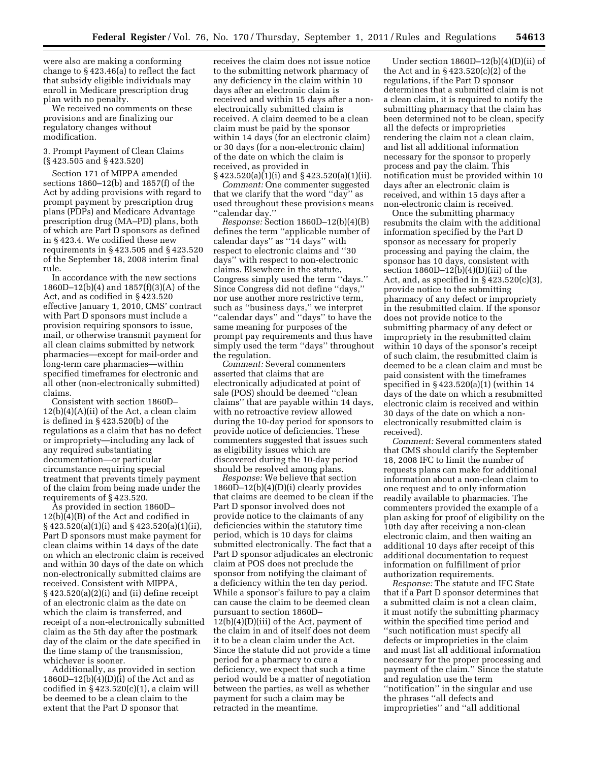were also are making a conforming change to § 423.46(a) to reflect the fact that subsidy eligible individuals may enroll in Medicare prescription drug plan with no penalty.

We received no comments on these provisions and are finalizing our regulatory changes without modification.

3. Prompt Payment of Clean Claims (§ 423.505 and § 423.520)

Section 171 of MIPPA amended sections 1860–12(b) and 1857(f) of the Act by adding provisions with regard to prompt payment by prescription drug plans (PDPs) and Medicare Advantage prescription drug (MA–PD) plans, both of which are Part D sponsors as defined in § 423.4. We codified these new requirements in § 423.505 and § 423.520 of the September 18, 2008 interim final rule.

In accordance with the new sections 1860D–12(b)(4) and 1857(f)(3)(A) of the Act, and as codified in § 423.520 effective January 1, 2010, CMS' contract with Part D sponsors must include a provision requiring sponsors to issue, mail, or otherwise transmit payment for all clean claims submitted by network pharmacies—except for mail-order and long-term care pharmacies—within specified timeframes for electronic and all other (non-electronically submitted) claims.

Consistent with section 1860D–12(b)(4)(A)(ii) of the Act, a clean claim is defined in § 423.520(b) of the regulations as a claim that has no defect or impropriety—including any lack of any required substantiating documentation—or particular circumstance requiring special treatment that prevents timely payment of the claim from being made under the requirements of § 423.520.

As provided in section 1860D–12(b)(4)(B) of the Act and codified in § 423.520(a)(1)(i) and § 423.520(a)(1)(ii), Part D sponsors must make payment for clean claims within 14 days of the date on which an electronic claim is received and within 30 days of the date on which non-electronically submitted claims are received. Consistent with MIPPA, § 423.520(a)(2)(i) and (ii) define receipt of an electronic claim as the date on which the claim is transferred, and receipt of a non-electronically submitted claim as the 5th day after the postmark day of the claim or the date specified in the time stamp of the transmission, whichever is sooner.

Additionally, as provided in section 1860D–12(b)(4)(D)(i) of the Act and as codified in § 423.520(c)(1), a claim will be deemed to be a clean claim to the extent that the Part D sponsor that receives the claim does not issue notice to the submitting network pharmacy of any deficiency in the claim within 10 days after an electronic claim is received and within 15 days after a non-electronically submitted claim is received. A claim deemed to be a clean claim must be paid by the sponsor within 14 days (for an electronic claim) or 30 days (for a non-electronic claim) of the date on which the claim is received, as provided in § 423.520(a)(1)(i) and § 423.520(a)(1)(ii).

*Comment:* One commenter suggested that we clarify that the word ''day'' as used throughout these provisions means ''calendar day.''

*Response:* Section 1860D–12(b)(4)(B) defines the term ''applicable number of calendar days'' as ''14 days'' with respect to electronic claims and ''30 days'' with respect to non-electronic claims. Elsewhere in the statute, Congress simply used the term ''days.'' Since Congress did not define ''days,'' nor use another more restrictive term, such as ''business days,'' we interpret ''calendar days'' and ''days'' to have the same meaning for purposes of the prompt pay requirements and thus have simply used the term ''days'' throughout the regulation.

*Comment:* Several commenters asserted that claims that are electronically adjudicated at point of sale (POS) should be deemed ''clean claims'' that are payable within 14 days, with no retroactive review allowed during the 10-day period for sponsors to provide notice of deficiencies. These commenters suggested that issues such as eligibility issues which are discovered during the 10-day period should be resolved among plans.

*Response:* We believe that section 1860D–12(b)(4)(D)(i) clearly provides that claims are deemed to be clean if the Part D sponsor involved does not provide notice to the claimants of any deficiencies within the statutory time period, which is 10 days for claims submitted electronically. The fact that a Part D sponsor adjudicates an electronic claim at POS does not preclude the sponsor from notifying the claimant of a deficiency within the ten day period. While a sponsor's failure to pay a claim can cause the claim to be deemed clean pursuant to section 1860D–12(b)(4)(D)(iii) of the Act, payment of the claim in and of itself does not deem it to be a clean claim under the Act. Since the statute did not provide a time period for a pharmacy to cure a deficiency, we expect that such a time period would be a matter of negotiation between the parties, as well as whether payment for such a claim may be retracted in the meantime.

Under section 1860D–12(b)(4)(D)(ii) of the Act and in § 423.520(c)(2) of the regulations, if the Part D sponsor determines that a submitted claim is not a clean claim, it is required to notify the submitting pharmacy that the claim has been determined not to be clean, specify all the defects or improprieties rendering the claim not a clean claim, and list all additional information necessary for the sponsor to properly process and pay the claim. This notification must be provided within 10 days after an electronic claim is received, and within 15 days after a non-electronic claim is received.

Once the submitting pharmacy resubmits the claim with the additional information specified by the Part D sponsor as necessary for properly processing and paying the claim, the sponsor has 10 days, consistent with section 1860D–12(b)(4)(D)(iii) of the Act, and, as specified in § 423.520(c)(3), provide notice to the submitting pharmacy of any defect or impropriety in the resubmitted claim. If the sponsor does not provide notice to the submitting pharmacy of any defect or impropriety in the resubmitted claim within 10 days of the sponsor's receipt of such claim, the resubmitted claim is deemed to be a clean claim and must be paid consistent with the timeframes specified in § 423.520(a)(1) (within 14 days of the date on which a resubmitted electronic claim is received and within 30 days of the date on which a non-electronically resubmitted claim is received).

*Comment:* Several commenters stated that CMS should clarify the September 18, 2008 IFC to limit the number of requests plans can make for additional information about a non-clean claim to one request and to only information readily available to pharmacies. The commenters provided the example of a plan asking for proof of eligibility on the 10th day after receiving a non-clean electronic claim, and then waiting an additional 10 days after receipt of this additional documentation to request information on fulfillment of prior authorization requirements.

*Response:* The statute and IFC State that if a Part D sponsor determines that a submitted claim is not a clean claim, it must notify the submitting pharmacy within the specified time period and ''such notification must specify all defects or improprieties in the claim and must list all additional information necessary for the proper processing and payment of the claim.'' Since the statute and regulation use the term ''notification'' in the singular and use the phrases ''all defects and improprieties'' and ''all additional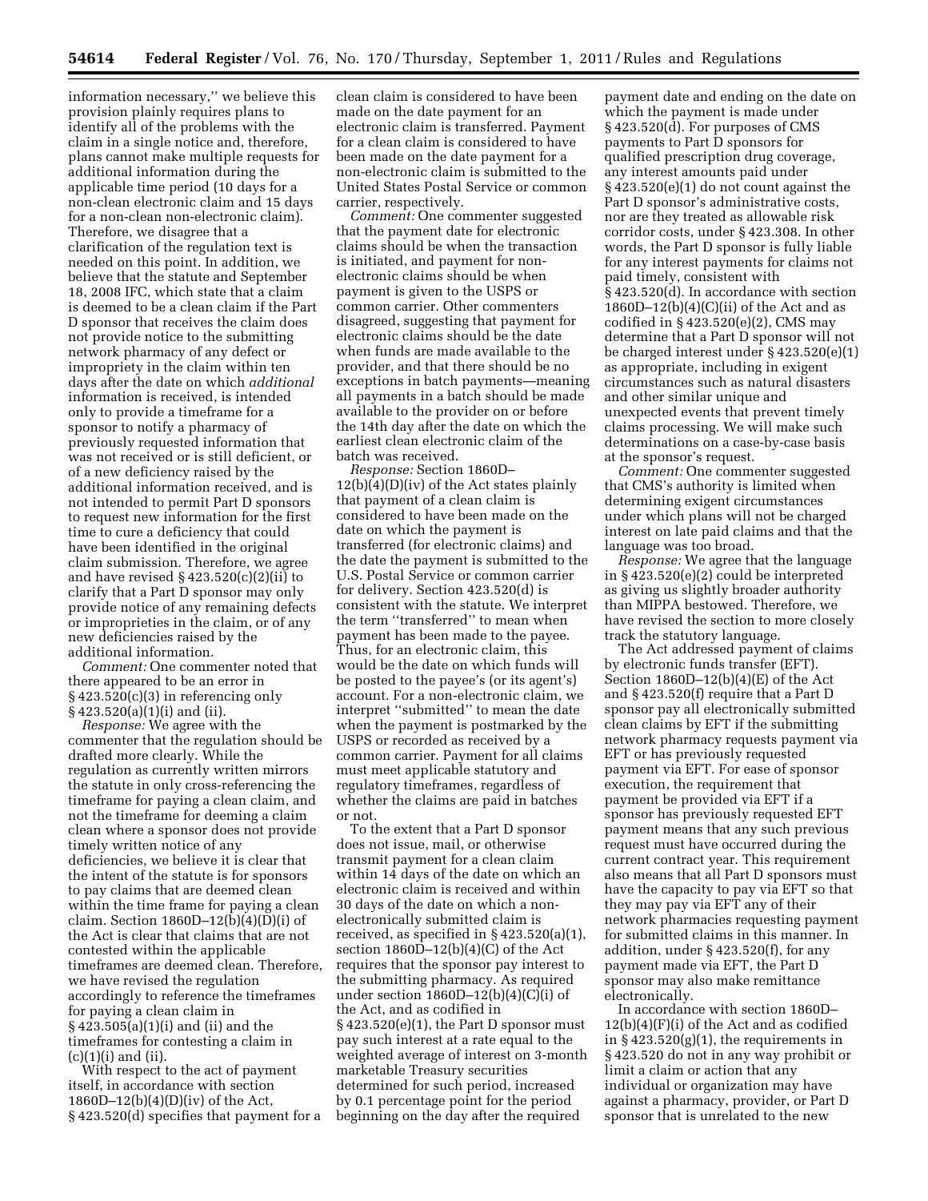information necessary,'' we believe this provision plainly requires plans to identify all of the problems with the claim in a single notice and, therefore, plans cannot make multiple requests for additional information during the applicable time period (10 days for a non-clean electronic claim and 15 days for a non-clean non-electronic claim). Therefore, we disagree that a clarification of the regulation text is needed on this point. In addition, we believe that the statute and September 18, 2008 IFC, which state that a claim is deemed to be a clean claim if the Part D sponsor that receives the claim does not provide notice to the submitting network pharmacy of any defect or impropriety in the claim within ten days after the date on which *additional* information is received, is intended only to provide a timeframe for a sponsor to notify a pharmacy of previously requested information that was not received or is still deficient, or of a new deficiency raised by the additional information received, and is not intended to permit Part D sponsors to request new information for the first time to cure a deficiency that could have been identified in the original claim submission. Therefore, we agree and have revised § 423.520(c)(2)(ii) to clarify that a Part D sponsor may only provide notice of any remaining defects or improprieties in the claim, or of any new deficiencies raised by the additional information.

*Comment:* One commenter noted that there appeared to be an error in § 423.520(c)(3) in referencing only § 423.520(a)(1)(i) and (ii).

*Response:* We agree with the commenter that the regulation should be drafted more clearly. While the regulation as currently written mirrors the statute in only cross-referencing the timeframe for paying a clean claim, and not the timeframe for deeming a claim clean where a sponsor does not provide timely written notice of any deficiencies, we believe it is clear that the intent of the statute is for sponsors to pay claims that are deemed clean within the time frame for paying a clean claim. Section 1860D–12(b)(4)(D)(i) of the Act is clear that claims that are not contested within the applicable timeframes are deemed clean. Therefore, we have revised the regulation accordingly to reference the timeframes for paying a clean claim in § 423.505(a)(1)(i) and (ii) and the timeframes for contesting a claim in (c)(1)(i) and (ii).

With respect to the act of payment itself, in accordance with section 1860D–12(b)(4)(D)(iv) of the Act, § 423.520(d) specifies that payment for a clean claim is considered to have been made on the date payment for an electronic claim is transferred. Payment for a clean claim is considered to have been made on the date payment for a non-electronic claim is submitted to the United States Postal Service or common carrier, respectively.

*Comment:* One commenter suggested that the payment date for electronic claims should be when the transaction is initiated, and payment for non-electronic claims should be when payment is given to the USPS or common carrier. Other commenters disagreed, suggesting that payment for electronic claims should be the date when funds are made available to the provider, and that there should be no exceptions in batch payments—meaning all payments in a batch should be made available to the provider on or before the 14th day after the date on which the earliest clean electronic claim of the batch was received.

*Response:* Section 1860D–12(b)(4)(D)(iv) of the Act states plainly that payment of a clean claim is considered to have been made on the date on which the payment is transferred (for electronic claims) and the date the payment is submitted to the U.S. Postal Service or common carrier for delivery. Section 423.520(d) is consistent with the statute. We interpret the term ''transferred'' to mean when payment has been made to the payee. Thus, for an electronic claim, this would be the date on which funds will be posted to the payee's (or its agent's) account. For a non-electronic claim, we interpret ''submitted'' to mean the date when the payment is postmarked by the USPS or recorded as received by a common carrier. Payment for all claims must meet applicable statutory and regulatory timeframes, regardless of whether the claims are paid in batches or not.

To the extent that a Part D sponsor does not issue, mail, or otherwise transmit payment for a clean claim within 14 days of the date on which an electronic claim is received and within 30 days of the date on which a non-electronically submitted claim is received, as specified in § 423.520(a)(1), section 1860D–12(b)(4)(C) of the Act requires that the sponsor pay interest to the submitting pharmacy. As required under section 1860D–12(b)(4)(C)(i) of the Act, and as codified in § 423.520(e)(1), the Part D sponsor must pay such interest at a rate equal to the weighted average of interest on 3-month marketable Treasury securities determined for such period, increased by 0.1 percentage point for the period beginning on the day after the required payment date and ending on the date on which the payment is made under § 423.520(d). For purposes of CMS payments to Part D sponsors for qualified prescription drug coverage, any interest amounts paid under § 423.520(e)(1) do not count against the Part D sponsor's administrative costs, nor are they treated as allowable risk corridor costs, under § 423.308. In other words, the Part D sponsor is fully liable for any interest payments for claims not paid timely, consistent with § 423.520(d). In accordance with section 1860D–12(b)(4)(C)(ii) of the Act and as codified in § 423.520(e)(2), CMS may determine that a Part D sponsor will not be charged interest under § 423.520(e)(1) as appropriate, including in exigent circumstances such as natural disasters and other similar unique and unexpected events that prevent timely claims processing. We will make such determinations on a case-by-case basis at the sponsor's request.

*Comment:* One commenter suggested that CMS's authority is limited when determining exigent circumstances under which plans will not be charged interest on late paid claims and that the language was too broad.

*Response:* We agree that the language in § 423.520(e)(2) could be interpreted as giving us slightly broader authority than MIPPA bestowed. Therefore, we have revised the section to more closely track the statutory language.

The Act addressed payment of claims by electronic funds transfer (EFT). Section 1860D–12(b)(4)(E) of the Act and § 423.520(f) require that a Part D sponsor pay all electronically submitted clean claims by EFT if the submitting network pharmacy requests payment via EFT or has previously requested payment via EFT. For ease of sponsor execution, the requirement that payment be provided via EFT if a sponsor has previously requested EFT payment means that any such previous request must have occurred during the current contract year. This requirement also means that all Part D sponsors must have the capacity to pay via EFT so that they may pay via EFT any of their network pharmacies requesting payment for submitted claims in this manner. In addition, under § 423.520(f), for any payment made via EFT, the Part D sponsor may also make remittance electronically.

In accordance with section 1860D–12(b)(4)(F)(i) of the Act and as codified in § 423.520(g)(1), the requirements in § 423.520 do not in any way prohibit or limit a claim or action that any individual or organization may have against a pharmacy, provider, or Part D sponsor that is unrelated to the new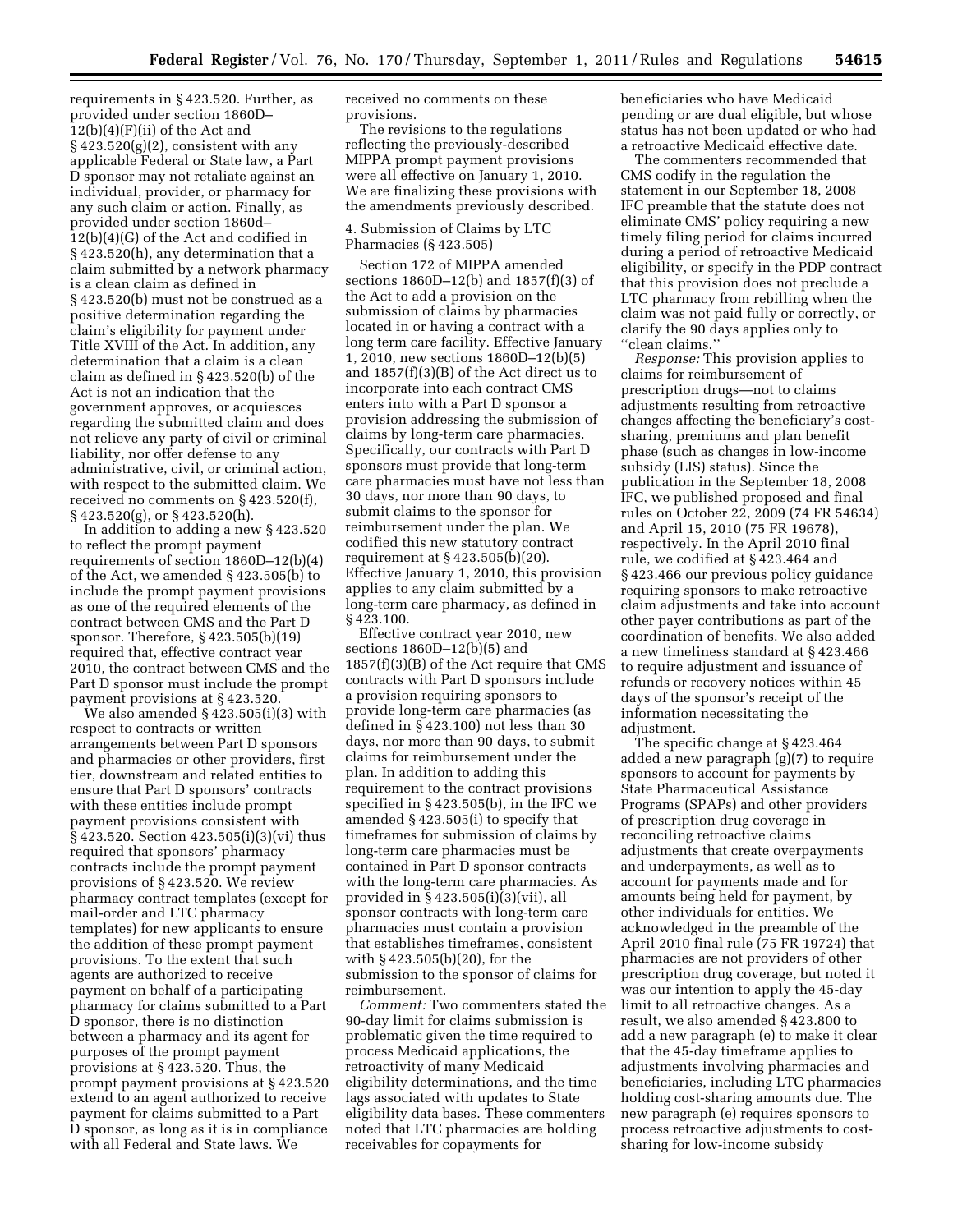requirements in § 423.520. Further, as provided under section 1860D–12(b)(4)(F)(ii) of the Act and § 423.520(g)(2), consistent with any applicable Federal or State law, a Part D sponsor may not retaliate against an individual, provider, or pharmacy for any such claim or action. Finally, as provided under section 1860d–12(b)(4)(G) of the Act and codified in § 423.520(h), any determination that a claim submitted by a network pharmacy is a clean claim as defined in § 423.520(b) must not be construed as a positive determination regarding the claim's eligibility for payment under Title XVIII of the Act. In addition, any determination that a claim is a clean claim as defined in § 423.520(b) of the Act is not an indication that the government approves, or acquiesces regarding the submitted claim and does not relieve any party of civil or criminal liability, nor offer defense to any administrative, civil, or criminal action, with respect to the submitted claim. We received no comments on § 423.520(f), § 423.520(g), or § 423.520(h).

In addition to adding a new § 423.520 to reflect the prompt payment requirements of section 1860D–12(b)(4) of the Act, we amended § 423.505(b) to include the prompt payment provisions as one of the required elements of the contract between CMS and the Part D sponsor. Therefore, § 423.505(b)(19) required that, effective contract year 2010, the contract between CMS and the Part D sponsor must include the prompt payment provisions at § 423.520.

We also amended § 423.505(i)(3) with respect to contracts or written arrangements between Part D sponsors and pharmacies or other providers, first tier, downstream and related entities to ensure that Part D sponsors' contracts with these entities include prompt payment provisions consistent with § 423.520. Section 423.505(i)(3)(vi) thus required that sponsors' pharmacy contracts include the prompt payment provisions of § 423.520. We review pharmacy contract templates (except for mail-order and LTC pharmacy templates) for new applicants to ensure the addition of these prompt payment provisions. To the extent that such agents are authorized to receive payment on behalf of a participating pharmacy for claims submitted to a Part D sponsor, there is no distinction between a pharmacy and its agent for purposes of the prompt payment provisions at § 423.520. Thus, the prompt payment provisions at § 423.520 extend to an agent authorized to receive payment for claims submitted to a Part D sponsor, as long as it is in compliance with all Federal and State laws. We received no comments on these provisions.

The revisions to the regulations reflecting the previously-described MIPPA prompt payment provisions were all effective on January 1, 2010. We are finalizing these provisions with the amendments previously described.

4. Submission of Claims by LTC Pharmacies (§ 423.505)

Section 172 of MIPPA amended sections 1860D–12(b) and 1857(f)(3) of the Act to add a provision on the submission of claims by pharmacies located in or having a contract with a long term care facility. Effective January 1, 2010, new sections 1860D–12(b)(5) and 1857(f)(3)(B) of the Act direct us to incorporate into each contract CMS enters into with a Part D sponsor a provision addressing the submission of claims by long-term care pharmacies. Specifically, our contracts with Part D sponsors must provide that long-term care pharmacies must have not less than 30 days, nor more than 90 days, to submit claims to the sponsor for reimbursement under the plan. We codified this new statutory contract requirement at § 423.505(b)(20). Effective January 1, 2010, this provision applies to any claim submitted by a long-term care pharmacy, as defined in § 423.100.

Effective contract year 2010, new sections 1860D–12(b)(5) and 1857(f)(3)(B) of the Act require that CMS contracts with Part D sponsors include a provision requiring sponsors to provide long-term care pharmacies (as defined in § 423.100) not less than 30 days, nor more than 90 days, to submit claims for reimbursement under the plan. In addition to adding this requirement to the contract provisions specified in § 423.505(b), in the IFC we amended § 423.505(i) to specify that timeframes for submission of claims by long-term care pharmacies must be contained in Part D sponsor contracts with the long-term care pharmacies. As provided in § 423.505(i)(3)(vii), all sponsor contracts with long-term care pharmacies must contain a provision that establishes timeframes, consistent with § 423.505(b)(20), for the submission to the sponsor of claims for reimbursement.

*Comment:* Two commenters stated the 90-day limit for claims submission is problematic given the time required to process Medicaid applications, the retroactivity of many Medicaid eligibility determinations, and the time lags associated with updates to State eligibility data bases. These commenters noted that LTC pharmacies are holding receivables for copayments for beneficiaries who have Medicaid pending or are dual eligible, but whose status has not been updated or who had a retroactive Medicaid effective date.

The commenters recommended that CMS codify in the regulation the statement in our September 18, 2008 IFC preamble that the statute does not eliminate CMS' policy requiring a new timely filing period for claims incurred during a period of retroactive Medicaid eligibility, or specify in the PDP contract that this provision does not preclude a LTC pharmacy from rebilling when the claim was not paid fully or correctly, or clarify the 90 days applies only to "clean claims."

*Response:* This provision applies to claims for reimbursement of prescription drugs—not to claims adjustments resulting from retroactive changes affecting the beneficiary's cost-sharing, premiums and plan benefit phase (such as changes in low-income subsidy (LIS) status). Since the publication in the September 18, 2008 IFC, we published proposed and final rules on October 22, 2009 (74 FR 54634) and April 15, 2010 (75 FR 19678), respectively. In the April 2010 final rule, we codified at § 423.464 and § 423.466 our previous policy guidance requiring sponsors to make retroactive claim adjustments and take into account other payer contributions as part of the coordination of benefits. We also added a new timeliness standard at § 423.466 to require adjustment and issuance of refunds or recovery notices within 45 days of the sponsor's receipt of the information necessitating the adjustment.

The specific change at § 423.464 added a new paragraph (g)(7) to require sponsors to account for payments by State Pharmaceutical Assistance Programs (SPAPs) and other providers of prescription drug coverage in reconciling retroactive claims adjustments that create overpayments and underpayments, as well as to account for payments made and for amounts being held for payment, by other individuals for entities. We acknowledged in the preamble of the April 2010 final rule (75 FR 19724) that pharmacies are not providers of other prescription drug coverage, but noted it was our intention to apply the 45-day limit to all retroactive changes. As a result, we also amended § 423.800 to add a new paragraph (e) to make it clear that the 45-day timeframe applies to adjustments involving pharmacies and beneficiaries, including LTC pharmacies holding cost-sharing amounts due. The new paragraph (e) requires sponsors to process retroactive adjustments to cost-sharing for low-income subsidy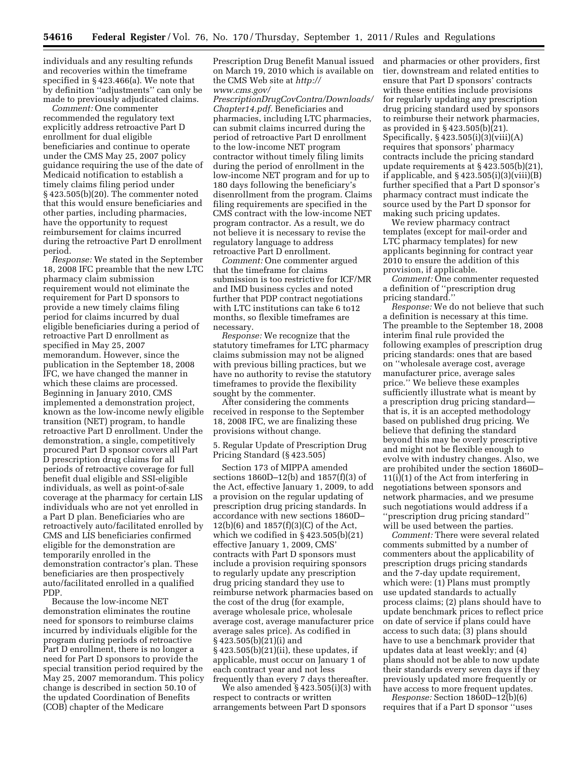individuals and any resulting refunds and recoveries within the timeframe specified in § 423.466(a). We note that by definition ''adjustments'' can only be made to previously adjudicated claims.

*Comment:* One commenter recommended the regulatory text explicitly address retroactive Part D enrollment for dual eligible beneficiaries and continue to operate under the CMS May 25, 2007 policy guidance requiring the use of the date of Medicaid notification to establish a timely claims filing period under § 423.505(b)(20). The commenter noted that this would ensure beneficiaries and other parties, including pharmacies, have the opportunity to request reimbursement for claims incurred during the retroactive Part D enrollment period.

*Response:* We stated in the September 18, 2008 IFC preamble that the new LTC pharmacy claim submission requirement would not eliminate the requirement for Part D sponsors to provide a new timely claims filing period for claims incurred by dual eligible beneficiaries during a period of retroactive Part D enrollment as specified in May 25, 2007 memorandum. However, since the publication in the September 18, 2008 IFC, we have changed the manner in which these claims are processed. Beginning in January 2010, CMS implemented a demonstration project, known as the low-income newly eligible transition (NET) program, to handle retroactive Part D enrollment. Under the demonstration, a single, competitively procured Part D sponsor covers all Part D prescription drug claims for all periods of retroactive coverage for full benefit dual eligible and SSI-eligible individuals, as well as point-of-sale coverage at the pharmacy for certain LIS individuals who are not yet enrolled in a Part D plan. Beneficiaries who are retroactively auto/facilitated enrolled by CMS and LIS beneficiaries confirmed eligible for the demonstration are temporarily enrolled in the demonstration contractor's plan. These beneficiaries are then prospectively auto/facilitated enrolled in a qualified PDP.

Because the low-income NET demonstration eliminates the routine need for sponsors to reimburse claims incurred by individuals eligible for the program during periods of retroactive Part D enrollment, there is no longer a need for Part D sponsors to provide the special transition period required by the May 25, 2007 memorandum. This policy change is described in section 50.10 of the updated Coordination of Benefits (COB) chapter of the Medicare Prescription Drug Benefit Manual issued on March 19, 2010 which is available on the CMS Web site at *http://www.cms.gov/PrescriptionDrugCovContra/Downloads/Chapter14.pdf.* Beneficiaries and pharmacies, including LTC pharmacies, can submit claims incurred during the period of retroactive Part D enrollment to the low-income NET program contractor without timely filing limits during the period of enrollment in the low-income NET program and for up to 180 days following the beneficiary's disenrollment from the program. Claims filing requirements are specified in the CMS contract with the low-income NET program contractor. As a result, we do not believe it is necessary to revise the regulatory language to address retroactive Part D enrollment.

*Comment:* One commenter argued that the timeframe for claims submission is too restrictive for ICF/MR and IMD business cycles and noted further that PDP contract negotiations with LTC institutions can take 6 to12 months, so flexible timeframes are necessary.

*Response:* We recognize that the statutory timeframes for LTC pharmacy claims submission may not be aligned with previous billing practices, but we have no authority to revise the statutory timeframes to provide the flexibility sought by the commenter.

After considering the comments received in response to the September 18, 2008 IFC, we are finalizing these provisions without change.

5. Regular Update of Prescription Drug Pricing Standard (§ 423.505)

Section 173 of MIPPA amended sections 1860D–12(b) and 1857(f)(3) of the Act, effective January 1, 2009, to add a provision on the regular updating of prescription drug pricing standards. In accordance with new sections 1860D–12(b)(6) and 1857(f)(3)(C) of the Act, which we codified in § 423.505(b)(21) effective January 1, 2009, CMS' contracts with Part D sponsors must include a provision requiring sponsors to regularly update any prescription drug pricing standard they use to reimburse network pharmacies based on the cost of the drug (for example, average wholesale price, wholesale average cost, average manufacturer price average sales price). As codified in § 423.505(b)(21)(i) and § 423.505(b)(21)(ii), these updates, if applicable, must occur on January 1 of each contract year and not less frequently than every 7 days thereafter.

We also amended § 423.505(i)(3) with respect to contracts or written arrangements between Part D sponsors and pharmacies or other providers, first tier, downstream and related entities to ensure that Part D sponsors' contracts with these entities include provisions for regularly updating any prescription drug pricing standard used by sponsors to reimburse their network pharmacies, as provided in § 423.505(b)(21). Specifically, § 423.505(i)(3)(viii)(A) requires that sponsors' pharmacy contracts include the pricing standard update requirements at § 423.505(b)(21), if applicable, and § 423.505(i)(3)(viii)(B) further specified that a Part D sponsor's pharmacy contract must indicate the source used by the Part D sponsor for making such pricing updates.

We review pharmacy contract templates (except for mail-order and LTC pharmacy templates) for new applicants beginning for contract year 2010 to ensure the addition of this provision, if applicable.

*Comment:* One commenter requested a definition of ''prescription drug pricing standard.''

*Response:* We do not believe that such a definition is necessary at this time. The preamble to the September 18, 2008 interim final rule provided the following examples of prescription drug pricing standards: ones that are based on ''wholesale average cost, average manufacturer price, average sales price.'' We believe these examples sufficiently illustrate what is meant by a prescription drug pricing standard— that is, it is an accepted methodology based on published drug pricing. We believe that defining the standard beyond this may be overly prescriptive and might not be flexible enough to evolve with industry changes. Also, we are prohibited under the section 1860D–11(i)(1) of the Act from interfering in negotiations between sponsors and network pharmacies, and we presume such negotiations would address if a ''prescription drug pricing standard'' will be used between the parties.

*Comment:* There were several related comments submitted by a number of commenters about the applicability of prescription drugs pricing standards and the 7-day update requirement, which were: (1) Plans must promptly use updated standards to actually process claims; (2) plans should have to update benchmark prices to reflect price on date of service if plans could have access to such data; (3) plans should have to use a benchmark provider that updates data at least weekly; and (4) plans should not be able to now update their standards every seven days if they previously updated more frequently or have access to more frequent updates.

*Response:* Section 1860D–12(b)(6) requires that if a Part D sponsor ''uses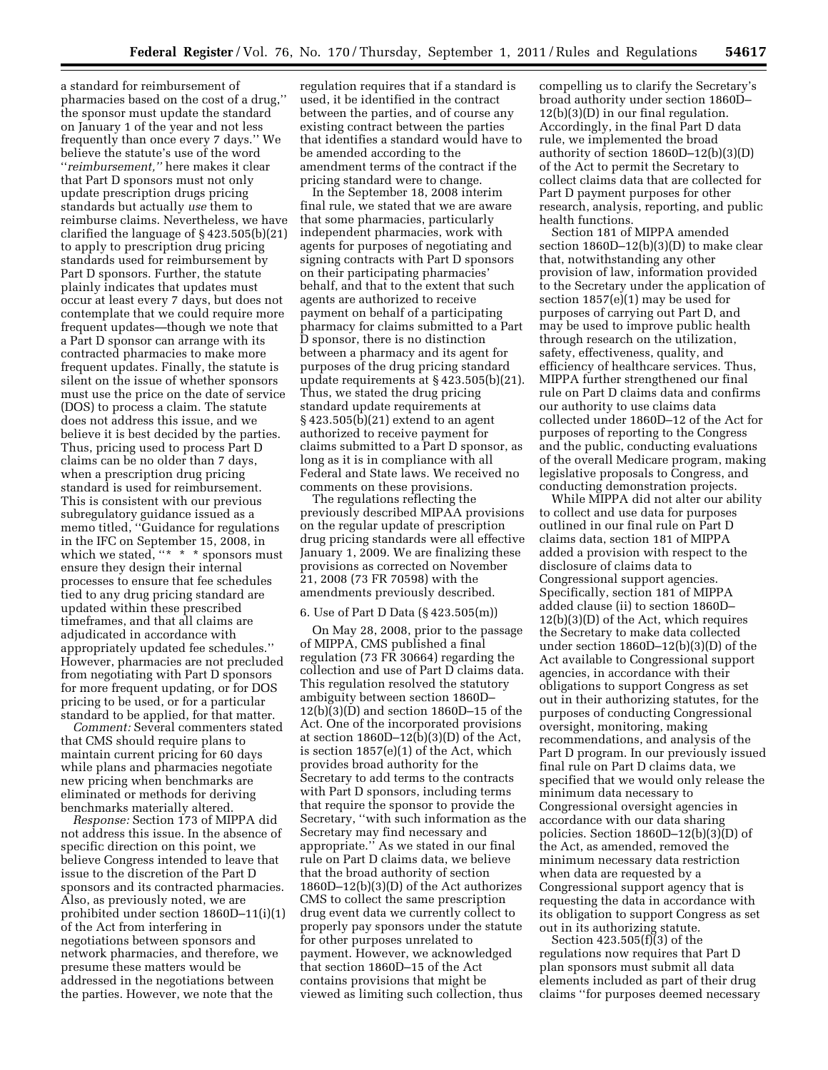a standard for reimbursement of pharmacies based on the cost of a drug,'' the sponsor must update the standard on January 1 of the year and not less frequently than once every 7 days.'' We believe the statute's use of the word ''*reimbursement,*'' here makes it clear that Part D sponsors must not only update prescription drugs pricing standards but actually *use* them to reimburse claims. Nevertheless, we have clarified the language of § 423.505(b)(21) to apply to prescription drug pricing standards used for reimbursement by Part D sponsors. Further, the statute plainly indicates that updates must occur at least every 7 days, but does not contemplate that we could require more frequent updates—though we note that a Part D sponsor can arrange with its contracted pharmacies to make more frequent updates. Finally, the statute is silent on the issue of whether sponsors must use the price on the date of service (DOS) to process a claim. The statute does not address this issue, and we believe it is best decided by the parties. Thus, pricing used to process Part D claims can be no older than 7 days, when a prescription drug pricing standard is used for reimbursement. This is consistent with our previous subregulatory guidance issued as a memo titled, ''Guidance for regulations in the IFC on September 15, 2008, in which we stated, ''* * * sponsors must ensure they design their internal processes to ensure that fee schedules tied to any drug pricing standard are updated within these prescribed timeframes, and that all claims are adjudicated in accordance with appropriately updated fee schedules.'' However, pharmacies are not precluded from negotiating with Part D sponsors for more frequent updating, or for DOS pricing to be used, or for a particular standard to be applied, for that matter.

*Comment:* Several commenters stated that CMS should require plans to maintain current pricing for 60 days while plans and pharmacies negotiate new pricing when benchmarks are eliminated or methods for deriving benchmarks materially altered.

*Response:* Section 173 of MIPPA did not address this issue. In the absence of specific direction on this point, we believe Congress intended to leave that issue to the discretion of the Part D sponsors and its contracted pharmacies. Also, as previously noted, we are prohibited under section 1860D–11(i)(1) of the Act from interfering in negotiations between sponsors and network pharmacies, and therefore, we presume these matters would be addressed in the negotiations between the parties. However, we note that the regulation requires that if a standard is used, it be identified in the contract between the parties, and of course any existing contract between the parties that identifies a standard would have to be amended according to the amendment terms of the contract if the pricing standard were to change.

In the September 18, 2008 interim final rule, we stated that we are aware that some pharmacies, particularly independent pharmacies, work with agents for purposes of negotiating and signing contracts with Part D sponsors on their participating pharmacies' behalf, and that to the extent that such agents are authorized to receive payment on behalf of a participating pharmacy for claims submitted to a Part D sponsor, there is no distinction between a pharmacy and its agent for purposes of the drug pricing standard update requirements at § 423.505(b)(21). Thus, we stated the drug pricing standard update requirements at § 423.505(b)(21) extend to an agent authorized to receive payment for claims submitted to a Part D sponsor, as long as it is in compliance with all Federal and State laws. We received no comments on these provisions.

The regulations reflecting the previously described MIPAA provisions on the regular update of prescription drug pricing standards were all effective January 1, 2009. We are finalizing these provisions as corrected on November 21, 2008 (73 FR 70598) with the amendments previously described.

6. Use of Part D Data (§ 423.505(m))

On May 28, 2008, prior to the passage of MIPPA, CMS published a final regulation (73 FR 30664) regarding the collection and use of Part D claims data. This regulation resolved the statutory ambiguity between section 1860D–12(b)(3)(D) and section 1860D–15 of the Act. One of the incorporated provisions at section 1860D–12(b)(3)(D) of the Act, is section 1857(e)(1) of the Act, which provides broad authority for the Secretary to add terms to the contracts with Part D sponsors, including terms that require the sponsor to provide the Secretary, ''with such information as the Secretary may find necessary and appropriate.'' As we stated in our final rule on Part D claims data, we believe that the broad authority of section 1860D–12(b)(3)(D) of the Act authorizes CMS to collect the same prescription drug event data we currently collect to properly pay sponsors under the statute for other purposes unrelated to payment. However, we acknowledged that section 1860D–15 of the Act contains provisions that might be viewed as limiting such collection, thus compelling us to clarify the Secretary's broad authority under section 1860D–12(b)(3)(D) in our final regulation. Accordingly, in the final Part D data rule, we implemented the broad authority of section 1860D–12(b)(3)(D) of the Act to permit the Secretary to collect claims data that are collected for Part D payment purposes for other research, analysis, reporting, and public health functions.

Section 181 of MIPPA amended section 1860D–12(b)(3)(D) to make clear that, notwithstanding any other provision of law, information provided to the Secretary under the application of section 1857(e)(1) may be used for purposes of carrying out Part D, and may be used to improve public health through research on the utilization, safety, effectiveness, quality, and efficiency of healthcare services. Thus, MIPPA further strengthened our final rule on Part D claims data and confirms our authority to use claims data collected under 1860D–12 of the Act for purposes of reporting to the Congress and the public, conducting evaluations of the overall Medicare program, making legislative proposals to Congress, and conducting demonstration projects.

While MIPPA did not alter our ability to collect and use data for purposes outlined in our final rule on Part D claims data, section 181 of MIPPA added a provision with respect to the disclosure of claims data to Congressional support agencies. Specifically, section 181 of MIPPA added clause (ii) to section 1860D–12(b)(3)(D) of the Act, which requires the Secretary to make data collected under section 1860D–12(b)(3)(D) of the Act available to Congressional support agencies, in accordance with their obligations to support Congress as set out in their authorizing statutes, for the purposes of conducting Congressional oversight, monitoring, making recommendations, and analysis of the Part D program. In our previously issued final rule on Part D claims data, we specified that we would only release the minimum data necessary to Congressional oversight agencies in accordance with our data sharing policies. Section 1860D–12(b)(3)(D) of the Act, as amended, removed the minimum necessary data restriction when data are requested by a Congressional support agency that is requesting the data in accordance with its obligation to support Congress as set out in its authorizing statute.

Section 423.505(f)(3) of the regulations now requires that Part D plan sponsors must submit all data elements included as part of their drug claims ''for purposes deemed necessary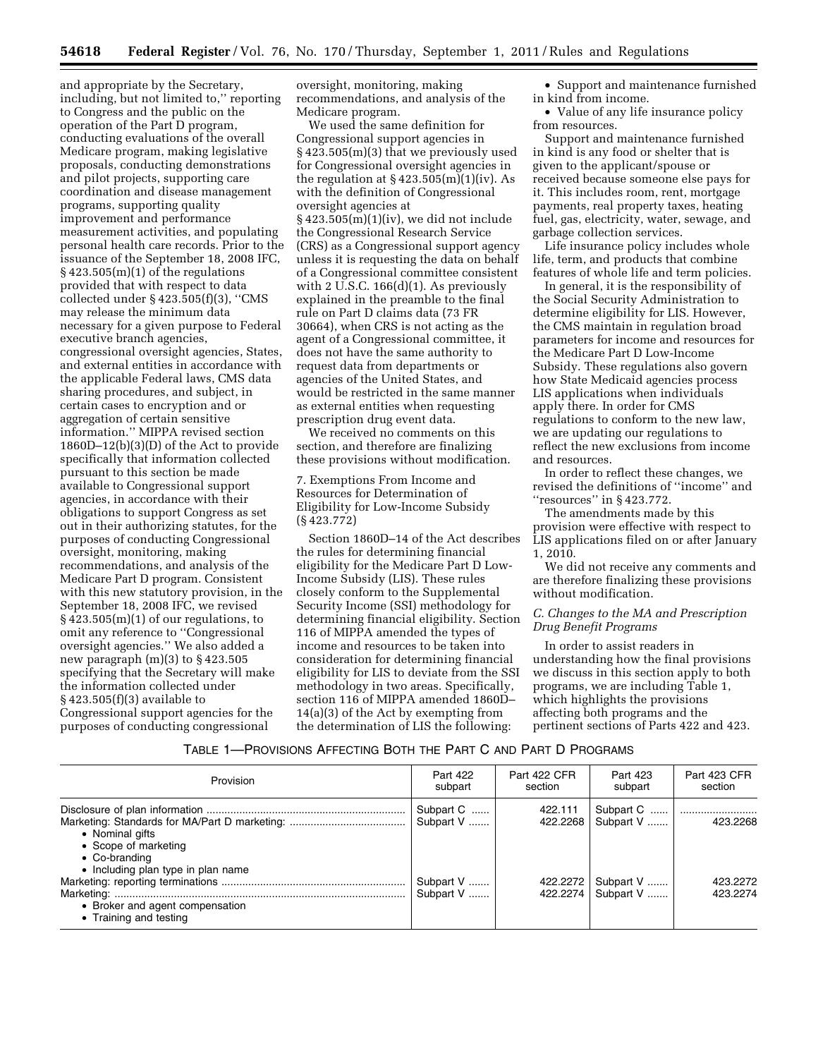and appropriate by the Secretary, including, but not limited to,'' reporting to Congress and the public on the operation of the Part D program, conducting evaluations of the overall Medicare program, making legislative proposals, conducting demonstrations and pilot projects, supporting care coordination and disease management programs, supporting quality improvement and performance measurement activities, and populating personal health care records. Prior to the issuance of the September 18, 2008 IFC, § 423.505(m)(1) of the regulations provided that with respect to data collected under § 423.505(f)(3), ''CMS may release the minimum data necessary for a given purpose to Federal executive branch agencies, congressional oversight agencies, States, and external entities in accordance with the applicable Federal laws, CMS data sharing procedures, and subject, in certain cases to encryption and or aggregation of certain sensitive information.'' MIPPA revised section 1860D–12(b)(3)(D) of the Act to provide specifically that information collected pursuant to this section be made available to Congressional support agencies, in accordance with their obligations to support Congress as set out in their authorizing statutes, for the purposes of conducting Congressional oversight, monitoring, making recommendations, and analysis of the Medicare Part D program. Consistent with this new statutory provision, in the September 18, 2008 IFC, we revised § 423.505(m)(1) of our regulations, to omit any reference to ''Congressional oversight agencies.'' We also added a new paragraph (m)(3) to § 423.505 specifying that the Secretary will make the information collected under § 423.505(f)(3) available to Congressional support agencies for the purposes of conducting congressional oversight, monitoring, making recommendations, and analysis of the Medicare program.

We used the same definition for Congressional support agencies in § 423.505(m)(3) that we previously used for Congressional oversight agencies in the regulation at § 423.505(m)(1)(iv). As with the definition of Congressional oversight agencies at § 423.505(m)(1)(iv), we did not include the Congressional Research Service (CRS) as a Congressional support agency unless it is requesting the data on behalf of a Congressional committee consistent with 2 U.S.C. 166(d)(1). As previously explained in the preamble to the final rule on Part D claims data (73 FR 30664), when CRS is not acting as the agent of a Congressional committee, it does not have the same authority to request data from departments or agencies of the United States, and would be restricted in the same manner as external entities when requesting prescription drug event data.

We received no comments on this section, and therefore are finalizing these provisions without modification.

7. Exemptions From Income and Resources for Determination of Eligibility for Low-Income Subsidy (§ 423.772)

Section 1860D–14 of the Act describes the rules for determining financial eligibility for the Medicare Part D Low-Income Subsidy (LIS). These rules closely conform to the Supplemental Security Income (SSI) methodology for determining financial eligibility. Section 116 of MIPPA amended the types of income and resources to be taken into consideration for determining financial eligibility for LIS to deviate from the SSI methodology in two areas. Specifically, section 116 of MIPPA amended 1860D–14(a)(3) of the Act by exempting from the determination of LIS the following:

- Support and maintenance furnished in kind from income.
- Value of any life insurance policy from resources.

Support and maintenance furnished in kind is any food or shelter that is given to the applicant/spouse or received because someone else pays for it. This includes room, rent, mortgage payments, real property taxes, heating fuel, gas, electricity, water, sewage, and garbage collection services.

Life insurance policy includes whole life, term, and products that combine features of whole life and term policies.

In general, it is the responsibility of the Social Security Administration to determine eligibility for LIS. However, the CMS maintain in regulation broad parameters for income and resources for the Medicare Part D Low-Income Subsidy. These regulations also govern how State Medicaid agencies process LIS applications when individuals apply there. In order for CMS regulations to conform to the new law, we are updating our regulations to reflect the new exclusions from income and resources.

In order to reflect these changes, we revised the definitions of ''income'' and ''resources'' in § 423.772.

The amendments made by this provision were effective with respect to LIS applications filed on or after January 1, 2010.

We did not receive any comments and are therefore finalizing these provisions without modification.

### *C. Changes to the MA and Prescription Drug Benefit Programs*

In order to assist readers in understanding how the final provisions we discuss in this section apply to both programs, we are including Table 1, which highlights the provisions affecting both programs and the pertinent sections of Parts 422 and 423.

TABLE 1—PROVISIONS AFFECTING BOTH THE PART C AND PART D PROGRAMS

| Provision | Part 422 subpart | Part 422 CFR section | Part 423 subpart | Part 423 CFR section |
|---|---|---|---|---|
| Disclosure of plan information | Subpart C | 422.111 | Subpart C | |
| Marketing: Standards for MA/Part D marketing: • Nominal gifts • Scope of marketing • Co-branding • Including plan type in plan name | Subpart V | 422.2268 | Subpart V | 423.2268 |
| Marketing: reporting terminations | Subpart V | 422.2272 | Subpart V | 423.2272 |
| Marketing: • Broker and agent compensation • Training and testing | Subpart V | 422.2274 | Subpart V | 423.2274 |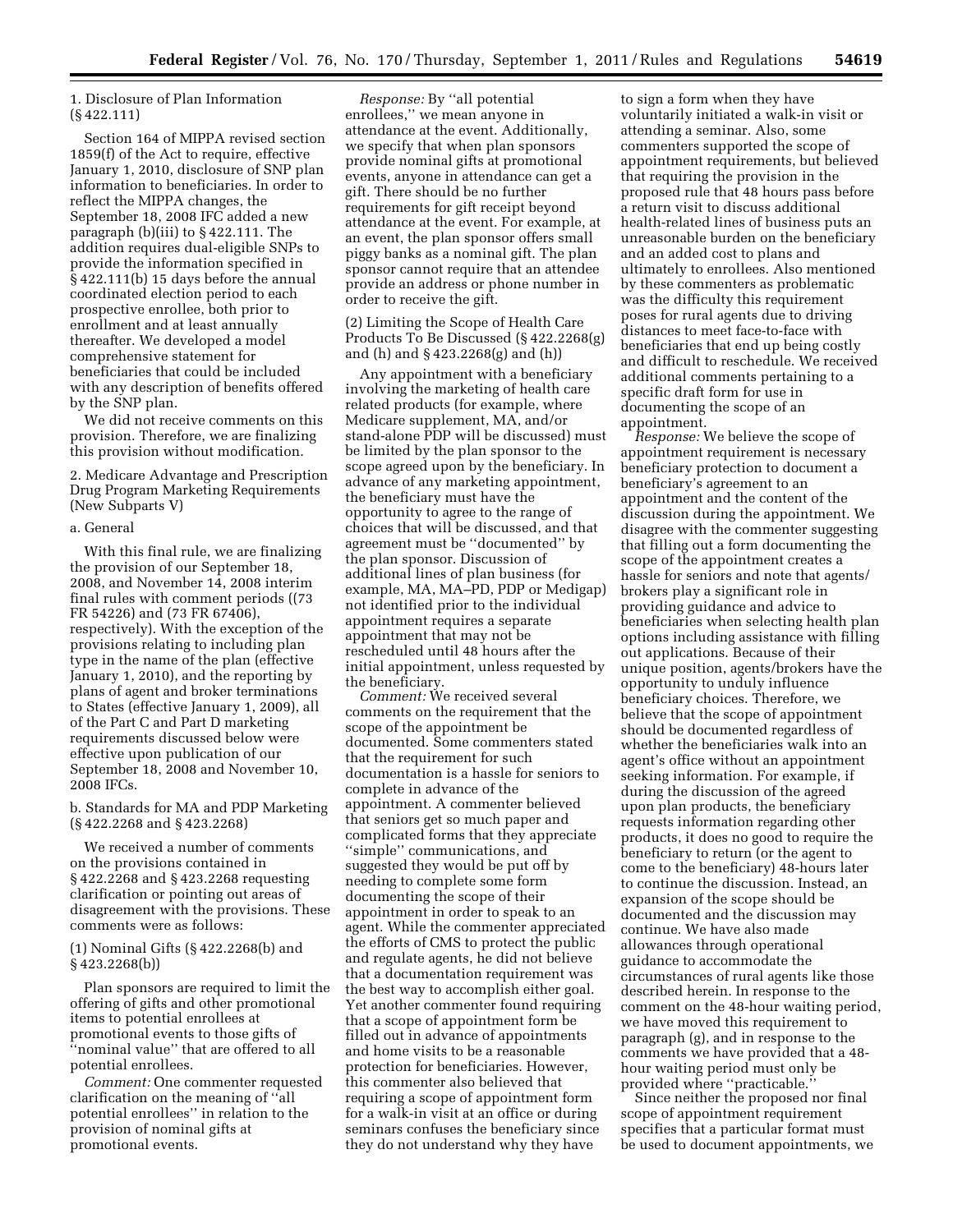1. Disclosure of Plan Information (§ 422.111)

Section 164 of MIPPA revised section 1859(f) of the Act to require, effective January 1, 2010, disclosure of SNP plan information to beneficiaries. In order to reflect the MIPPA changes, the September 18, 2008 IFC added a new paragraph (b)(iii) to § 422.111. The addition requires dual-eligible SNPs to provide the information specified in § 422.111(b) 15 days before the annual coordinated election period to each prospective enrollee, both prior to enrollment and at least annually thereafter. We developed a model comprehensive statement for beneficiaries that could be included with any description of benefits offered by the SNP plan.

We did not receive comments on this provision. Therefore, we are finalizing this provision without modification.

2. Medicare Advantage and Prescription Drug Program Marketing Requirements (New Subparts V)

a. General

With this final rule, we are finalizing the provision of our September 18, 2008, and November 14, 2008 interim final rules with comment periods ((73 FR 54226) and (73 FR 67406), respectively). With the exception of the provisions relating to including plan type in the name of the plan (effective January 1, 2010), and the reporting by plans of agent and broker terminations to States (effective January 1, 2009), all of the Part C and Part D marketing requirements discussed below were effective upon publication of our September 18, 2008 and November 10, 2008 IFCs.

b. Standards for MA and PDP Marketing (§ 422.2268 and § 423.2268)

We received a number of comments on the provisions contained in § 422.2268 and § 423.2268 requesting clarification or pointing out areas of disagreement with the provisions. These comments were as follows:

(1) Nominal Gifts (§ 422.2268(b) and § 423.2268(b))

Plan sponsors are required to limit the offering of gifts and other promotional items to potential enrollees at promotional events to those gifts of "nominal value" that are offered to all potential enrollees.

*Comment:* One commenter requested clarification on the meaning of "all potential enrollees" in relation to the provision of nominal gifts at promotional events.

*Response:* By "all potential enrollees," we mean anyone in attendance at the event. Additionally, we specify that when plan sponsors provide nominal gifts at promotional events, anyone in attendance can get a gift. There should be no further requirements for gift receipt beyond attendance at the event. For example, at an event, the plan sponsor offers small piggy banks as a nominal gift. The plan sponsor cannot require that an attendee provide an address or phone number in order to receive the gift.

(2) Limiting the Scope of Health Care Products To Be Discussed (§ 422.2268(g) and (h) and § 423.2268(g) and (h))

Any appointment with a beneficiary involving the marketing of health care related products (for example, where Medicare supplement, MA, and/or stand-alone PDP will be discussed) must be limited by the plan sponsor to the scope agreed upon by the beneficiary. In advance of any marketing appointment, the beneficiary must have the opportunity to agree to the range of choices that will be discussed, and that agreement must be "documented" by the plan sponsor. Discussion of additional lines of plan business (for example, MA, MA–PD, PDP or Medigap) not identified prior to the individual appointment requires a separate appointment that may not be rescheduled until 48 hours after the initial appointment, unless requested by the beneficiary.

*Comment:* We received several comments on the requirement that the scope of the appointment be documented. Some commenters stated that the requirement for such documentation is a hassle for seniors to complete in advance of the appointment. A commenter believed that seniors get so much paper and complicated forms that they appreciate "simple" communications, and suggested they would be put off by needing to complete some form documenting the scope of their appointment in order to speak to an agent. While the commenter appreciated the efforts of CMS to protect the public and regulate agents, he did not believe that a documentation requirement was the best way to accomplish either goal. Yet another commenter found requiring that a scope of appointment form be filled out in advance of appointments and home visits to be a reasonable protection for beneficiaries. However, this commenter also believed that requiring a scope of appointment form for a walk-in visit at an office or during seminars confuses the beneficiary since they do not understand why they have to sign a form when they have voluntarily initiated a walk-in visit or attending a seminar. Also, some commenters supported the scope of appointment requirements, but believed that requiring the provision in the proposed rule that 48 hours pass before a return visit to discuss additional health-related lines of business puts an unreasonable burden on the beneficiary and an added cost to plans and ultimately to enrollees. Also mentioned by these commenters as problematic was the difficulty this requirement poses for rural agents due to driving distances to meet face-to-face with beneficiaries that end up being costly and difficult to reschedule. We received additional comments pertaining to a specific draft form for use in documenting the scope of an appointment.

*Response:* We believe the scope of appointment requirement is necessary beneficiary protection to document a beneficiary's agreement to an appointment and the content of the discussion during the appointment. We disagree with the commenter suggesting that filling out a form documenting the scope of the appointment creates a hassle for seniors and note that agents/brokers play a significant role in providing guidance and advice to beneficiaries when selecting health plan options including assistance with filling out applications. Because of their unique position, agents/brokers have the opportunity to unduly influence beneficiary choices. Therefore, we believe that the scope of appointment should be documented regardless of whether the beneficiaries walk into an agent's office without an appointment seeking information. For example, if during the discussion of the agreed upon plan products, the beneficiary requests information regarding other products, it does no good to require the beneficiary to return (or the agent to come to the beneficiary) 48-hours later to continue the discussion. Instead, an expansion of the scope should be documented and the discussion may continue. We have also made allowances through operational guidance to accommodate the circumstances of rural agents like those described herein. In response to the comment on the 48-hour waiting period, we have moved this requirement to paragraph (g), and in response to the comments we have provided that a 48-hour waiting period must only be provided where "practicable."

Since neither the proposed nor final scope of appointment requirement specifies that a particular format must be used to document appointments, we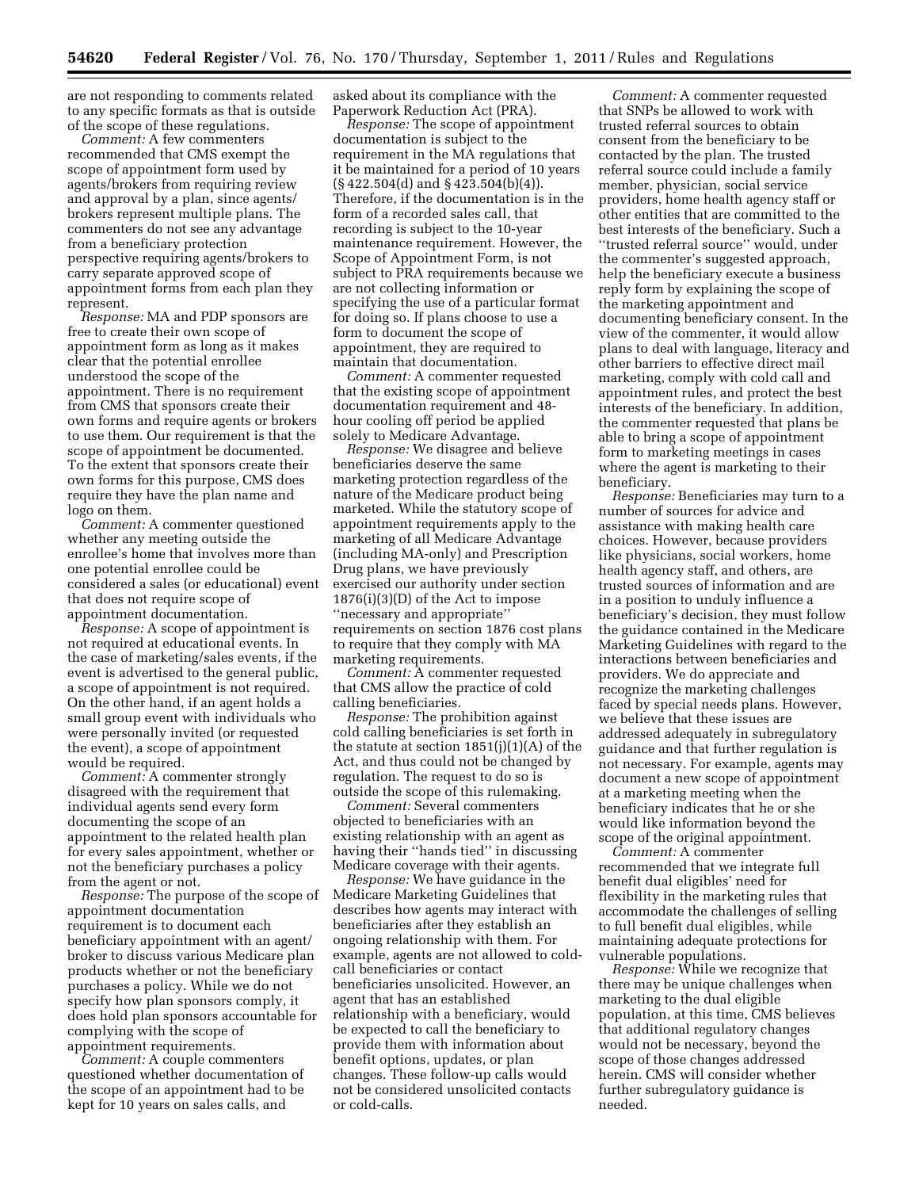are not responding to comments related to any specific formats as that is outside of the scope of these regulations.

*Comment:* A few commenters recommended that CMS exempt the scope of appointment form used by agents/brokers from requiring review and approval by a plan, since agents/brokers represent multiple plans. The commenters do not see any advantage from a beneficiary protection perspective requiring agents/brokers to carry separate approved scope of appointment forms from each plan they represent.

*Response:* MA and PDP sponsors are free to create their own scope of appointment form as long as it makes clear that the potential enrollee understood the scope of the appointment. There is no requirement from CMS that sponsors create their own forms and require agents or brokers to use them. Our requirement is that the scope of appointment be documented. To the extent that sponsors create their own forms for this purpose, CMS does require they have the plan name and logo on them.

*Comment:* A commenter questioned whether any meeting outside the enrollee's home that involves more than one potential enrollee could be considered a sales (or educational) event that does not require scope of appointment documentation.

*Response:* A scope of appointment is not required at educational events. In the case of marketing/sales events, if the event is advertised to the general public, a scope of appointment is not required. On the other hand, if an agent holds a small group event with individuals who were personally invited (or requested the event), a scope of appointment would be required.

*Comment:* A commenter strongly disagreed with the requirement that individual agents send every form documenting the scope of an appointment to the related health plan for every sales appointment, whether or not the beneficiary purchases a policy from the agent or not.

*Response:* The purpose of the scope of appointment documentation requirement is to document each beneficiary appointment with an agent/broker to discuss various Medicare plan products whether or not the beneficiary purchases a policy. While we do not specify how plan sponsors comply, it does hold plan sponsors accountable for complying with the scope of appointment requirements.

*Comment:* A couple commenters questioned whether documentation of the scope of an appointment had to be kept for 10 years on sales calls, and asked about its compliance with the Paperwork Reduction Act (PRA).

*Response:* The scope of appointment documentation is subject to the requirement in the MA regulations that it be maintained for a period of 10 years (§ 422.504(d) and § 423.504(b)(4)). Therefore, if the documentation is in the form of a recorded sales call, that recording is subject to the 10-year maintenance requirement. However, the Scope of Appointment Form, is not subject to PRA requirements because we are not collecting information or specifying the use of a particular format for doing so. If plans choose to use a form to document the scope of appointment, they are required to maintain that documentation.

*Comment:* A commenter requested that the existing scope of appointment documentation requirement and 48-hour cooling off period be applied solely to Medicare Advantage.

*Response:* We disagree and believe beneficiaries deserve the same marketing protection regardless of the nature of the Medicare product being marketed. While the statutory scope of appointment requirements apply to the marketing of Medicare Advantage (including MA-only) and Prescription Drug plans, we have previously exercised our authority under section 1876(i)(3)(D) of the Act to impose "necessary and appropriate" requirements on section 1876 cost plans to require that they comply with MA marketing requirements.

*Comment:* A commenter requested that CMS allow the practice of cold calling beneficiaries.

*Response:* The prohibition against cold calling beneficiaries is set forth in the statute at section 1851(j)(1)(A) of the Act, and thus could not be changed by regulation. The request to do so is outside the scope of this rulemaking.

*Comment:* Several commenters objected to beneficiaries with an existing relationship with an agent as having their "hands tied" in discussing Medicare coverage with their agents.

*Response:* We have guidance in the Medicare Marketing Guidelines that describes how agents may interact with beneficiaries after they establish an ongoing relationship with them. For example, agents are not allowed to cold-call beneficiaries or contact beneficiaries unsolicited. However, an agent that has an established relationship with a beneficiary, would be expected to call the beneficiary to provide them with information about benefit options, updates, or plan changes. These follow-up calls would not be considered unsolicited contacts or cold-calls.

*Comment:* A commenter requested that SNPs be allowed to work with trusted referral sources to obtain consent from the beneficiary to be contacted by the plan. The trusted referral source could include a family member, physician, social service providers, home health agency staff or other entities that are committed to the best interests of the beneficiary. Such a "trusted referral source" would, under the commenter's suggested approach, help the beneficiary execute a business reply form by explaining the scope of the marketing appointment and documenting beneficiary consent. In the view of the commenter, it would allow plans to deal with language, literacy and other barriers to effective direct mail marketing, comply with cold call and appointment rules, and protect the best interests of the beneficiary. In addition, the commenter requested that plans be able to bring a scope of appointment form to marketing meetings in cases where the agent is marketing to their beneficiary.

*Response:* Beneficiaries may turn to a number of sources for advice and assistance with making health care choices. However, because providers like physicians, social workers, home health agency staff, and others, are trusted sources of information and are in a position to unduly influence a beneficiary's decision, they must follow the guidance contained in the Medicare Marketing Guidelines with regard to the interactions between beneficiaries and providers. We do appreciate and recognize the marketing challenges faced by special needs plans. However, we believe that these issues are addressed adequately in subregulatory guidance and that further regulation is not necessary. For example, agents may document a new scope of appointment at a marketing meeting when the beneficiary indicates that he or she would like information beyond the scope of the original appointment.

*Comment:* A commenter recommended that we integrate full benefit dual eligibles' need for flexibility in the marketing rules that accommodate the challenges of selling to full benefit dual eligibles, while maintaining adequate protections for vulnerable populations.

*Response:* While we recognize that there may be unique challenges when marketing to the dual eligible population, at this time, CMS believes that additional regulatory changes would not be necessary, beyond the scope of those changes addressed herein. CMS will consider whether further subregulatory guidance is needed.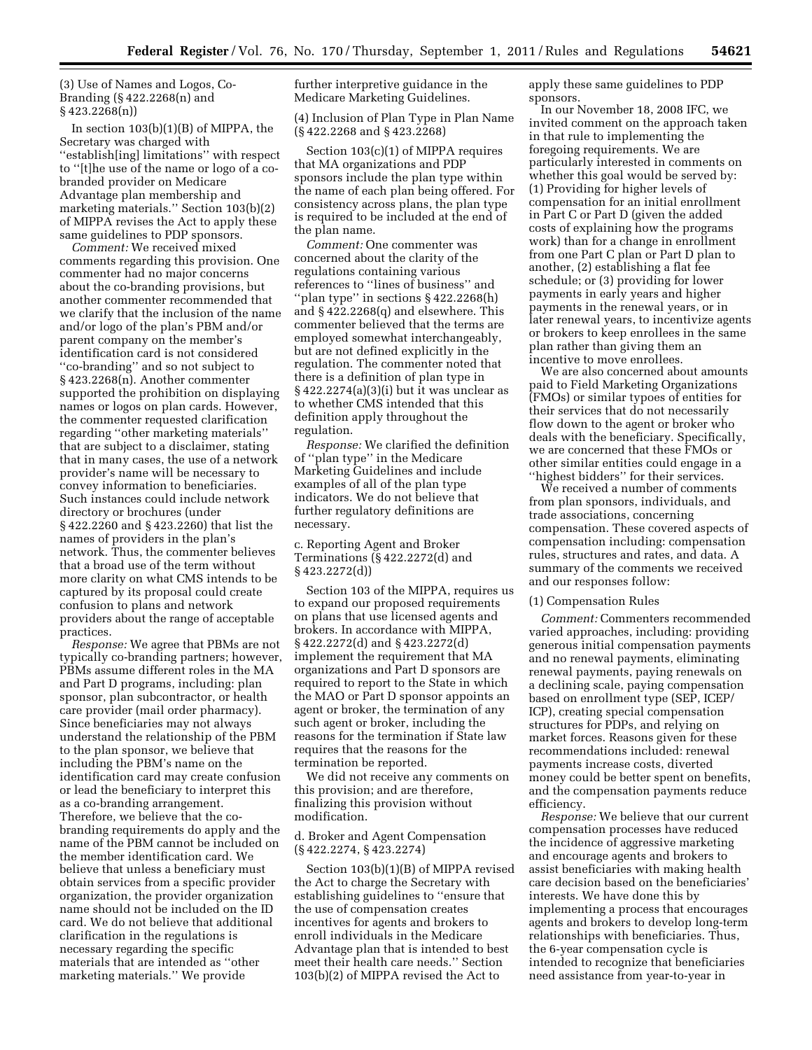(3) Use of Names and Logos, Co-Branding (§ 422.2268(n) and § 423.2268(n))

In section 103(b)(1)(B) of MIPPA, the Secretary was charged with ''establish[ing] limitations'' with respect to ''[t]he use of the name or logo of a co-branded provider on Medicare Advantage plan membership and marketing materials.'' Section 103(b)(2) of MIPPA revises the Act to apply these same guidelines to PDP sponsors.

*Comment:* We received mixed comments regarding this provision. One commenter had no major concerns about the co-branding provisions, but another commenter recommended that we clarify that the inclusion of the name and/or logo of the plan's PBM and/or parent company on the member's identification card is not considered ''co-branding'' and so not subject to § 423.2268(n). Another commenter supported the prohibition on displaying names or logos on plan cards. However, the commenter requested clarification regarding ''other marketing materials'' that are subject to a disclaimer, stating that in many cases, the use of a network provider's name will be necessary to convey information to beneficiaries. Such instances could include network directory or brochures (under § 422.2260 and § 423.2260) that list the names of providers in the plan's network. Thus, the commenter believes that a broad use of the term without more clarity on what CMS intends to be captured by its proposal could create confusion to plans and network providers about the range of acceptable practices.

*Response:* We agree that PBMs are not typically co-branding partners; however, PBMs assume different roles in the MA and Part D programs, including: plan sponsor, plan subcontractor, or health care provider (mail order pharmacy). Since beneficiaries may not always understand the relationship of the PBM to the plan sponsor, we believe that including the PBM's name on the identification card may create confusion or lead the beneficiary to interpret this as a co-branding arrangement. Therefore, we believe that the co-branding requirements do apply and the name of the PBM cannot be included on the member identification card. We believe that unless a beneficiary must obtain services from a specific provider organization, the provider organization name should not be included on the ID card. We do not believe that additional clarification in the regulations is necessary regarding the specific materials that are intended as ''other marketing materials.'' We provide further interpretive guidance in the Medicare Marketing Guidelines.

(4) Inclusion of Plan Type in Plan Name (§ 422.2268 and § 423.2268)

Section 103(c)(1) of MIPPA requires that MA organizations and PDP sponsors include the plan type within the name of each plan being offered. For consistency across plans, the plan type is required to be included at the end of the plan name.

*Comment:* One commenter was concerned about the clarity of the regulations containing various references to ''lines of business'' and ''plan type'' in sections § 422.2268(h) and § 422.2268(q) and elsewhere. This commenter believed that the terms are employed somewhat interchangeably, but are not defined explicitly in the regulation. The commenter noted that there is a definition of plan type in § 422.2274(a)(3)(i) but it was unclear as to whether CMS intended that this definition apply throughout the regulation.

*Response:* We clarified the definition of ''plan type'' in the Medicare Marketing Guidelines and include examples of all of the plan type indicators. We do not believe that further regulatory definitions are necessary.

c. Reporting Agent and Broker Terminations (§ 422.2272(d) and § 423.2272(d))

Section 103 of the MIPPA, requires us to expand our proposed requirements on plans that use licensed agents and brokers. In accordance with MIPPA, § 422.2272(d) and § 423.2272(d) implement the requirement that MA organizations and Part D sponsors are required to report to the State in which the MAO or Part D sponsor appoints an agent or broker, the termination of any such agent or broker, including the reasons for the termination if State law requires that the reasons for the termination be reported.

We did not receive any comments on this provision; and are therefore, finalizing this provision without modification.

d. Broker and Agent Compensation (§ 422.2274, § 423.2274)

Section 103(b)(1)(B) of MIPPA revised the Act to charge the Secretary with establishing guidelines to ''ensure that the use of compensation creates incentives for agents and brokers to enroll individuals in the Medicare Advantage plan that is intended to best meet their health care needs.'' Section 103(b)(2) of MIPPA revised the Act to apply these same guidelines to PDP sponsors.

In our November 18, 2008 IFC, we invited comment on the approach taken in that rule to implementing the foregoing requirements. We are particularly interested in comments on whether this goal would be served by: (1) Providing for higher levels of compensation for an initial enrollment in Part C or Part D (given the added costs of explaining how the programs work) than for a change in enrollment from one Part C plan or Part D plan to another, (2) establishing a flat fee schedule; or (3) providing for lower payments in early years and higher payments in the renewal years, or in later renewal years, to incentivize agents or brokers to keep enrollees in the same plan rather than giving them an incentive to move enrollees.

We are also concerned about amounts paid to Field Marketing Organizations (FMOs) or similar typoes of entities for their services that do not necessarily flow down to the agent or broker who deals with the beneficiary. Specifically, we are concerned that these FMOs or other similar entities could engage in a ''highest bidders'' for their services.

We received a number of comments from plan sponsors, individuals, and trade associations, concerning compensation. These covered aspects of compensation including: compensation rules, structures and rates, and data. A summary of the comments we received and our responses follow:

(1) Compensation Rules

*Comment:* Commenters recommended varied approaches, including: providing generous initial compensation payments and no renewal payments, eliminating renewal payments, paying renewals on a declining scale, paying compensation based on enrollment type (SEP, ICEP/ICP), creating special compensation structures for PDPs, and relying on market forces. Reasons given for these recommendations included: renewal payments increase costs, diverted money could be better spent on benefits, and the compensation payments reduce efficiency.

*Response:* We believe that our current compensation processes have reduced the incidence of aggressive marketing and encourage agents and brokers to assist beneficiaries with making health care decision based on the beneficiaries' interests. We have done this by implementing a process that encourages agents and brokers to develop long-term relationships with beneficiaries. Thus, the 6-year compensation cycle is intended to recognize that beneficiaries need assistance from year-to-year in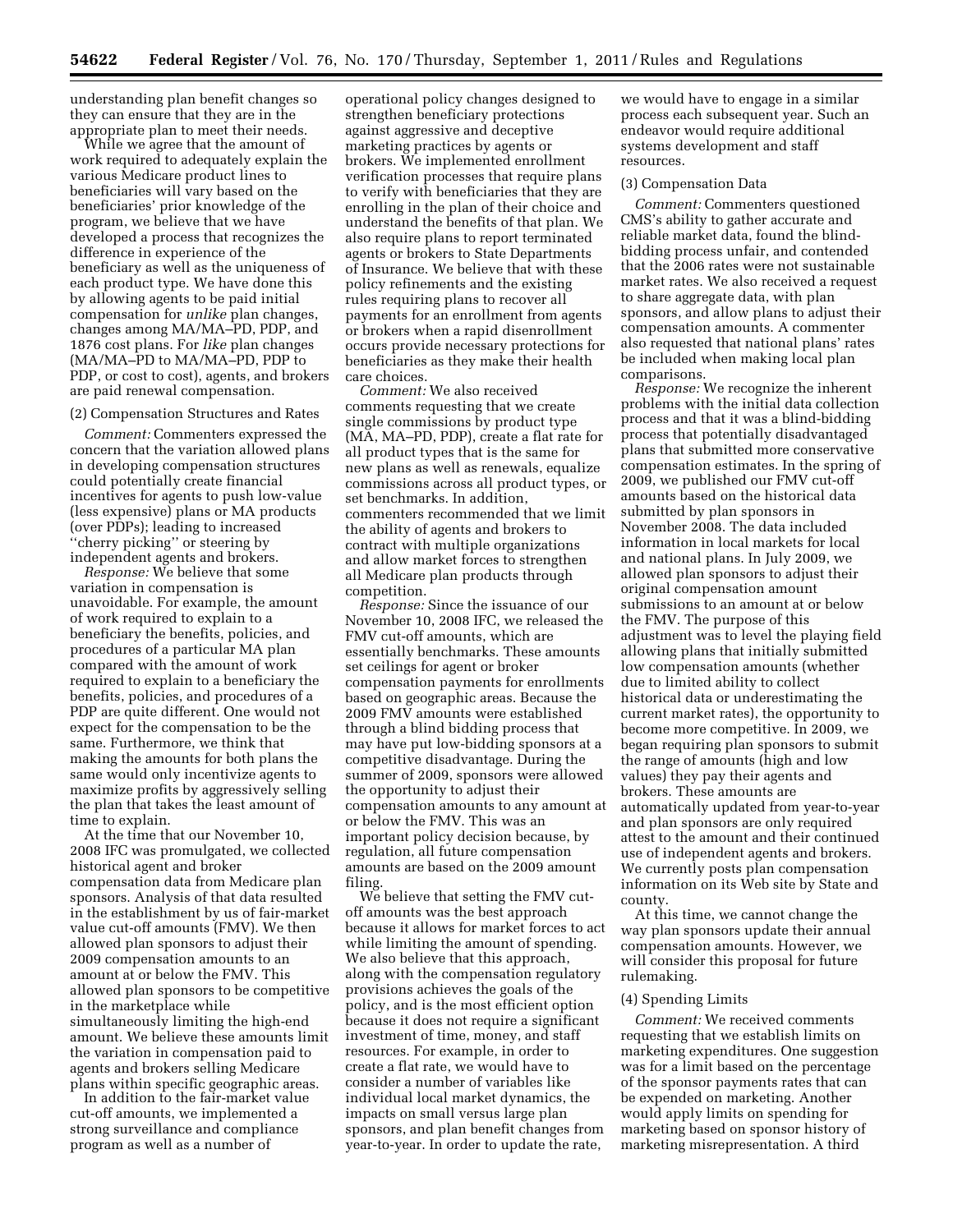understanding plan benefit changes so they can ensure that they are in the appropriate plan to meet their needs.

While we agree that the amount of work required to adequately explain the various Medicare product lines to beneficiaries will vary based on the beneficiaries' prior knowledge of the program, we believe that we have developed a process that recognizes the difference in experience of the beneficiary as well as the uniqueness of each product type. We have done this by allowing agents to be paid initial compensation for *unlike* plan changes, changes among MA/MA–PD, PDP, and 1876 cost plans. For *like* plan changes (MA/MA–PD to MA/MA–PD, PDP to PDP, or cost to cost), agents, and brokers are paid renewal compensation.

(2) Compensation Structures and Rates

*Comment:* Commenters expressed the concern that the variation allowed plans in developing compensation structures could potentially create financial incentives for agents to push low-value (less expensive) plans or MA products (over PDPs); leading to increased ''cherry picking'' or steering by independent agents and brokers.

*Response:* We believe that some variation in compensation is unavoidable. For example, the amount of work required to explain to a beneficiary the benefits, policies, and procedures of a particular MA plan compared with the amount of work required to explain to a beneficiary the benefits, policies, and procedures of a PDP are quite different. One would not expect for the compensation to be the same. Furthermore, we think that making the amounts for both plans the same would only incentivize agents to maximize profits by aggressively selling the plan that takes the least amount of time to explain.

At the time that our November 10, 2008 IFC was promulgated, we collected historical agent and broker compensation data from Medicare plan sponsors. Analysis of that data resulted in the establishment by us of fair-market value cut-off amounts (FMV). We then allowed plan sponsors to adjust their 2009 compensation amounts to an amount at or below the FMV. This allowed plan sponsors to be competitive in the marketplace while simultaneously limiting the high-end amount. We believe these amounts limit the variation in compensation paid to agents and brokers selling Medicare plans within specific geographic areas.

In addition to the fair-market value cut-off amounts, we implemented a strong surveillance and compliance program as well as a number of operational policy changes designed to strengthen beneficiary protections against aggressive and deceptive marketing practices by agents or brokers. We implemented enrollment verification processes that require plans to verify with beneficiaries that they are enrolling in the plan of their choice and understand the benefits of that plan. We also require plans to report terminated agents or brokers to State Departments of Insurance. We believe that with these policy refinements and the existing rules requiring plans to recover all payments for an enrollment from agents or brokers when a rapid disenrollment occurs provide necessary protections for beneficiaries as they make their health care choices.

*Comment:* We also received comments requesting that we create single commissions by product type (MA, MA–PD, PDP), create a flat rate for all product types that is the same for new plans as well as renewals, equalize commissions across all product types, or set benchmarks. In addition, commenters recommended that we limit the ability of agents and brokers to contract with multiple organizations and allow market forces to strengthen all Medicare plan products through competition.

*Response:* Since the issuance of our November 10, 2008 IFC, we released the FMV cut-off amounts, which are essentially benchmarks. These amounts set ceilings for agent or broker compensation payments for enrollments based on geographic areas. Because the 2009 FMV amounts were established through a blind bidding process that may have put low-bidding sponsors at a competitive disadvantage. During the summer of 2009, sponsors were allowed the opportunity to adjust their compensation amounts to any amount at or below the FMV. This was an important policy decision because, by regulation, all future compensation amounts are based on the 2009 amount filing.

We believe that setting the FMV cut-off amounts was the best approach because it allows for market forces to act while limiting the amount of spending. We also believe that this approach, along with the compensation regulatory provisions achieves the goals of the policy, and is the most efficient option because it does not require a significant investment of time, money, and staff resources. For example, in order to create a flat rate, we would have to consider a number of variables like individual local market dynamics, the impacts on small versus large plan sponsors, and plan benefit changes from year-to-year. In order to update the rate, we would have to engage in a similar process each subsequent year. Such an endeavor would require additional systems development and staff resources.

(3) Compensation Data

*Comment:* Commenters questioned CMS's ability to gather accurate and reliable market data, found the blind-bidding process unfair, and contended that the 2006 rates were not sustainable market rates. We also received a request to share aggregate data, with plan sponsors, and allow plans to adjust their compensation amounts. A commenter also requested that national plans' rates be included when making local plan comparisons.

*Response:* We recognize the inherent problems with the initial data collection process and that it was a blind-bidding process that potentially disadvantaged plans that submitted more conservative compensation estimates. In the spring of 2009, we published our FMV cut-off amounts based on the historical data submitted by plan sponsors in November 2008. The data included information in local markets for local and national plans. In July 2009, we allowed plan sponsors to adjust their original compensation amount submissions to an amount at or below the FMV. The purpose of this adjustment was to level the playing field allowing plans that initially submitted low compensation amounts (whether due to limited ability to collect historical data or underestimating the current market rates), the opportunity to become more competitive. In 2009, we began requiring plan sponsors to submit the range of amounts (high and low values) they pay their agents and brokers. These amounts are automatically updated from year-to-year and plan sponsors are only required attest to the amount and their continued use of independent agents and brokers. We currently posts plan compensation information on its Web site by State and county.

At this time, we cannot change the way plan sponsors update their annual compensation amounts. However, we will consider this proposal for future rulemaking.

(4) Spending Limits

*Comment:* We received comments requesting that we establish limits on marketing expenditures. One suggestion was for a limit based on the percentage of the sponsor payments rates that can be expended on marketing. Another would apply limits on spending for marketing based on sponsor history of marketing misrepresentation. A third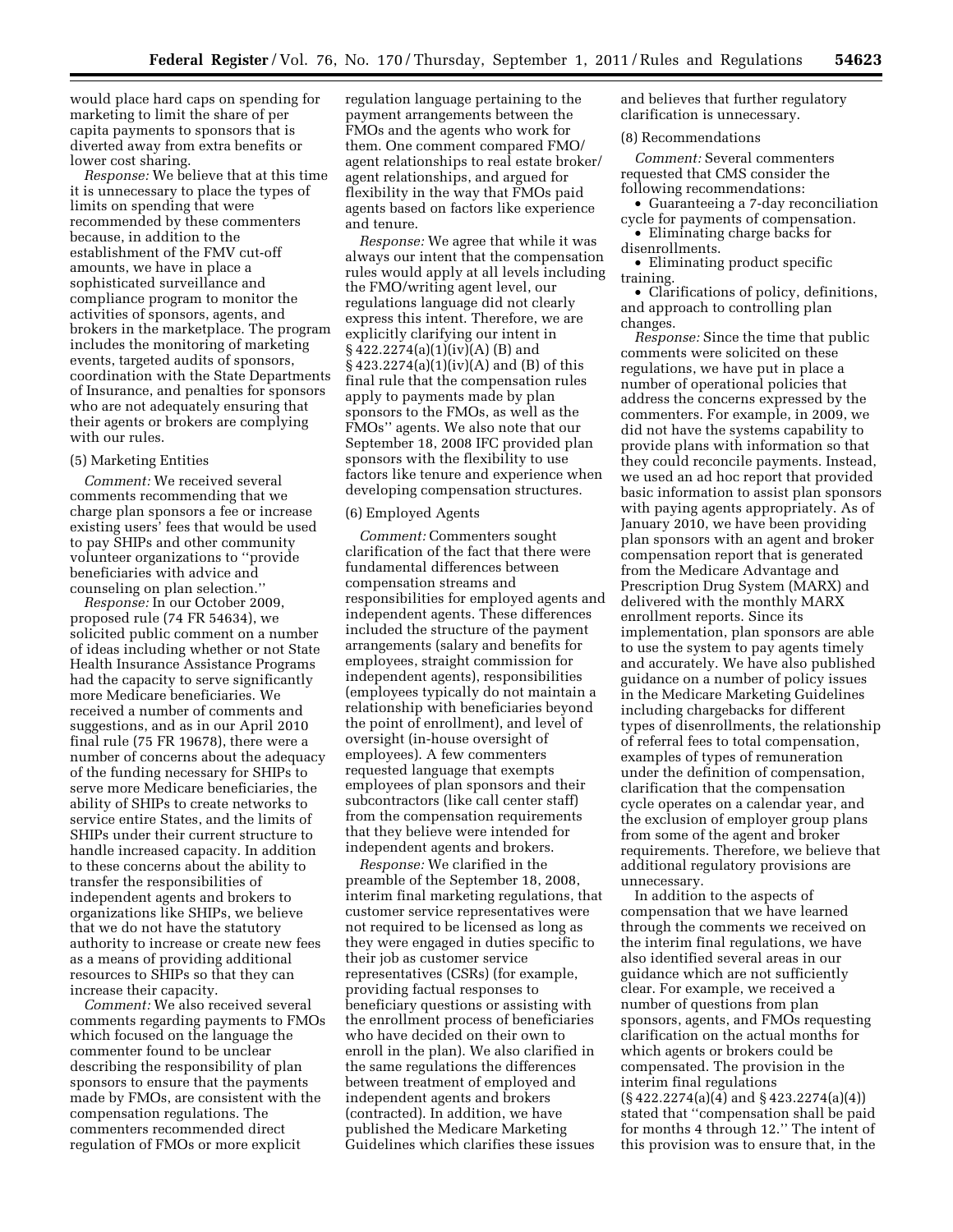would place hard caps on spending for marketing to limit the share of per capita payments to sponsors that is diverted away from extra benefits or lower cost sharing.

*Response:* We believe that at this time it is unnecessary to place the types of limits on spending that were recommended by these commenters because, in addition to the establishment of the FMV cut-off amounts, we have in place a sophisticated surveillance and compliance program to monitor the activities of sponsors, agents, and brokers in the marketplace. The program includes the monitoring of marketing events, targeted audits of sponsors, coordination with the State Departments of Insurance, and penalties for sponsors who are not adequately ensuring that their agents or brokers are complying with our rules.

(5) Marketing Entities

*Comment:* We received several comments recommending that we charge plan sponsors a fee or increase existing users' fees that would be used to pay SHIPs and other community volunteer organizations to ''provide beneficiaries with advice and counseling on plan selection.''

*Response:* In our October 2009, proposed rule (74 FR 54634), we solicited public comment on a number of ideas including whether or not State Health Insurance Assistance Programs had the capacity to serve significantly more Medicare beneficiaries. We received a number of comments and suggestions, and as in our April 2010 final rule (75 FR 19678), there were a number of concerns about the adequacy of the funding necessary for SHIPs to serve more Medicare beneficiaries, the ability of SHIPs to create networks to service entire States, and the limits of SHIPs under their current structure to handle increased capacity. In addition to these concerns about the ability to transfer the responsibilities of independent agents and brokers to organizations like SHIPs, we believe that we do not have the statutory authority to increase or create new fees as a means of providing additional resources to SHIPs so that they can increase their capacity.

*Comment:* We also received several comments regarding payments to FMOs which focused on the language the commenter found to be unclear describing the responsibility of plan sponsors to ensure that the payments made by FMOs, are consistent with the compensation regulations. The commenters recommended direct regulation of FMOs or more explicit regulation language pertaining to the payment arrangements between the FMOs and the agents who work for them. One comment compared FMO/agent relationships to real estate broker/agent relationships, and argued for flexibility in the way that FMOs paid agents based on factors like experience and tenure.

*Response:* We agree that while it was always our intent that the compensation rules would apply at all levels including the FMO/writing agent level, our regulations language did not clearly express this intent. Therefore, we are explicitly clarifying our intent in § 422.2274(a)(1)(iv)(A) (B) and § 423.2274(a)(1)(iv)(A) and (B) of this final rule that the compensation rules apply to payments made by plan sponsors to the FMOs, as well as the FMOs'' agents. We also note that our September 18, 2008 IFC provided plan sponsors with the flexibility to use factors like tenure and experience when developing compensation structures.

(6) Employed Agents

*Comment:* Commenters sought clarification of the fact that there were fundamental differences between compensation streams and responsibilities for employed agents and independent agents. These differences included the structure of the payment arrangements (salary and benefits for employees, straight commission for independent agents), responsibilities (employees typically do not maintain a relationship with beneficiaries beyond the point of enrollment), and level of oversight (in-house oversight of employees). A few commenters requested language that exempts employees of plan sponsors and their subcontractors (like call center staff) from the compensation requirements that they believe were intended for independent agents and brokers.

*Response:* We clarified in the preamble of the September 18, 2008, interim final marketing regulations, that customer service representatives were not required to be licensed as long as they were engaged in duties specific to their job as customer service representatives (CSRs) (for example, providing factual responses to beneficiary questions or assisting with the enrollment process of beneficiaries who have decided on their own to enroll in the plan). We also clarified in the same regulations the differences between treatment of employed and independent agents and brokers (contracted). In addition, we have published the Medicare Marketing Guidelines which clarifies these issues and believes that further regulatory clarification is unnecessary.

(8) Recommendations

*Comment:* Several commenters requested that CMS consider the following recommendations:

- Guaranteeing a 7-day reconciliation cycle for payments of compensation.
- Eliminating charge backs for disenrollments.
- Eliminating product specific training.
- Clarifications of policy, definitions, and approach to controlling plan changes.

*Response:* Since the time that public comments were solicited on these regulations, we have put in place a number of operational policies that address the concerns expressed by the commenters. For example, in 2009, we did not have the systems capability to provide plans with information so that they could reconcile payments. Instead, we used an ad hoc report that provided basic information to assist plan sponsors with paying agents appropriately. As of January 2010, we have been providing plan sponsors with an agent and broker compensation report that is generated from the Medicare Advantage and Prescription Drug System (MARX) and delivered with the monthly MARX enrollment reports. Since its implementation, plan sponsors are able to use the system to pay agents timely and accurately. We have also published guidance on a number of policy issues in the Medicare Marketing Guidelines including chargebacks for different types of disenrollments, the relationship of referral fees to total compensation, examples of types of remuneration under the definition of compensation, clarification that the compensation cycle operates on a calendar year, and the exclusion of employer group plans from some of the agent and broker requirements. Therefore, we believe that additional regulatory provisions are unnecessary.

In addition to the aspects of compensation that we have learned through the comments we received on the interim final regulations, we have also identified several areas in our guidance which are not sufficiently clear. For example, we received a number of questions from plan sponsors, agents, and FMOs requesting clarification on the actual months for which agents or brokers could be compensated. The provision in the interim final regulations (§ 422.2274(a)(4) and § 423.2274(a)(4)) stated that ''compensation shall be paid for months 4 through 12.'' The intent of this provision was to ensure that, in the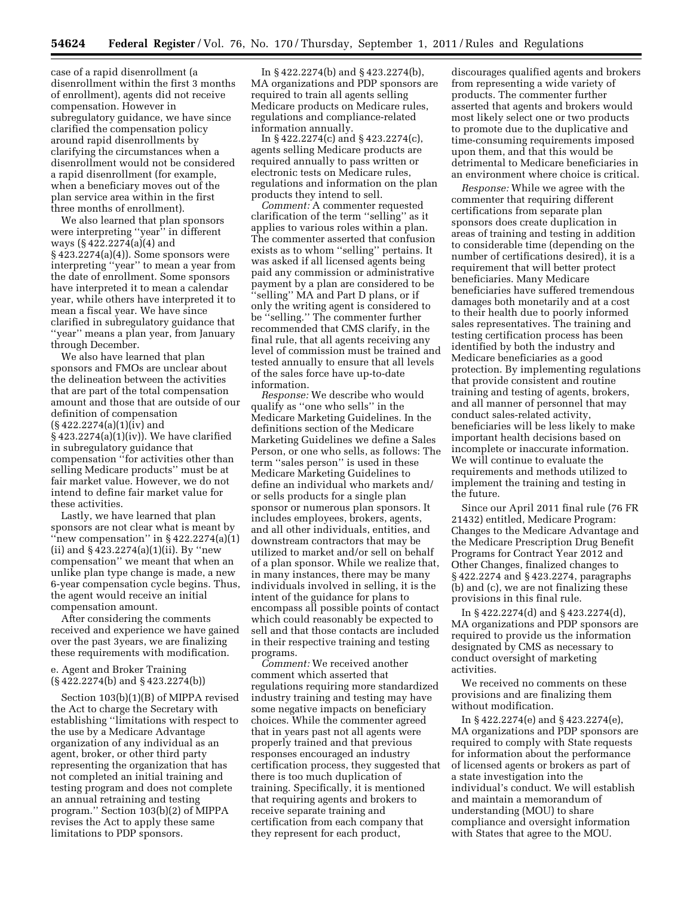case of a rapid disenrollment (a disenrollment within the first 3 months of enrollment), agents did not receive compensation. However in subregulatory guidance, we have since clarified the compensation policy around rapid disenrollments by clarifying the circumstances when a disenrollment would not be considered a rapid disenrollment (for example, when a beneficiary moves out of the plan service area within in the first three months of enrollment).

We also learned that plan sponsors were interpreting "year" in different ways (§ 422.2274(a)(4) and § 423.2274(a)(4)). Some sponsors were interpreting "year" to mean a year from the date of enrollment. Some sponsors have interpreted it to mean a calendar year, while others have interpreted it to mean a fiscal year. We have since clarified in subregulatory guidance that "year" means a plan year, from January through December.

We also have learned that plan sponsors and FMOs are unclear about the delineation between the activities that are part of the total compensation amount and those that are outside of our definition of compensation (§ 422.2274(a)(1)(iv) and § 423.2274(a)(1)(iv)). We have clarified in subregulatory guidance that compensation "for activities other than selling Medicare products" must be at fair market value. However, we do not intend to define fair market value for these activities.

Lastly, we have learned that plan sponsors are not clear what is meant by "new compensation" in § 422.2274(a)(1)(ii) and § 423.2274(a)(1)(ii). By "new compensation" we meant that when an unlike plan type change is made, a new 6-year compensation cycle begins. Thus, the agent would receive an initial compensation amount.

After considering the comments received and experience we have gained over the past 3years, we are finalizing these requirements with modification.

e. Agent and Broker Training (§ 422.2274(b) and § 423.2274(b))

Section 103(b)(1)(B) of MIPPA revised the Act to charge the Secretary with establishing "limitations with respect to the use by a Medicare Advantage organization of any individual as an agent, broker, or other third party representing the organization that has not completed an initial training and testing program and does not complete an annual retraining and testing program." Section 103(b)(2) of MIPPA revises the Act to apply these same limitations to PDP sponsors.

In § 422.2274(b) and § 423.2274(b), MA organizations and PDP sponsors are required to train all agents selling Medicare products on Medicare rules, regulations and compliance-related information annually.

In § 422.2274(c) and § 423.2274(c), agents selling Medicare products are required annually to pass written or electronic tests on Medicare rules, regulations and information on the plan products they intend to sell.

*Comment:* A commenter requested clarification of the term "selling" as it applies to various roles within a plan. The commenter asserted that confusion exists as to whom "selling" pertains. It was asked if all licensed agents being paid any commission or administrative payment by a plan are considered to be "selling" MA and Part D plans, or if only the writing agent is considered to be "selling." The commenter further recommended that CMS clarify, in the final rule, that all agents receiving any level of commission must be trained and tested annually to ensure that all levels of the sales force have up-to-date information.

*Response:* We describe who would qualify as "one who sells" in the Medicare Marketing Guidelines. In the definitions section of the Medicare Marketing Guidelines we define a Sales Person, or one who sells, as follows: The term "sales person" is used in these Medicare Marketing Guidelines to define an individual who markets and/or sells products for a single plan sponsor or numerous plan sponsors. It includes employees, brokers, agents, and all other individuals, entities, and downstream contractors that may be utilized to market and/or sell on behalf of a plan sponsor. While we realize that, in many instances, there may be many individuals involved in selling, it is the intent of the guidance for plans to encompass all possible points of contact which could reasonably be expected to sell and that those contacts are included in their respective training and testing programs.

*Comment:* We received another comment which asserted that regulations requiring more standardized industry training and testing may have some negative impacts on beneficiary choices. While the commenter agreed that in years past not all agents were properly trained and that previous responses encouraged an industry certification process, they suggested that there is too much duplication of training. Specifically, it is mentioned that requiring agents and brokers to receive separate training and certification from each company that they represent for each product, discourages qualified agents and brokers from representing a wide variety of products. The commenter further asserted that agents and brokers would most likely select one or two products to promote due to the duplicative and time-consuming requirements imposed upon them, and that this would be detrimental to Medicare beneficiaries in an environment where choice is critical.

*Response:* While we agree with the commenter that requiring different certifications from separate plan sponsors does create duplication in areas of training and testing in addition to considerable time (depending on the number of certifications desired), it is a requirement that will better protect beneficiaries. Many Medicare beneficiaries have suffered tremendous damages both monetarily and at a cost to their health due to poorly informed sales representatives. The training and testing certification process has been identified by both the industry and Medicare beneficiaries as a good protection. By implementing regulations that provide consistent and routine training and testing of agents, brokers, and all manner of personnel that may conduct sales-related activity, beneficiaries will be less likely to make important health decisions based on incomplete or inaccurate information. We will continue to evaluate the requirements and methods utilized to implement the training and testing in the future.

Since our April 2011 final rule (76 FR 21432) entitled, Medicare Program: Changes to the Medicare Advantage and the Medicare Prescription Drug Benefit Programs for Contract Year 2012 and Other Changes, finalized changes to § 422.2274 and § 423.2274, paragraphs (b) and (c), we are not finalizing these provisions in this final rule.

In § 422.2274(d) and § 423.2274(d), MA organizations and PDP sponsors are required to provide us the information designated by CMS as necessary to conduct oversight of marketing activities.

We received no comments on these provisions and are finalizing them without modification.

In § 422.2274(e) and § 423.2274(e), MA organizations and PDP sponsors are required to comply with State requests for information about the performance of licensed agents or brokers as part of a state investigation into the individual's conduct. We will establish and maintain a memorandum of understanding (MOU) to share compliance and oversight information with States that agree to the MOU.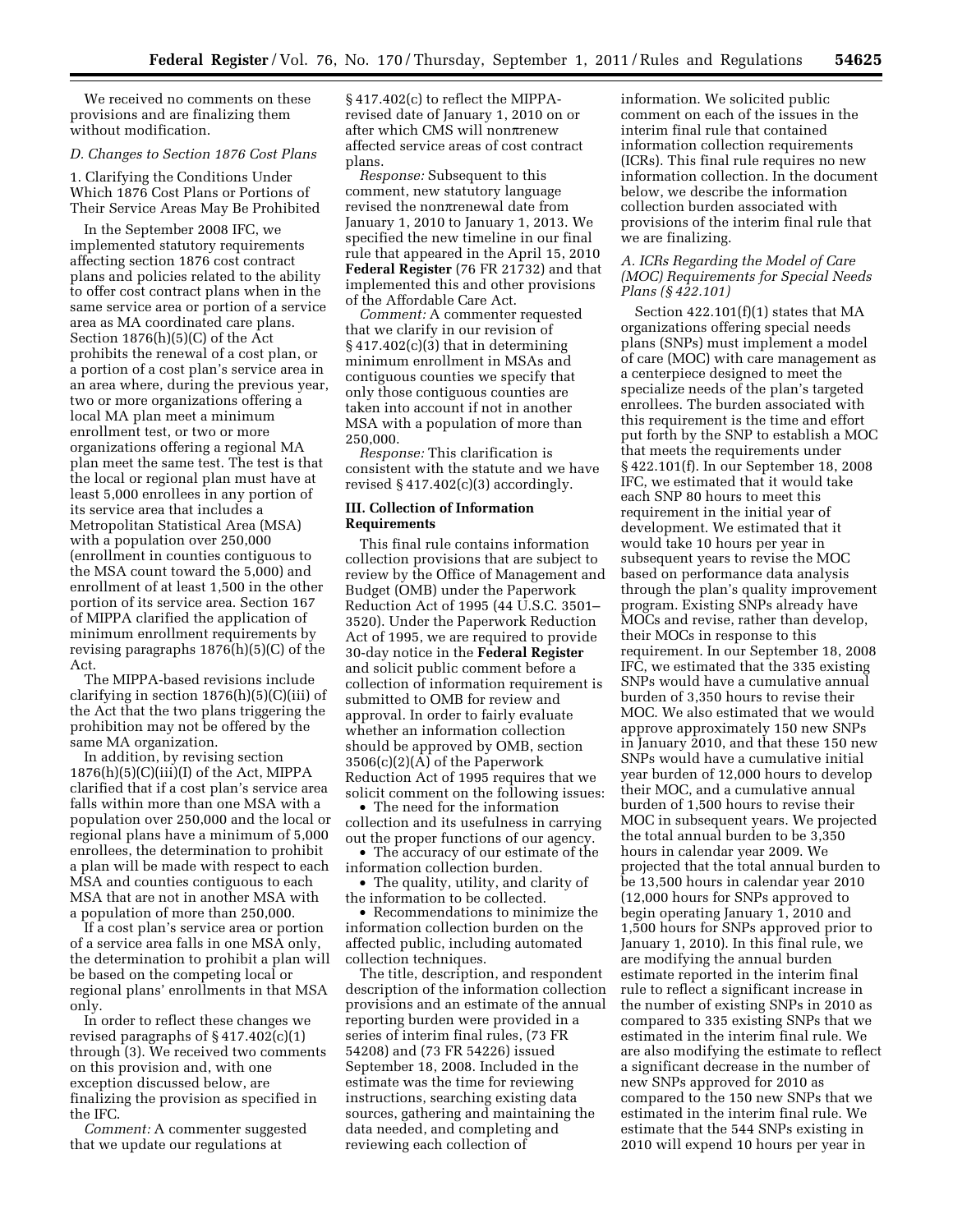We received no comments on these provisions and are finalizing them without modification.

### D. Changes to Section 1876 Cost Plans

1. Clarifying the Conditions Under Which 1876 Cost Plans or Portions of Their Service Areas May Be Prohibited

In the September 2008 IFC, we implemented statutory requirements affecting section 1876 cost contract plans and policies related to the ability to offer cost contract plans when in the same service area or portion of a service area as MA coordinated care plans. Section 1876(h)(5)(C) of the Act prohibits the renewal of a cost plan, or a portion of a cost plan's service area in an area where, during the previous year, two or more organizations offering a local MA plan meet a minimum enrollment test, or two or more organizations offering a regional MA plan meet the same test. The test is that the local or regional plan must have at least 5,000 enrollees in any portion of its service area that includes a Metropolitan Statistical Area (MSA) with a population over 250,000 (enrollment in counties contiguous to the MSA count toward the 5,000) and enrollment of at least 1,500 in the other portion of its service area. Section 167 of MIPPA clarified the application of minimum enrollment requirements by revising paragraphs 1876(h)(5)(C) of the Act.

The MIPPA-based revisions include clarifying in section 1876(h)(5)(C)(iii) of the Act that the two plans triggering the prohibition may not be offered by the same MA organization.

In addition, by revising section 1876(h)(5)(C)(iii)(I) of the Act, MIPPA clarified that if a cost plan's service area falls within more than one MSA with a population over 250,000 and the local or regional plans have a minimum of 5,000 enrollees, the determination to prohibit a plan will be made with respect to each MSA and counties contiguous to each MSA that are not in another MSA with a population of more than 250,000.

If a cost plan's service area or portion of a service area falls in one MSA only, the determination to prohibit a plan will be based on the competing local or regional plans' enrollments in that MSA only.

In order to reflect these changes we revised paragraphs of § 417.402(c)(1) through (3). We received two comments on this provision and, with one exception discussed below, are finalizing the provision as specified in the IFC.

*Comment:* A commenter suggested that we update our regulations at § 417.402(c) to reflect the MIPPA-revised date of January 1, 2010 on or after which CMS will non-renew affected service areas of cost contract plans.

*Response:* Subsequent to this comment, new statutory language revised the non-renewal date from January 1, 2010 to January 1, 2013. We specified the new timeline in our final rule that appeared in the April 15, 2010 **Federal Register** (76 FR 21732) and that implemented this and other provisions of the Affordable Care Act.

*Comment:* A commenter requested that we clarify in our revision of § 417.402(c)(3) that in determining minimum enrollment in MSAs and contiguous counties we specify that only those contiguous counties are taken into account if not in another MSA with a population of more than 250,000.

*Response:* This clarification is consistent with the statute and we have revised § 417.402(c)(3) accordingly.

## III. Collection of Information Requirements

This final rule contains information collection provisions that are subject to review by the Office of Management and Budget (OMB) under the Paperwork Reduction Act of 1995 (44 U.S.C. 3501–3520). Under the Paperwork Reduction Act of 1995, we are required to provide 30-day notice in the **Federal Register** and solicit public comment before a collection of information requirement is submitted to OMB for review and approval. In order to fairly evaluate whether an information collection should be approved by OMB, section 3506(c)(2)(A) of the Paperwork Reduction Act of 1995 requires that we solicit comment on the following issues:

- The need for the information collection and its usefulness in carrying out the proper functions of our agency.
- The accuracy of our estimate of the information collection burden.
- The quality, utility, and clarity of the information to be collected.
- Recommendations to minimize the information collection burden on the affected public, including automated collection techniques.

The title, description, and respondent description of the information collection provisions and an estimate of the annual reporting burden were provided in a series of interim final rules, (73 FR 54208) and (73 FR 54226) issued September 18, 2008. Included in the estimate was the time for reviewing instructions, searching existing data sources, gathering and maintaining the data needed, and completing and reviewing each collection of information. We solicited public comment on each of the issues in the interim final rule that contained information collection requirements (ICRs). This final rule requires no new information collection. In the document below, we describe the information collection burden associated with provisions of the interim final rule that we are finalizing.

### A. ICRs Regarding the Model of Care (MOC) Requirements for Special Needs Plans (§ 422.101)

Section 422.101(f)(1) states that MA organizations offering special needs plans (SNPs) must implement a model of care (MOC) with care management as a centerpiece designed to meet the specialize needs of the plan's targeted enrollees. The burden associated with this requirement is the time and effort put forth by the SNP to establish a MOC that meets the requirements under § 422.101(f). In our September 18, 2008 IFC, we estimated that it would take each SNP 80 hours to meet this requirement in the initial year of development. We estimated that it would take 10 hours per year in subsequent years to revise the MOC based on performance data analysis through the plan's quality improvement program. Existing SNPs already have MOCs and revise, rather than develop, their MOCs in response to this requirement. In our September 18, 2008 IFC, we estimated that the 335 existing SNPs would have a cumulative annual burden of 3,350 hours to revise their MOC. We also estimated that we would approve approximately 150 new SNPs in January 2010, and that these 150 new SNPs would have a cumulative initial year burden of 12,000 hours to develop their MOC, and a cumulative annual burden of 1,500 hours to revise their MOC in subsequent years. We projected the total annual burden to be 3,350 hours in calendar year 2009. We projected that the total annual burden to be 13,500 hours in calendar year 2010 (12,000 hours for SNPs approved to begin operating January 1, 2010 and 1,500 hours for SNPs approved prior to January 1, 2010). In this final rule, we are modifying the annual burden estimate reported in the interim final rule to reflect a significant increase in the number of existing SNPs in 2010 as compared to 335 existing SNPs that we estimated in the interim final rule. We are also modifying the estimate to reflect a significant decrease in the number of new SNPs approved for 2010 as compared to the 150 new SNPs that we estimated in the interim final rule. We estimate that the 544 SNPs existing in 2010 will expend 10 hours per year in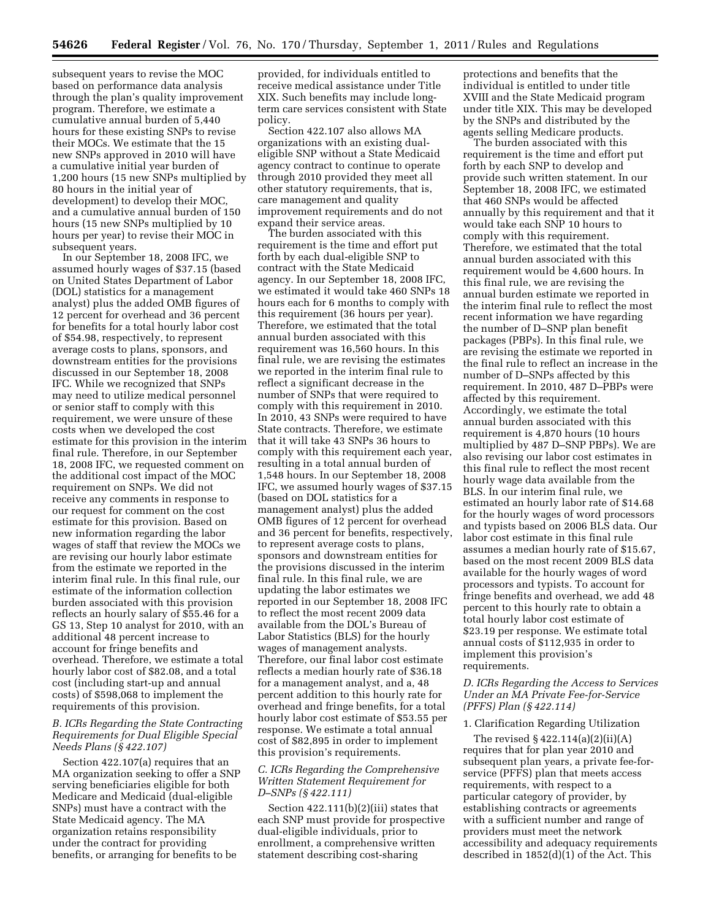subsequent years to revise the MOC based on performance data analysis through the plan's quality improvement program. Therefore, we estimate a cumulative annual burden of 5,440 hours for these existing SNPs to revise their MOCs. We estimate that the 15 new SNPs approved in 2010 will have a cumulative initial year burden of 1,200 hours (15 new SNPs multiplied by 80 hours in the initial year of development) to develop their MOC, and a cumulative annual burden of 150 hours (15 new SNPs multiplied by 10 hours per year) to revise their MOC in subsequent years.

In our September 18, 2008 IFC, we assumed hourly wages of $37.15 (based on United States Department of Labor (DOL) statistics for a management analyst) plus the added OMB figures of 12 percent for overhead and 36 percent for benefits for a total hourly labor cost of $54.98, respectively, to represent average costs to plans, sponsors, and downstream entities for the provisions discussed in our September 18, 2008 IFC. While we recognized that SNPs may need to utilize medical personnel or senior staff to comply with this requirement, we were unsure of these costs when we developed the cost estimate for this provision in the interim final rule. Therefore, in our September 18, 2008 IFC, we requested comment on the additional cost impact of the MOC requirement on SNPs. We did not receive any comments in response to our request for comment on the cost estimate for this provision. Based on new information regarding the labor wages of staff that review the MOCs we are revising our hourly labor estimate from the estimate we reported in the interim final rule. In this final rule, our estimate of the information collection burden associated with this provision reflects an hourly salary of $55.46 for a GS 13, Step 10 analyst for 2010, with an additional 48 percent increase to account for fringe benefits and overhead. Therefore, we estimate a total hourly labor cost of $82.08, and a total cost (including start-up and annual costs) of $598,068 to implement the requirements of this provision.

### B. ICRs Regarding the State Contracting Requirements for Dual Eligible Special Needs Plans (§ 422.107)

Section 422.107(a) requires that an MA organization seeking to offer a SNP serving beneficiaries eligible for both Medicare and Medicaid (dual-eligible SNPs) must have a contract with the State Medicaid agency. The MA organization retains responsibility under the contract for providing benefits, or arranging for benefits to be provided, for individuals entitled to receive medical assistance under Title XIX. Such benefits may include long-term care services consistent with State policy.

Section 422.107 also allows MA organizations with an existing dual-eligible SNP without a State Medicaid agency contract to continue to operate through 2010 provided they meet all other statutory requirements, that is, care management and quality improvement requirements and do not expand their service areas.

The burden associated with this requirement is the time and effort put forth by each dual-eligible SNP to contract with the State Medicaid agency. In our September 18, 2008 IFC, we estimated it would take 460 SNPs 18 hours each for 6 months to comply with this requirement (36 hours per year). Therefore, we estimated that the total annual burden associated with this requirement was 16,560 hours. In this final rule, we are revising the estimates we reported in the interim final rule to reflect a significant decrease in the number of SNPs that were required to comply with this requirement in 2010. In 2010, 43 SNPs were required to have State contracts. Therefore, we estimate that it will take 43 SNPs 36 hours to comply with this requirement each year, resulting in a total annual burden of 1,548 hours. In our September 18, 2008 IFC, we assumed hourly wages of $37.15 (based on DOL statistics for a management analyst) plus the added OMB figures of 12 percent for overhead and 36 percent for benefits, respectively, to represent average costs to plans, sponsors and downstream entities for the provisions discussed in the interim final rule. In this final rule, we are updating the labor estimates we reported in our September 18, 2008 IFC to reflect the most recent 2009 data available from the DOL's Bureau of Labor Statistics (BLS) for the hourly wages of management analysts. Therefore, our final labor cost estimate reflects a median hourly rate of $36.18 for a management analyst, and a, 48 percent addition to this hourly rate for overhead and fringe benefits, for a total hourly labor cost estimate of $53.55 per response. We estimate a total annual cost of $82,895 in order to implement this provision's requirements.

### C. ICRs Regarding the Comprehensive Written Statement Requirement for D–SNPs (§ 422.111)

Section 422.111(b)(2)(iii) states that each SNP must provide for prospective dual-eligible individuals, prior to enrollment, a comprehensive written statement describing cost-sharing protections and benefits that the individual is entitled to under title XVIII and the State Medicaid program under title XIX. This may be developed by the SNPs and distributed by the agents selling Medicare products.

The burden associated with this requirement is the time and effort put forth by each SNP to develop and provide such written statement. In our September 18, 2008 IFC, we estimated that 460 SNPs would be affected annually by this requirement and that it would take each SNP 10 hours to comply with this requirement. Therefore, we estimated that the total annual burden associated with this requirement would be 4,600 hours. In this final rule, we are revising the annual burden estimate we reported in the interim final rule to reflect the most recent information we have regarding the number of D–SNP plan benefit packages (PBPs). In this final rule, we are revising the estimate we reported in the final rule to reflect an increase in the number of D–SNPs affected by this requirement. In 2010, 487 D–PBPs were affected by this requirement. Accordingly, we estimate the total annual burden associated with this requirement is 4,870 hours (10 hours multiplied by 487 D–SNP PBPs). We are also revising our labor cost estimates in this final rule to reflect the most recent hourly wage data available from the BLS. In our interim final rule, we estimated an hourly labor rate of $14.68 for the hourly wages of word processors and typists based on 2006 BLS data. Our labor cost estimate in this final rule assumes a median hourly rate of $15.67, based on the most recent 2009 BLS data available for the hourly wages of word processors and typists. To account for fringe benefits and overhead, we add 48 percent to this hourly rate to obtain a total hourly labor cost estimate of $23.19 per response. We estimate total annual costs of $112,935 in order to implement this provision's requirements.

### D. ICRs Regarding the Access to Services Under an MA Private Fee-for-Service (PFFS) Plan (§ 422.114)

1. Clarification Regarding Utilization

The revised § 422.114(a)(2)(ii)(A) requires that for plan year 2010 and subsequent plan years, a private fee-for-service (PFFS) plan that meets access requirements, with respect to a particular category of provider, by establishing contracts or agreements with a sufficient number and range of providers must meet the network accessibility and adequacy requirements described in 1852(d)(1) of the Act. This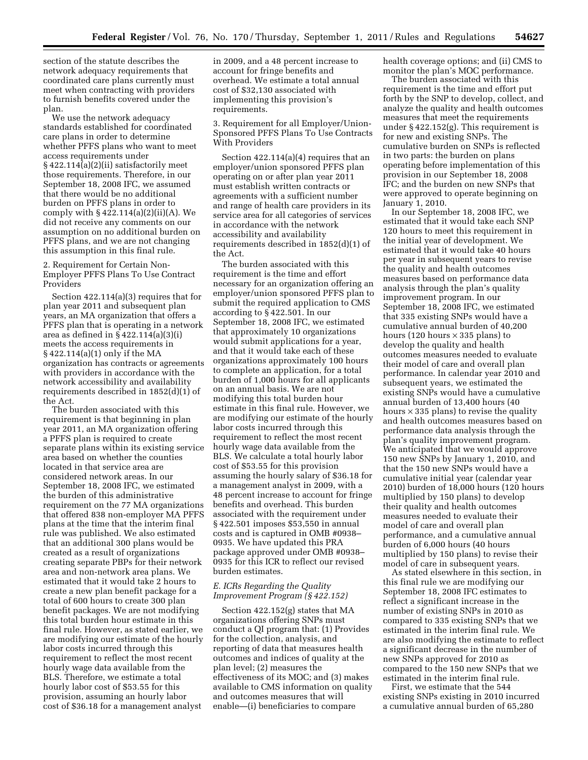section of the statute describes the network adequacy requirements that coordinated care plans currently must meet when contracting with providers to furnish benefits covered under the plan.

We use the network adequacy standards established for coordinated care plans in order to determine whether PFFS plans who want to meet access requirements under § 422.114(a)(2)(ii) satisfactorily meet those requirements. Therefore, in our September 18, 2008 IFC, we assumed that there would be no additional burden on PFFS plans in order to comply with § 422.114(a)(2)(ii)(A). We did not receive any comments on our assumption on no additional burden on PFFS plans, and we are not changing this assumption in this final rule.

2. Requirement for Certain Non-Employer PFFS Plans To Use Contract Providers

Section 422.114(a)(3) requires that for plan year 2011 and subsequent plan years, an MA organization that offers a PFFS plan that is operating in a network area as defined in § 422.114(a)(3)(i) meets the access requirements in § 422.114(a)(1) only if the MA organization has contracts or agreements with providers in accordance with the network accessibility and availability requirements described in 1852(d)(1) of the Act.

The burden associated with this requirement is that beginning in plan year 2011, an MA organization offering a PFFS plan is required to create separate plans within its existing service area based on whether the counties located in that service area are considered network areas. In our September 18, 2008 IFC, we estimated the burden of this administrative requirement on the 77 MA organizations that offered 838 non-employer MA PFFS plans at the time that the interim final rule was published. We also estimated that an additional 300 plans would be created as a result of organizations creating separate PBPs for their network area and non-network area plans. We estimated that it would take 2 hours to create a new plan benefit package for a total of 600 hours to create 300 plan benefit packages. We are not modifying this total burden hour estimate in this final rule. However, as stated earlier, we are modifying our estimate of the hourly labor costs incurred through this requirement to reflect the most recent hourly wage data available from the BLS. Therefore, we estimate a total hourly labor cost of $53.55 for this provision, assuming an hourly labor cost of $36.18 for a management analyst in 2009, and a 48 percent increase to account for fringe benefits and overhead. We estimate a total annual cost of $32,130 associated with implementing this provision's requirements.

3. Requirement for all Employer/Union-Sponsored PFFS Plans To Use Contracts With Providers

Section 422.114(a)(4) requires that an employer/union sponsored PFFS plan operating on or after plan year 2011 must establish written contracts or agreements with a sufficient number and range of health care providers in its service area for all categories of services in accordance with the network accessibility and availability requirements described in 1852(d)(1) of the Act.

The burden associated with this requirement is the time and effort necessary for an organization offering an employer/union sponsored PFFS plan to submit the required application to CMS according to § 422.501. In our September 18, 2008 IFC, we estimated that approximately 10 organizations would submit applications for a year, and that it would take each of these organizations approximately 100 hours to complete an application, for a total burden of 1,000 hours for all applicants on an annual basis. We are not modifying this total burden hour estimate in this final rule. However, we are modifying our estimate of the hourly labor costs incurred through this requirement to reflect the most recent hourly wage data available from the BLS. We calculate a total hourly labor cost of $53.55 for this provision assuming the hourly salary of $36.18 for a management analyst in 2009, with a 48 percent increase to account for fringe benefits and overhead. This burden associated with the requirement under § 422.501 imposes $53,550 in annual costs and is captured in OMB #0938–0935. We have updated this PRA package approved under OMB #0938–0935 for this ICR to reflect our revised burden estimates.

### *E. ICRs Regarding the Quality Improvement Program (§ 422.152)*

Section 422.152(g) states that MA organizations offering SNPs must conduct a QI program that: (1) Provides for the collection, analysis, and reporting of data that measures health outcomes and indices of quality at the plan level; (2) measures the effectiveness of its MOC; and (3) makes available to CMS information on quality and outcomes measures that will enable—(i) beneficiaries to compare health coverage options; and (ii) CMS to monitor the plan's MOC performance.

The burden associated with this requirement is the time and effort put forth by the SNP to develop, collect, and analyze the quality and health outcomes measures that meet the requirements under § 422.152(g). This requirement is for new and existing SNPs. The cumulative burden on SNPs is reflected in two parts: the burden on plans operating before implementation of this provision in our September 18, 2008 IFC; and the burden on new SNPs that were approved to operate beginning on January 1, 2010.

In our September 18, 2008 IFC, we estimated that it would take each SNP 120 hours to meet this requirement in the initial year of development. We estimated that it would take 40 hours per year in subsequent years to revise the quality and health outcomes measures based on performance data analysis through the plan's quality improvement program. In our September 18, 2008 IFC, we estimated that 335 existing SNPs would have a cumulative annual burden of 40,200 hours (120 hours × 335 plans) to develop the quality and health outcomes measures needed to evaluate their model of care and overall plan performance. In calendar year 2010 and subsequent years, we estimated the existing SNPs would have a cumulative annual burden of 13,400 hours (40 hours × 335 plans) to revise the quality and health outcomes measures based on performance data analysis through the plan's quality improvement program. We anticipated that we would approve 150 new SNPs by January 1, 2010, and that the 150 new SNPs would have a cumulative initial year (calendar year 2010) burden of 18,000 hours (120 hours multiplied by 150 plans) to develop their quality and health outcomes measures needed to evaluate their model of care and overall plan performance, and a cumulative annual burden of 6,000 hours (40 hours multiplied by 150 plans) to revise their model of care in subsequent years.

As stated elsewhere in this section, in this final rule we are modifying our September 18, 2008 IFC estimates to reflect a significant increase in the number of existing SNPs in 2010 as compared to 335 existing SNPs that we estimated in the interim final rule. We are also modifying the estimate to reflect a significant decrease in the number of new SNPs approved for 2010 as compared to the 150 new SNPs that we estimated in the interim final rule.

First, we estimate that the 544 existing SNPs existing in 2010 incurred a cumulative annual burden of 65,280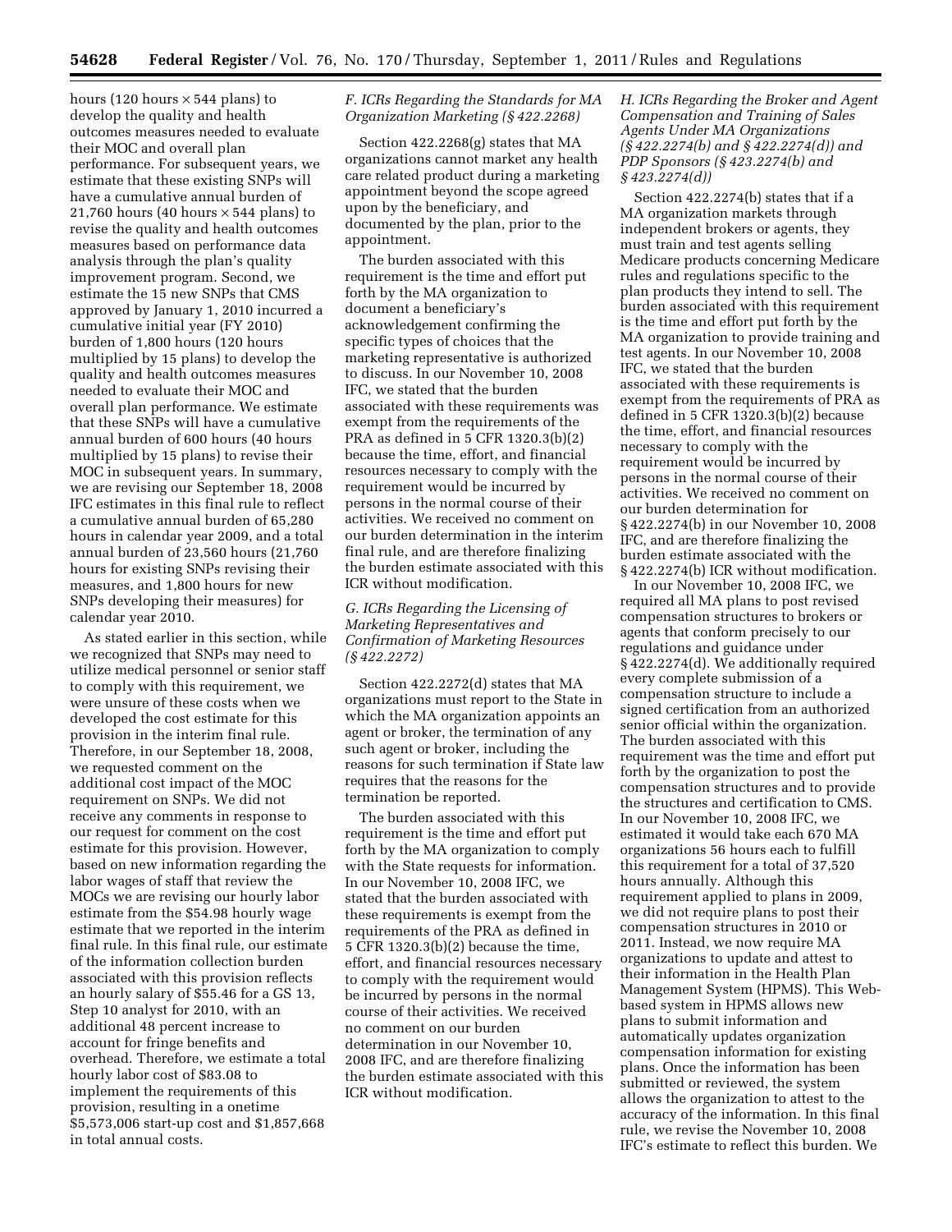hours (120 hours × 544 plans) to develop the quality and health outcomes measures needed to evaluate their MOC and overall plan performance. For subsequent years, we estimate that these existing SNPs will have a cumulative annual burden of 21,760 hours (40 hours × 544 plans) to revise the quality and health outcomes measures based on performance data analysis through the plan's quality improvement program. Second, we estimate the 15 new SNPs that CMS approved by January 1, 2010 incurred a cumulative initial year (FY 2010) burden of 1,800 hours (120 hours multiplied by 15 plans) to develop the quality and health outcomes measures needed to evaluate their MOC and overall plan performance. We estimate that these SNPs will have a cumulative annual burden of 600 hours (40 hours multiplied by 15 plans) to revise their MOC in subsequent years. In summary, we are revising our September 18, 2008 IFC estimates in this final rule to reflect a cumulative annual burden of 65,280 hours in calendar year 2009, and a total annual burden of 23,560 hours (21,760 hours for existing SNPs revising their measures, and 1,800 hours for new SNPs developing their measures) for calendar year 2010.

As stated earlier in this section, while we recognized that SNPs may need to utilize medical personnel or senior staff to comply with this requirement, we were unsure of these costs when we developed the cost estimate for this provision in the interim final rule. Therefore, in our September 18, 2008, we requested comment on the additional cost impact of the MOC requirement on SNPs. We did not receive any comments in response to our request for comment on the cost estimate for this provision. However, based on new information regarding the labor wages of staff that review the MOCs we are revising our hourly labor estimate from the $54.98 hourly wage estimate that we reported in the interim final rule. In this final rule, our estimate of the information collection burden associated with this provision reflects an hourly salary of $55.46 for a GS 13, Step 10 analyst for 2010, with an additional 48 percent increase to account for fringe benefits and overhead. Therefore, we estimate a total hourly labor cost of $83.08 to implement the requirements of this provision, resulting in a onetime $5,573,006 start-up cost and $1,857,668 in total annual costs.

*F. ICRs Regarding the Standards for MA Organization Marketing (§ 422.2268)*

Section 422.2268(g) states that MA organizations cannot market any health care related product during a marketing appointment beyond the scope agreed upon by the beneficiary, and documented by the plan, prior to the appointment.

The burden associated with this requirement is the time and effort put forth by the MA organization to document a beneficiary's acknowledgement confirming the specific types of choices that the marketing representative is authorized to discuss. In our November 10, 2008 IFC, we stated that the burden associated with these requirements was exempt from the requirements of the PRA as defined in 5 CFR 1320.3(b)(2) because the time, effort, and financial resources necessary to comply with the requirement would be incurred by persons in the normal course of their activities. We received no comment on our burden determination in the interim final rule, and are therefore finalizing the burden estimate associated with this ICR without modification.

*G. ICRs Regarding the Licensing of Marketing Representatives and Confirmation of Marketing Resources (§ 422.2272)*

Section 422.2272(d) states that MA organizations must report to the State in which the MA organization appoints an agent or broker, the termination of any such agent or broker, including the reasons for such termination if State law requires that the reasons for the termination be reported.

The burden associated with this requirement is the time and effort put forth by the MA organization to comply with the State requests for information. In our November 10, 2008 IFC, we stated that the burden associated with these requirements is exempt from the requirements of the PRA as defined in 5 CFR 1320.3(b)(2) because the time, effort, and financial resources necessary to comply with the requirement would be incurred by persons in the normal course of their activities. We received no comment on our burden determination in our November 10, 2008 IFC, and are therefore finalizing the burden estimate associated with this ICR without modification.

*H. ICRs Regarding the Broker and Agent Compensation and Training of Sales Agents Under MA Organizations (§ 422.2274(b) and § 422.2274(d)) and PDP Sponsors (§ 423.2274(b) and § 423.2274(d))*

Section 422.2274(b) states that if a MA organization markets through independent brokers or agents, they must train and test agents selling Medicare products concerning Medicare rules and regulations specific to the plan products they intend to sell. The burden associated with this requirement is the time and effort put forth by the MA organization to provide training and test agents. In our November 10, 2008 IFC, we stated that the burden associated with these requirements is exempt from the requirements of PRA as defined in 5 CFR 1320.3(b)(2) because the time, effort, and financial resources necessary to comply with the requirement would be incurred by persons in the normal course of their activities. We received no comment on our burden determination for § 422.2274(b) in our November 10, 2008 IFC, and are therefore finalizing the burden estimate associated with the § 422.2274(b) ICR without modification.

In our November 10, 2008 IFC, we required all MA plans to post revised compensation structures to brokers or agents that conform precisely to our regulations and guidance under § 422.2274(d). We additionally required every complete submission of a compensation structure to include a signed certification from an authorized senior official within the organization. The burden associated with this requirement was the time and effort put forth by the organization to post the compensation structures and to provide the structures and certification to CMS. In our November 10, 2008 IFC, we estimated it would take each 670 MA organizations 56 hours each to fulfill this requirement for a total of 37,520 hours annually. Although this requirement applied to plans in 2009, we did not require plans to post their compensation structures in 2010 or 2011. Instead, we now require MA organizations to update and attest to their information in the Health Plan Management System (HPMS). This Web-based system in HPMS allows new plans to submit information and automatically updates organization compensation information for existing plans. Once the information has been submitted or reviewed, the system allows the organization to attest to the accuracy of the information. In this final rule, we revise the November 10, 2008 IFC's estimate to reflect this burden. We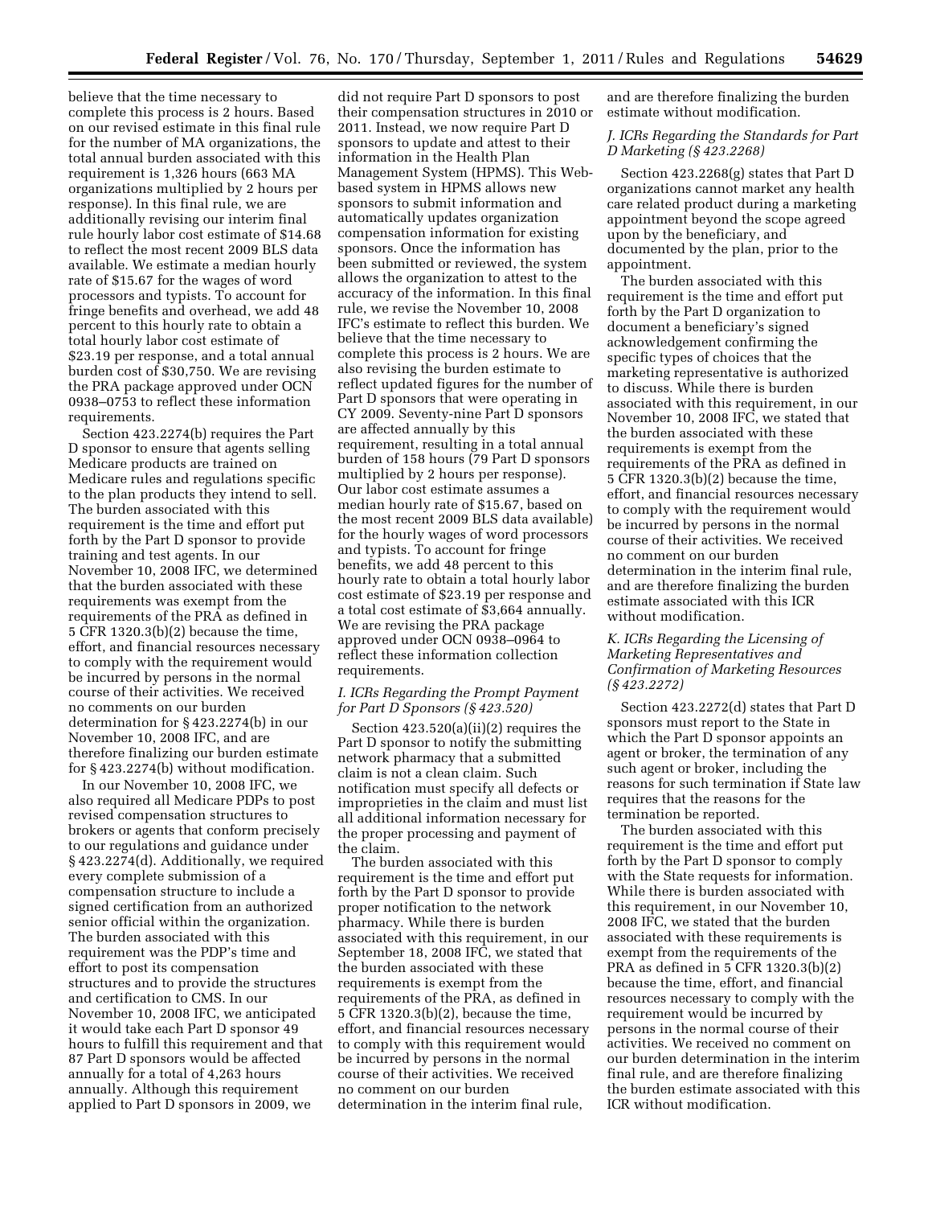believe that the time necessary to complete this process is 2 hours. Based on our revised estimate in this final rule for the number of MA organizations, the total annual burden associated with this requirement is 1,326 hours (663 MA organizations multiplied by 2 hours per response). In this final rule, we are additionally revising our interim final rule hourly labor cost estimate of $14.68 to reflect the most recent 2009 BLS data available. We estimate a median hourly rate of $15.67 for the wages of word processors and typists. To account for fringe benefits and overhead, we add 48 percent to this hourly rate to obtain a total hourly labor cost estimate of $23.19 per response, and a total annual burden cost of $30,750. We are revising the PRA package approved under OCN 0938–0753 to reflect these information requirements.

Section 423.2274(b) requires the Part D sponsor to ensure that agents selling Medicare products are trained on Medicare rules and regulations specific to the plan products they intend to sell. The burden associated with this requirement is the time and effort put forth by the Part D sponsor to provide training and test agents. In our November 10, 2008 IFC, we determined that the burden associated with these requirements was exempt from the requirements of the PRA as defined in 5 CFR 1320.3(b)(2) because the time, effort, and financial resources necessary to comply with the requirement would be incurred by persons in the normal course of their activities. We received no comments on our burden determination for § 423.2274(b) in our November 10, 2008 IFC, and are therefore finalizing our burden estimate for § 423.2274(b) without modification.

In our November 10, 2008 IFC, we also required all Medicare PDPs to post revised compensation structures to brokers or agents that conform precisely to our regulations and guidance under § 423.2274(d). Additionally, we required every complete submission of a compensation structure to include a signed certification from an authorized senior official within the organization. The burden associated with this requirement was the PDP's time and effort to post its compensation structures and to provide the structures and certification to CMS. In our November 10, 2008 IFC, we anticipated it would take each Part D sponsor 49 hours to fulfill this requirement and that 87 Part D sponsors would be affected annually for a total of 4,263 hours annually. Although this requirement applied to Part D sponsors in 2009, we did not require Part D sponsors to post their compensation structures in 2010 or 2011. Instead, we now require Part D sponsors to update and attest to their information in the Health Plan Management System (HPMS). This Web-based system in HPMS allows new sponsors to submit information and automatically updates organization compensation information for existing sponsors. Once the information has been submitted or reviewed, the system allows the organization to attest to the accuracy of the information. In this final rule, we revise the November 10, 2008 IFC's estimate to reflect this burden. We believe that the time necessary to complete this process is 2 hours. We are also revising the burden estimate to reflect updated figures for the number of Part D sponsors that were operating in CY 2009. Seventy-nine Part D sponsors are affected annually by this requirement, resulting in a total annual burden of 158 hours (79 Part D sponsors multiplied by 2 hours per response). Our labor cost estimate assumes a median hourly rate of $15.67, based on the most recent 2009 BLS data available) for the hourly wages of word processors and typists. To account for fringe benefits, we add 48 percent to this hourly rate to obtain a total hourly labor cost estimate of $23.19 per response and a total cost estimate of $3,664 annually. We are revising the PRA package approved under OCN 0938–0964 to reflect these information collection requirements.

### *I. ICRs Regarding the Prompt Payment for Part D Sponsors (§ 423.520)*

Section 423.520(a)(ii)(2) requires the Part D sponsor to notify the submitting network pharmacy that a submitted claim is not a clean claim. Such notification must specify all defects or improprieties in the claim and must list all additional information necessary for the proper processing and payment of the claim.

The burden associated with this requirement is the time and effort put forth by the Part D sponsor to provide proper notification to the network pharmacy. While there is burden associated with this requirement, in our September 18, 2008 IFC, we stated that the burden associated with these requirements is exempt from the requirements of the PRA, as defined in 5 CFR 1320.3(b)(2), because the time, effort, and financial resources necessary to comply with this requirement would be incurred by persons in the normal course of their activities. We received no comment on our burden determination in the interim final rule, and are therefore finalizing the burden estimate without modification.

### *J. ICRs Regarding the Standards for Part D Marketing (§ 423.2268)*

Section 423.2268(g) states that Part D organizations cannot market any health care related product during a marketing appointment beyond the scope agreed upon by the beneficiary, and documented by the plan, prior to the appointment.

The burden associated with this requirement is the time and effort put forth by the Part D organization to document a beneficiary's signed acknowledgement confirming the specific types of choices that the marketing representative is authorized to discuss. While there is burden associated with this requirement, in our November 10, 2008 IFC, we stated that the burden associated with these requirements is exempt from the requirements of the PRA as defined in 5 CFR 1320.3(b)(2) because the time, effort, and financial resources necessary to comply with the requirement would be incurred by persons in the normal course of their activities. We received no comment on our burden determination in the interim final rule, and are therefore finalizing the burden estimate associated with this ICR without modification.

### *K. ICRs Regarding the Licensing of Marketing Representatives and Confirmation of Marketing Resources (§ 423.2272)*

Section 423.2272(d) states that Part D sponsors must report to the State in which the Part D sponsor appoints an agent or broker, the termination of any such agent or broker, including the reasons for such termination if State law requires that the reasons for the termination be reported.

The burden associated with this requirement is the time and effort put forth by the Part D sponsor to comply with the State requests for information. While there is burden associated with this requirement, in our November 10, 2008 IFC, we stated that the burden associated with these requirements is exempt from the requirements of the PRA as defined in 5 CFR 1320.3(b)(2) because the time, effort, and financial resources necessary to comply with the requirement would be incurred by persons in the normal course of their activities. We received no comment on our burden determination in the interim final rule, and are therefore finalizing the burden estimate associated with this ICR without modification.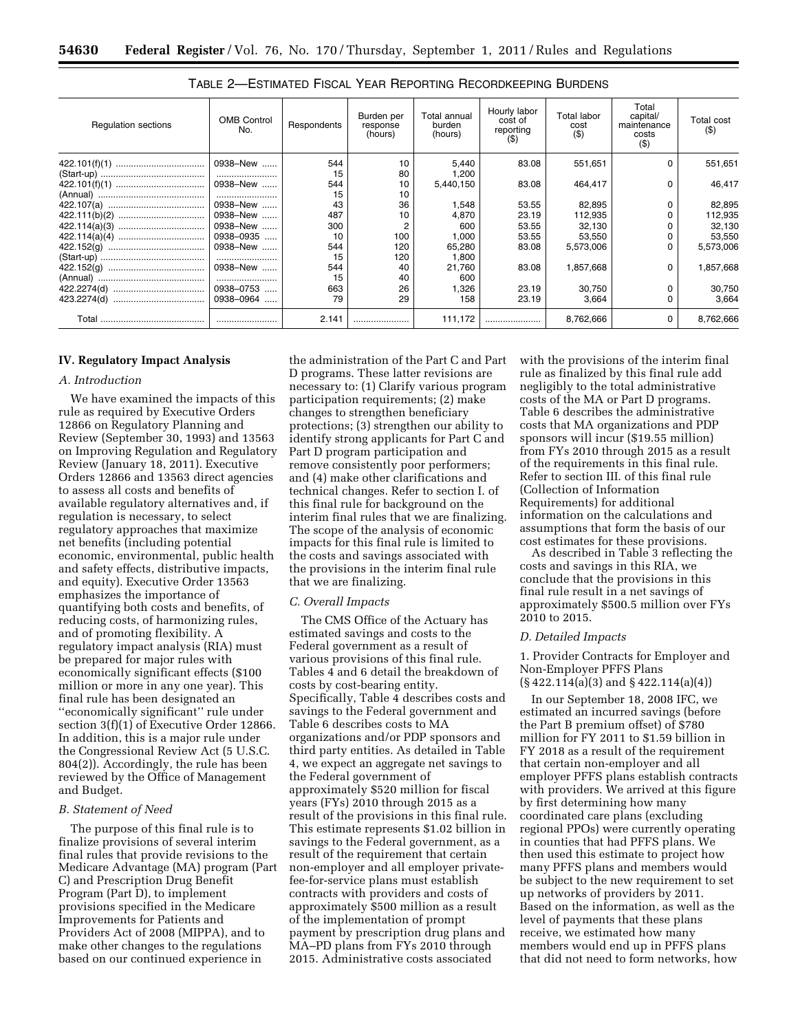TABLE 2—ESTIMATED FISCAL YEAR REPORTING RECORDKEEPING BURDENS

| Regulation sections | OMB Control No. | Respondents | Burden per response (hours) | Total annual burden (hours) | Hourly labor cost of reporting ($) | Total labor cost ($) | Total capital/ maintenance costs ($) | Total cost ($) |
|---|---|---|---|---|---|---|---|---|
| 422.101(f)(1) | 0938–New | 544 | 10 | 5,440 | 83.08 | 551,651 | 0 | 551,651 |
| (Start-up) | | 15 | 80 | 1,200 | | | | |
| 422.101(f)(1) | 0938–New | 544 | 10 | 5,440,150 | 83.08 | 464,417 | 0 | 46,417 |
| (Annual) | | 15 | 10 | | | | | |
| 422.107(a) | 0938–New | 43 | 36 | 1,548 | 53.55 | 82,895 | 0 | 82,895 |
| 422.111(b)(2) | 0938–New | 487 | 10 | 4,870 | 23.19 | 112,935 | 0 | 112,935 |
| 422.114(a)(3) | 0938–New | 300 | 2 | 600 | 53.55 | 32,130 | 0 | 32,130 |
| 422.114(a)(4) | 0938–0935 | 10 | 100 | 1,000 | 53.55 | 53,550 | 0 | 53,550 |
| 422.152(g) | 0938–New | 544 | 120 | 65,280 | 83.08 | 5,573,006 | 0 | 5,573,006 |
| (Start-up) | | 15 | 120 | 1,800 | | | | |
| 422.152(g) | 0938–New | 544 | 40 | 21,760 | 83.08 | 1,857,668 | 0 | 1,857,668 |
| (Annual) | | 15 | 40 | 600 | | | | |
| 422.2274(d) | 0938–0753 | 663 | 26 | 1,326 | 23.19 | 30,750 | 0 | 30,750 |
| 423.2274(d) | 0938–0964 | 79 | 29 | 158 | 23.19 | 3,664 | 0 | 3,664 |
| Total | | 2.141 | | 111,172 | | 8,762,666 | 0 | 8,762,666 |

## IV. Regulatory Impact Analysis

### A. Introduction

We have examined the impacts of this rule as required by Executive Orders 12866 on Regulatory Planning and Review (September 30, 1993) and 13563 on Improving Regulation and Regulatory Review (January 18, 2011). Executive Orders 12866 and 13563 direct agencies to assess all costs and benefits of available regulatory alternatives and, if regulation is necessary, to select regulatory approaches that maximize net benefits (including potential economic, environmental, public health and safety effects, distributive impacts, and equity). Executive Order 13563 emphasizes the importance of quantifying both costs and benefits, of reducing costs, of harmonizing rules, and of promoting flexibility. A regulatory impact analysis (RIA) must be prepared for major rules with economically significant effects ($100 million or more in any one year). This final rule has been designated an ''economically significant'' rule under section 3(f)(1) of Executive Order 12866. In addition, this is a major rule under the Congressional Review Act (5 U.S.C. 804(2)). Accordingly, the rule has been reviewed by the Office of Management and Budget.

### B. Statement of Need

The purpose of this final rule is to finalize provisions of several interim final rules that provide revisions to the Medicare Advantage (MA) program (Part C) and Prescription Drug Benefit Program (Part D), to implement provisions specified in the Medicare Improvements for Patients and Providers Act of 2008 (MIPPA), and to make other changes to the regulations based on our continued experience in the administration of the Part C and Part D programs. These latter revisions are necessary to: (1) Clarify various program participation requirements; (2) make changes to strengthen beneficiary protections; (3) strengthen our ability to identify strong applicants for Part C and Part D program participation and remove consistently poor performers; and (4) make other clarifications and technical changes. Refer to section I. of this final rule for background on the interim final rules that we are finalizing. The scope of the analysis of economic impacts for this final rule is limited to the costs and savings associated with the provisions in the interim final rule that we are finalizing.

### C. Overall Impacts

The CMS Office of the Actuary has estimated savings and costs to the Federal government as a result of various provisions of this final rule. Tables 4 and 6 detail the breakdown of costs by cost-bearing entity. Specifically, Table 4 describes costs and savings to the Federal government and Table 6 describes costs to MA organizations and/or PDP sponsors and third party entities. As detailed in Table 4, we expect an aggregate net savings to the Federal government of approximately $520 million for fiscal years (FYs) 2010 through 2015 as a result of the provisions in this final rule. This estimate represents $1.02 billion in savings to the Federal government, as a result of the requirement that certain non-employer and all employer private-fee-for-service plans must establish contracts with providers and costs of approximately $500 million as a result of the implementation of prompt payment by prescription drug plans and MA–PD plans from FYs 2010 through 2015. Administrative costs associated with the provisions of the interim final rule as finalized by this final rule add negligibly to the total administrative costs of the MA or Part D programs. Table 6 describes the administrative costs that MA organizations and PDP sponsors will incur ($19.55 million) from FYs 2010 through 2015 as a result of the requirements in this final rule. Refer to section III. of this final rule (Collection of Information Requirements) for additional information on the calculations and assumptions that form the basis of our cost estimates for these provisions.

As described in Table 3 reflecting the costs and savings in this RIA, we conclude that the provisions in this final rule result in a net savings of approximately $500.5 million over FYs 2010 to 2015.

### D. Detailed Impacts

1. Provider Contracts for Employer and Non-Employer PFFS Plans (§ 422.114(a)(3) and § 422.114(a)(4))

In our September 18, 2008 IFC, we estimated an incurred savings (before the Part B premium offset) of $780 million for FY 2011 to $1.59 billion in FY 2018 as a result of the requirement that certain non-employer and all employer PFFS plans establish contracts with providers. We arrived at this figure by first determining how many coordinated care plans (excluding regional PPOs) were currently operating in counties that had PFFS plans. We then used this estimate to project how many PFFS plans and members would be subject to the new requirement to set up networks of providers by 2011. Based on the information, as well as the level of payments that these plans receive, we estimated how many members would end up in PFFS plans that did not need to form networks, how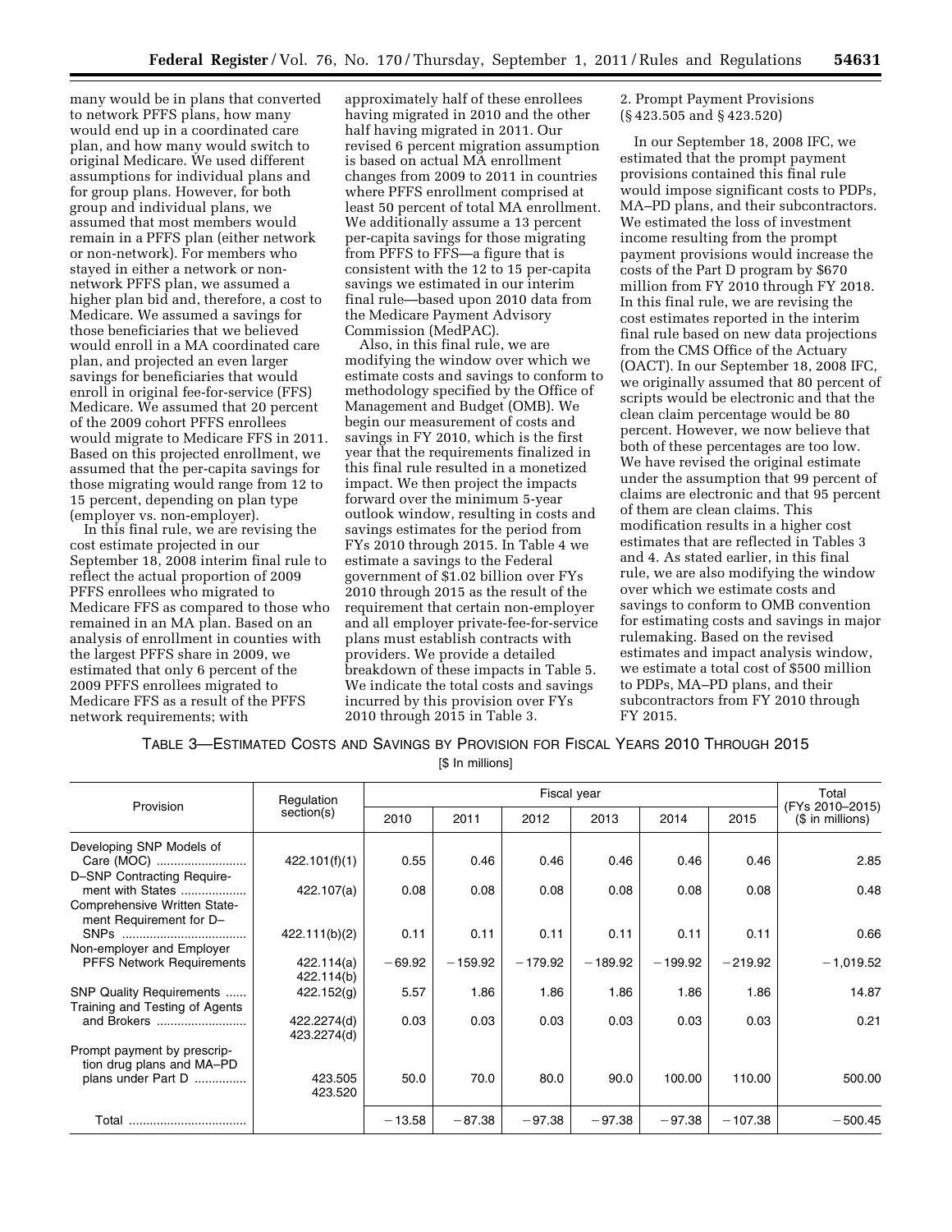many would be in plans that converted to network PFFS plans, how many would end up in a coordinated care plan, and how many would switch to original Medicare. We used different assumptions for individual plans and for group plans. However, for both group and individual plans, we assumed that most members would remain in a PFFS plan (either network or non-network). For members who stayed in either a network or non-network PFFS plan, we assumed a higher plan bid and, therefore, a cost to Medicare. We assumed a savings for those beneficiaries that we believed would enroll in a MA coordinated care plan, and projected an even larger savings for beneficiaries that would enroll in original fee-for-service (FFS) Medicare. We assumed that 20 percent of the 2009 cohort PFFS enrollees would migrate to Medicare FFS in 2011. Based on this projected enrollment, we assumed that the per-capita savings for those migrating would range from 12 to 15 percent, depending on plan type (employer vs. non-employer).

In this final rule, we are revising the cost estimate projected in our September 18, 2008 interim final rule to reflect the actual proportion of 2009 PFFS enrollees who migrated to Medicare FFS as compared to those who remained in an MA plan. Based on an analysis of enrollment in counties with the largest PFFS share in 2009, we estimated that only 6 percent of the 2009 PFFS enrollees migrated to Medicare FFS as a result of the PFFS network requirements; with approximately half of these enrollees having migrated in 2010 and the other half having migrated in 2011. Our revised 6 percent migration assumption is based on actual MA enrollment changes from 2009 to 2011 in countries where PFFS enrollment comprised at least 50 percent of total MA enrollment. We additionally assume a 13 percent per-capita savings for those migrating from PFFS to FFS—a figure that is consistent with the 12 to 15 per-capita savings we estimated in our interim final rule—based upon 2010 data from the Medicare Payment Advisory Commission (MedPAC).

Also, in this final rule, we are modifying the window over which we estimate costs and savings to conform to methodology specified by the Office of Management and Budget (OMB). We begin our measurement of costs and savings in FY 2010, which is the first year that the requirements finalized in this final rule resulted in a monetized impact. We then project the impacts forward over the minimum 5-year outlook window, resulting in costs and savings estimates for the period from FYs 2010 through 2015. In Table 4 we estimate a savings to the Federal government of $1.02 billion over FYs 2010 through 2015 as the result of the requirement that certain non-employer and all employer private-fee-for-service plans must establish contracts with providers. We provide a detailed breakdown of these impacts in Table 5. We indicate the total costs and savings incurred by this provision over FYs 2010 through 2015 in Table 3.

2. Prompt Payment Provisions (§ 423.505 and § 423.520)

In our September 18, 2008 IFC, we estimated that the prompt payment provisions contained this final rule would impose significant costs to PDPs, MA–PD plans, and their subcontractors. We estimated the loss of investment income resulting from the prompt payment provisions would increase the costs of the Part D program by $670 million from FY 2010 through FY 2018. In this final rule, we are revising the cost estimates reported in the interim final rule based on new data projections from the CMS Office of the Actuary (OACT). In our September 18, 2008 IFC, we originally assumed that 80 percent of scripts would be electronic and that the clean claim percentage would be 80 percent. However, we now believe that both of these percentages are too low. We have revised the original estimate under the assumption that 99 percent of claims are electronic and that 95 percent of them are clean claims. This modification results in a higher cost estimates that are reflected in Tables 3 and 4. As stated earlier, in this final rule, we are also modifying the window over which we estimate costs and savings to conform to OMB convention for estimating costs and savings in major rulemaking. Based on the revised estimates and impact analysis window, we estimate a total cost of $500 million to PDPs, MA–PD plans, and their subcontractors from FY 2010 through FY 2015.

TABLE 3—ESTIMATED COSTS AND SAVINGS BY PROVISION FOR FISCAL YEARS 2010 THROUGH 2015

[$ In millions]

| Provision | Regulation section(s) | Fiscal year | | | | | | Total (FYs 2010–2015) ($ in millions) |
|---|---|---|---|---|---|---|---|---|
| | | 2010 | 2011 | 2012 | 2013 | 2014 | 2015 | |
| Developing SNP Models of Care (MOC) | 422.101(f)(1) | 0.55 | 0.46 | 0.46 | 0.46 | 0.46 | 0.46 | 2.85 |
| D–SNP Contracting Requirement with States | 422.107(a) | 0.08 | 0.08 | 0.08 | 0.08 | 0.08 | 0.08 | 0.48 |
| Comprehensive Written Statement Requirement for D–SNPs | 422.111(b)(2) | 0.11 | 0.11 | 0.11 | 0.11 | 0.11 | 0.11 | 0.66 |
| Non-employer and Employer PFFS Network Requirements | 422.114(a) 422.114(b) | −69.92 | −159.92 | −179.92 | −189.92 | −199.92 | −219.92 | −1,019.52 |
| SNP Quality Requirements | 422.152(g) | 5.57 | 1.86 | 1.86 | 1.86 | 1.86 | 1.86 | 14.87 |
| Training and Testing of Agents and Brokers | 422.2274(d) 423.2274(d) | 0.03 | 0.03 | 0.03 | 0.03 | 0.03 | 0.03 | 0.21 |
| Prompt payment by prescription drug plans and MA–PD plans under Part D | 423.505 423.520 | 50.0 | 70.0 | 80.0 | 90.0 | 100.00 | 110.00 | 500.00 |
| Total | | −13.58 | −87.38 | −97.38 | −97.38 | −97.38 | −107.38 | −500.45 |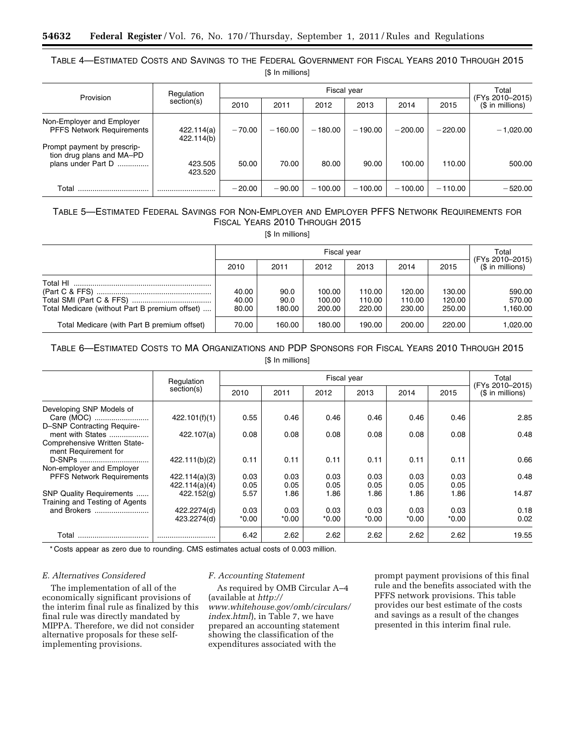TABLE 4—ESTIMATED COSTS AND SAVINGS TO THE FEDERAL GOVERNMENT FOR FISCAL YEARS 2010 THROUGH 2015

[$ In millions]

| Provision | Regulation section(s) | Fiscal year | | | | | | Total (FYs 2010–2015) ($ in millions) |
|---|---|---|---|---|---|---|---|---|
| | | 2010 | 2011 | 2012 | 2013 | 2014 | 2015 | |
| Non-Employer and Employer PFFS Network Requirements | 422.114(a) 422.114(b) | −70.00 | −160.00 | −180.00 | −190.00 | −200.00 | −220.00 | −1,020.00 |
| Prompt payment by prescription drug plans and MA–PD plans under Part D | 423.505 423.520 | 50.00 | 70.00 | 80.00 | 90.00 | 100.00 | 110.00 | 500.00 |
| Total | | −20.00 | −90.00 | −100.00 | −100.00 | −100.00 | −110.00 | −520.00 |

TABLE 5—ESTIMATED FEDERAL SAVINGS FOR NON-EMPLOYER AND EMPLOYER PFFS NETWORK REQUIREMENTS FOR FISCAL YEARS 2010 THROUGH 2015

[$ In millions]

| | Fiscal year | | | | | | Total (FYs 2010–2015) ($ in millions) |
|---|---|---|---|---|---|---|---|
| | 2010 | 2011 | 2012 | 2013 | 2014 | 2015 | |
| Total HI (Part C & FFS) | 40.00 | 90.0 | 100.00 | 110.00 | 120.00 | 130.00 | 590.00 |
| Total SMI (Part C & FFS) | 40.00 | 90.0 | 100.00 | 110.00 | 110.00 | 120.00 | 570.00 |
| Total Medicare (without Part B premium offset) | 80.00 | 180.00 | 200.00 | 220.00 | 230.00 | 250.00 | 1,160.00 |
| Total Medicare (with Part B premium offset) | 70.00 | 160.00 | 180.00 | 190.00 | 200.00 | 220.00 | 1,020.00 |

TABLE 6—ESTIMATED COSTS TO MA ORGANIZATIONS AND PDP SPONSORS FOR FISCAL YEARS 2010 THROUGH 2015

[$ In millions]

| | Regulation section(s) | Fiscal year | | | | | | Total (FYs 2010–2015) ($ in millions) |
|---|---|---|---|---|---|---|---|---|
| | | 2010 | 2011 | 2012 | 2013 | 2014 | 2015 | |
| Developing SNP Models of Care (MOC) | 422.101(f)(1) | 0.55 | 0.46 | 0.46 | 0.46 | 0.46 | 0.46 | 2.85 |
| D–SNP Contracting Requirement with States | 422.107(a) | 0.08 | 0.08 | 0.08 | 0.08 | 0.08 | 0.08 | 0.48 |
| Comprehensive Written Statement Requirement for D-SNPs | 422.111(b)(2) | 0.11 | 0.11 | 0.11 | 0.11 | 0.11 | 0.11 | 0.66 |
| Non-employer and Employer PFFS Network Requirements | 422.114(a)(3) | 0.03 | 0.03 | 0.03 | 0.03 | 0.03 | 0.03 | 0.48 |
| | 422.114(a)(4) | 0.05 | 0.05 | 0.05 | 0.05 | 0.05 | 0.05 | |
| SNP Quality Requirements | 422.152(g) | 5.57 | 1.86 | 1.86 | 1.86 | 1.86 | 1.86 | 14.87 |
| Training and Testing of Agents and Brokers | 422.2274(d) | 0.03 | 0.03 | 0.03 | 0.03 | 0.03 | 0.03 | 0.18 |
| | 423.2274(d) | *0.00 | *0.00 | *0.00 | *0.00 | *0.00 | *0.00 | 0.02 |
| Total | | 6.42 | 2.62 | 2.62 | 2.62 | 2.62 | 2.62 | 19.55 |

\* Costs appear as zero due to rounding. CMS estimates actual costs of 0.003 million.

### *E. Alternatives Considered*

The implementation of all of the economically significant provisions of the interim final rule as finalized by this final rule was directly mandated by MIPPA. Therefore, we did not consider alternative proposals for these self-implementing provisions.

### *F. Accounting Statement*

As required by OMB Circular A–4 (available at *http://www.whitehouse.gov/omb/circulars/index.html*), in Table 7, we have prepared an accounting statement showing the classification of the expenditures associated with the prompt payment provisions of this final rule and the benefits associated with the PFFS network provisions. This table provides our best estimate of the costs and savings as a result of the changes presented in this interim final rule.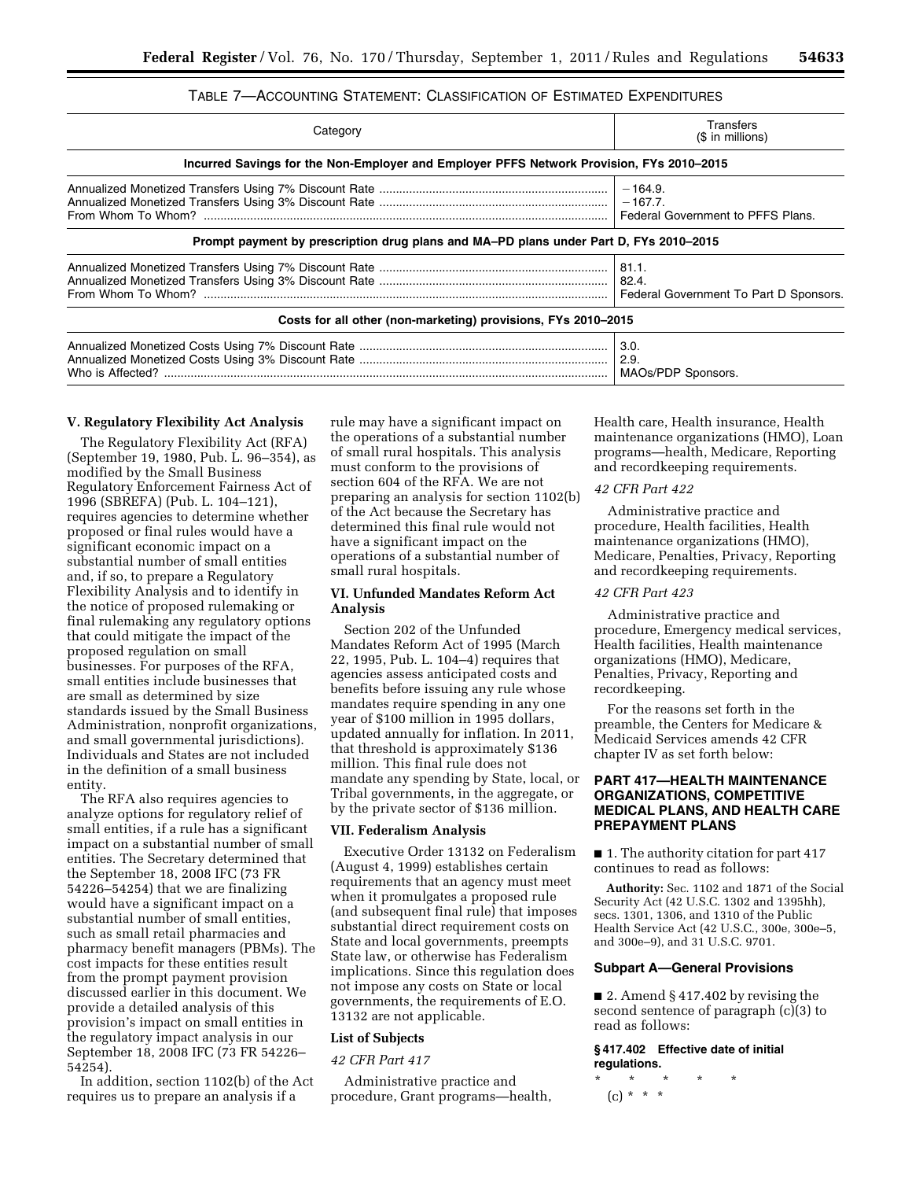### TABLE 7—ACCOUNTING STATEMENT: CLASSIFICATION OF ESTIMATED EXPENDITURES

| Category | Transfers ($ in millions) |
|---|---|
| **Incurred Savings for the Non-Employer and Employer PFFS Network Provision, FYs 2010–2015** | |
| Annualized Monetized Transfers Using 7% Discount Rate | −164.9. |
| Annualized Monetized Transfers Using 3% Discount Rate | −167.7. |
| From Whom To Whom? | Federal Government to PFFS Plans. |
| **Prompt payment by prescription drug plans and MA–PD plans under Part D, FYs 2010–2015** | |
| Annualized Monetized Transfers Using 7% Discount Rate | 81.1. |
| Annualized Monetized Transfers Using 3% Discount Rate | 82.4. |
| From Whom To Whom? | Federal Government To Part D Sponsors. |
| **Costs for all other (non-marketing) provisions, FYs 2010–2015** | |
| Annualized Monetized Costs Using 7% Discount Rate | 3.0. |
| Annualized Monetized Costs Using 3% Discount Rate | 2.9. |
| Who is Affected? | MAOs/PDP Sponsors. |

## V. Regulatory Flexibility Act Analysis

The Regulatory Flexibility Act (RFA) (September 19, 1980, Pub. L. 96–354), as modified by the Small Business Regulatory Enforcement Fairness Act of 1996 (SBREFA) (Pub. L. 104–121), requires agencies to determine whether proposed or final rules would have a significant economic impact on a substantial number of small entities and, if so, to prepare a Regulatory Flexibility Analysis and to identify in the notice of proposed rulemaking or final rulemaking any regulatory options that could mitigate the impact of the proposed regulation on small businesses. For purposes of the RFA, small entities include businesses that are small as determined by size standards issued by the Small Business Administration, nonprofit organizations, and small governmental jurisdictions). Individuals and States are not included in the definition of a small business entity.

The RFA also requires agencies to analyze options for regulatory relief of small entities, if a rule has a significant impact on a substantial number of small entities. The Secretary determined that the September 18, 2008 IFC (73 FR 54226–54254) that we are finalizing would have a significant impact on a substantial number of small entities, such as small retail pharmacies and pharmacy benefit managers (PBMs). The cost impacts for these entities result from the prompt payment provision discussed earlier in this document. We provide a detailed analysis of this provision's impact on small entities in the regulatory impact analysis in our September 18, 2008 IFC (73 FR 54226–54254).

In addition, section 1102(b) of the Act requires us to prepare an analysis if a rule may have a significant impact on the operations of a substantial number of small rural hospitals. This analysis must conform to the provisions of section 604 of the RFA. We are not preparing an analysis for section 1102(b) of the Act because the Secretary has determined this final rule would not have a significant impact on the operations of a substantial number of small rural hospitals.

## VI. Unfunded Mandates Reform Act Analysis

Section 202 of the Unfunded Mandates Reform Act of 1995 (March 22, 1995, Pub. L. 104–4) requires that agencies assess anticipated costs and benefits before issuing any rule whose mandates require spending in any one year of $100 million in 1995 dollars, updated annually for inflation. In 2011, that threshold is approximately $136 million. This final rule does not mandate any spending by State, local, or Tribal governments, in the aggregate, or by the private sector of $136 million.

## VII. Federalism Analysis

Executive Order 13132 on Federalism (August 4, 1999) establishes certain requirements that an agency must meet when it promulgates a proposed rule (and subsequent final rule) that imposes substantial direct requirement costs on State and local governments, preempts State law, or otherwise has Federalism implications. Since this regulation does not impose any costs on State or local governments, the requirements of E.O. 13132 are not applicable.

## List of Subjects

*42 CFR Part 417*

Administrative practice and procedure, Grant programs—health, Health care, Health insurance, Health maintenance organizations (HMO), Loan programs—health, Medicare, Reporting and recordkeeping requirements.

*42 CFR Part 422*

Administrative practice and procedure, Health facilities, Health maintenance organizations (HMO), Medicare, Penalties, Privacy, Reporting and recordkeeping requirements.

*42 CFR Part 423*

Administrative practice and procedure, Emergency medical services, Health facilities, Health maintenance organizations (HMO), Medicare, Penalties, Privacy, Reporting and recordkeeping.

For the reasons set forth in the preamble, the Centers for Medicare & Medicaid Services amends 42 CFR chapter IV as set forth below:

## PART 417—HEALTH MAINTENANCE ORGANIZATIONS, COMPETITIVE MEDICAL PLANS, AND HEALTH CARE PREPAYMENT PLANS

■ 1. The authority citation for part 417 continues to read as follows:

**Authority:** Sec. 1102 and 1871 of the Social Security Act (42 U.S.C. 1302 and 1395hh), secs. 1301, 1306, and 1310 of the Public Health Service Act (42 U.S.C., 300e, 300e–5, and 300e–9), and 31 U.S.C. 9701.

### Subpart A—General Provisions

■ 2. Amend § 417.402 by revising the second sentence of paragraph (c)(3) to read as follows:

**§ 417.402 Effective date of initial regulations.**

\* \* \* \* \*

(c) \* \* \*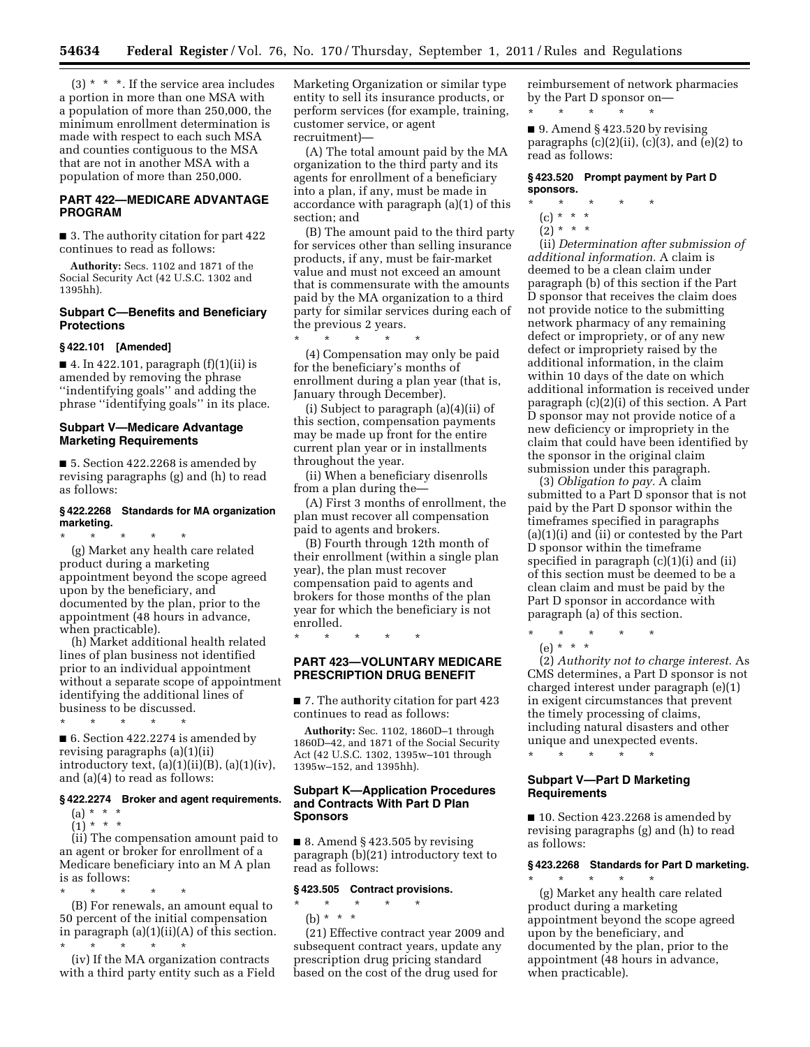(3) * * *. If the service area includes a portion in more than one MSA with a population of more than 250,000, the minimum enrollment determination is made with respect to each such MSA and counties contiguous to the MSA that are not in another MSA with a population of more than 250,000.

## PART 422—MEDICARE ADVANTAGE PROGRAM

■ 3. The authority citation for part 422 continues to read as follows:

**Authority:** Secs. 1102 and 1871 of the Social Security Act (42 U.S.C. 1302 and 1395hh).

### Subpart C—Benefits and Beneficiary Protections

#### § 422.101 [Amended]

■ 4. In 422.101, paragraph (f)(1)(ii) is amended by removing the phrase ''indentifying goals'' and adding the phrase ''identifying goals'' in its place.

### Subpart V—Medicare Advantage Marketing Requirements

■ 5. Section 422.2268 is amended by revising paragraphs (g) and (h) to read as follows:

#### § 422.2268 Standards for MA organization marketing.

\* \* \* \* \*

(g) Market any health care related product during a marketing appointment beyond the scope agreed upon by the beneficiary, and documented by the plan, prior to the appointment (48 hours in advance, when practicable).

(h) Market additional health related lines of plan business not identified prior to an individual appointment without a separate scope of appointment identifying the additional lines of business to be discussed.

\* \* \* \* \*

■ 6. Section 422.2274 is amended by revising paragraphs (a)(1)(ii) introductory text, (a)(1)(ii)(B), (a)(1)(iv), and (a)(4) to read as follows:

#### § 422.2274 Broker and agent requirements.

(a) * * *

(1) * * *

(ii) The compensation amount paid to an agent or broker for enrollment of a Medicare beneficiary into an M A plan is as follows:

\* \* \* \* \*

(B) For renewals, an amount equal to 50 percent of the initial compensation in paragraph (a)(1)(ii)(A) of this section.

\* \* \* \* \*

(iv) If the MA organization contracts with a third party entity such as a Field Marketing Organization or similar type entity to sell its insurance products, or perform services (for example, training, customer service, or agent recruitment)—

(A) The total amount paid by the MA organization to the third party and its agents for enrollment of a beneficiary into a plan, if any, must be made in accordance with paragraph (a)(1) of this section; and

(B) The amount paid to the third party for services other than selling insurance products, if any, must be fair-market value and must not exceed an amount that is commensurate with the amounts paid by the MA organization to a third party for similar services during each of the previous 2 years.

\* \* \* \* \*

(4) Compensation may only be paid for the beneficiary's months of enrollment during a plan year (that is, January through December).

(i) Subject to paragraph (a)(4)(ii) of this section, compensation payments may be made up front for the entire current plan year or in installments throughout the year.

(ii) When a beneficiary disenrolls from a plan during the—

(A) First 3 months of enrollment, the plan must recover all compensation paid to agents and brokers.

(B) Fourth through 12th month of their enrollment (within a single plan year), the plan must recover compensation paid to agents and brokers for those months of the plan year for which the beneficiary is not enrolled.

\* \* \* \* \*

## PART 423—VOLUNTARY MEDICARE PRESCRIPTION DRUG BENEFIT

■ 7. The authority citation for part 423 continues to read as follows:

**Authority:** Sec. 1102, 1860D–1 through 1860D–42, and 1871 of the Social Security Act (42 U.S.C. 1302, 1395w–101 through 1395w–152, and 1395hh).

### Subpart K—Application Procedures and Contracts With Part D Plan Sponsors

■ 8. Amend § 423.505 by revising paragraph (b)(21) introductory text to read as follows:

#### § 423.505 Contract provisions.

\* \* \* \* \*

(b) * * *

(21) Effective contract year 2009 and subsequent contract years, update any prescription drug pricing standard based on the cost of the drug used for reimbursement of network pharmacies by the Part D sponsor on—

\* \* \* \* \*

■ 9. Amend § 423.520 by revising paragraphs (c)(2)(ii), (c)(3), and (e)(2) to read as follows:

#### § 423.520 Prompt payment by Part D sponsors.

\* \* \* \* \*

(c) * * *

(2) * * *

(ii) *Determination after submission of additional information.* A claim is deemed to be a clean claim under paragraph (b) of this section if the Part D sponsor that receives the claim does not provide notice to the submitting network pharmacy of any remaining defect or impropriety, or of any new defect or impropriety raised by the additional information, in the claim within 10 days of the date on which additional information is received under paragraph (c)(2)(i) of this section. A Part D sponsor may not provide notice of a new deficiency or impropriety in the claim that could have been identified by the sponsor in the original claim submission under this paragraph.

(3) *Obligation to pay.* A claim submitted to a Part D sponsor that is not paid by the Part D sponsor within the timeframes specified in paragraphs (a)(1)(i) and (ii) or contested by the Part D sponsor within the timeframe specified in paragraph (c)(1)(i) and (ii) of this section must be deemed to be a clean claim and must be paid by the Part D sponsor in accordance with paragraph (a) of this section.

\* \* \* \* \*

(e) * * *

(2) *Authority not to charge interest.* As CMS determines, a Part D sponsor is not charged interest under paragraph (e)(1) in exigent circumstances that prevent the timely processing of claims, including natural disasters and other unique and unexpected events.

\* \* \* \* \*

### Subpart V—Part D Marketing Requirements

■ 10. Section 423.2268 is amended by revising paragraphs (g) and (h) to read as follows:

#### § 423.2268 Standards for Part D marketing.

\* \* \* \* \*

(g) Market any health care related product during a marketing appointment beyond the scope agreed upon by the beneficiary, and documented by the plan, prior to the appointment (48 hours in advance, when practicable).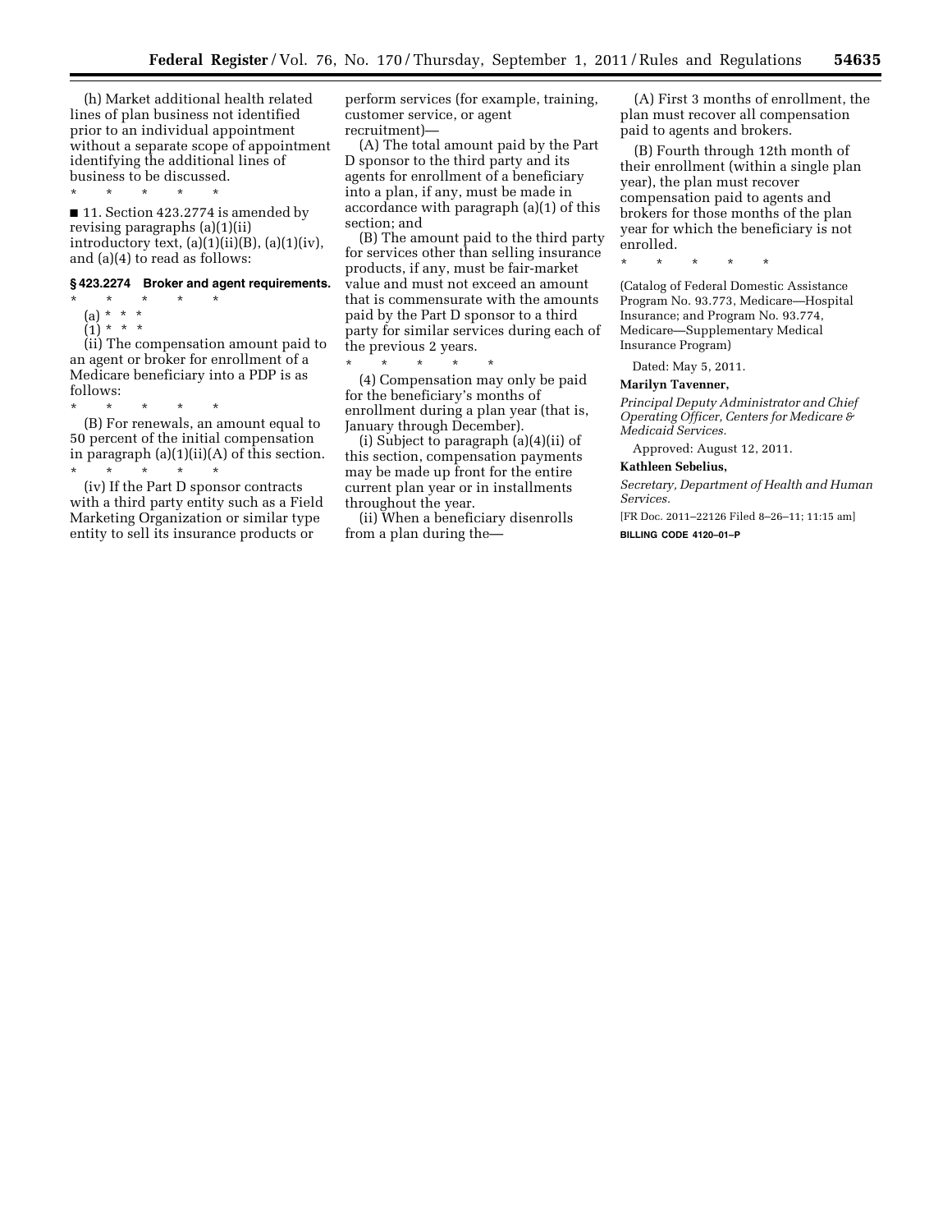(h) Market additional health related lines of plan business not identified prior to an individual appointment without a separate scope of appointment identifying the additional lines of business to be discussed.

\* \* \* \* \*

■ 11. Section 423.2774 is amended by revising paragraphs (a)(1)(ii) introductory text, (a)(1)(ii)(B), (a)(1)(iv), and (a)(4) to read as follows:

### § 423.2274 Broker and agent requirements.

\* \* \* \* \*

(a) \* \* \*

(1) \* \* \*

(ii) The compensation amount paid to an agent or broker for enrollment of a Medicare beneficiary into a PDP is as follows:

\* \* \* \* \*

(B) For renewals, an amount equal to 50 percent of the initial compensation in paragraph (a)(1)(ii)(A) of this section.

\* \* \* \* \*

(iv) If the Part D sponsor contracts with a third party entity such as a Field Marketing Organization or similar type entity to sell its insurance products or perform services (for example, training, customer service, or agent recruitment)—

(A) The total amount paid by the Part D sponsor to the third party and its agents for enrollment of a beneficiary into a plan, if any, must be made in accordance with paragraph (a)(1) of this section; and

(B) The amount paid to the third party for services other than selling insurance products, if any, must be fair-market value and must not exceed an amount that is commensurate with the amounts paid by the Part D sponsor to a third party for similar services during each of the previous 2 years.

\* \* \* \* \*

(4) Compensation may only be paid for the beneficiary's months of enrollment during a plan year (that is, January through December).

(i) Subject to paragraph (a)(4)(ii) of this section, compensation payments may be made up front for the entire current plan year or in installments throughout the year.

(ii) When a beneficiary disenrolls from a plan during the—

(A) First 3 months of enrollment, the plan must recover all compensation paid to agents and brokers.

(B) Fourth through 12th month of their enrollment (within a single plan year), the plan must recover compensation paid to agents and brokers for those months of the plan year for which the beneficiary is not enrolled.

\* \* \* \* \*

(Catalog of Federal Domestic Assistance Program No. 93.773, Medicare—Hospital Insurance; and Program No. 93.774, Medicare—Supplementary Medical Insurance Program)

Dated: May 5, 2011.

**Marilyn Tavenner,**

*Principal Deputy Administrator and Chief Operating Officer, Centers for Medicare & Medicaid Services.*

Approved: August 12, 2011.

**Kathleen Sebelius,**

*Secretary, Department of Health and Human Services.*

[FR Doc. 2011–22126 Filed 8–26–11; 11:15 am]

**BILLING CODE 4120–01–P**